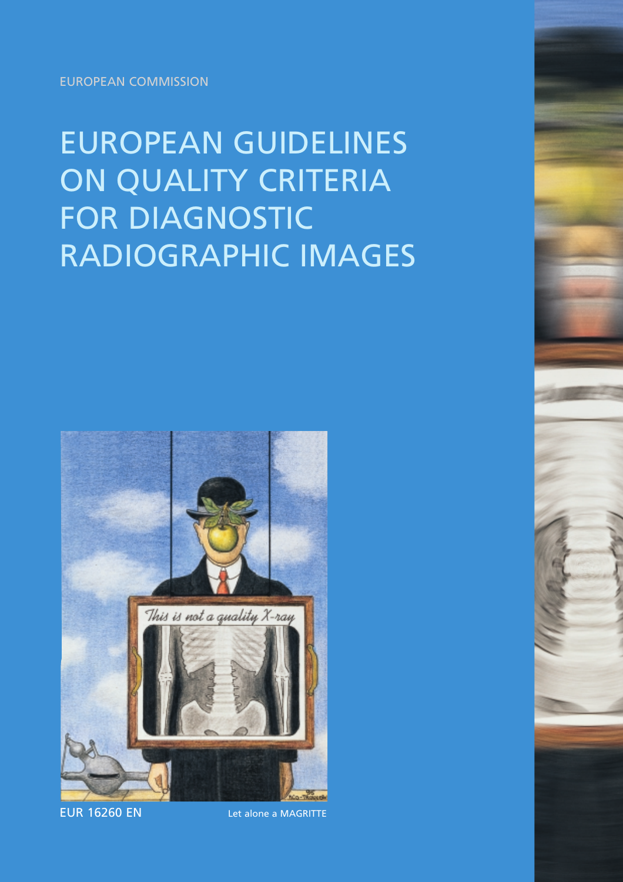EUROPEAN COMMISSION

# EUROPEAN GUIDELINES ON QUALITY CRITERIA FOR DIAGNOSTIC RADIOGRAPHIC IMAGES

EUR 16260 EN

Let alone a MAGRITTE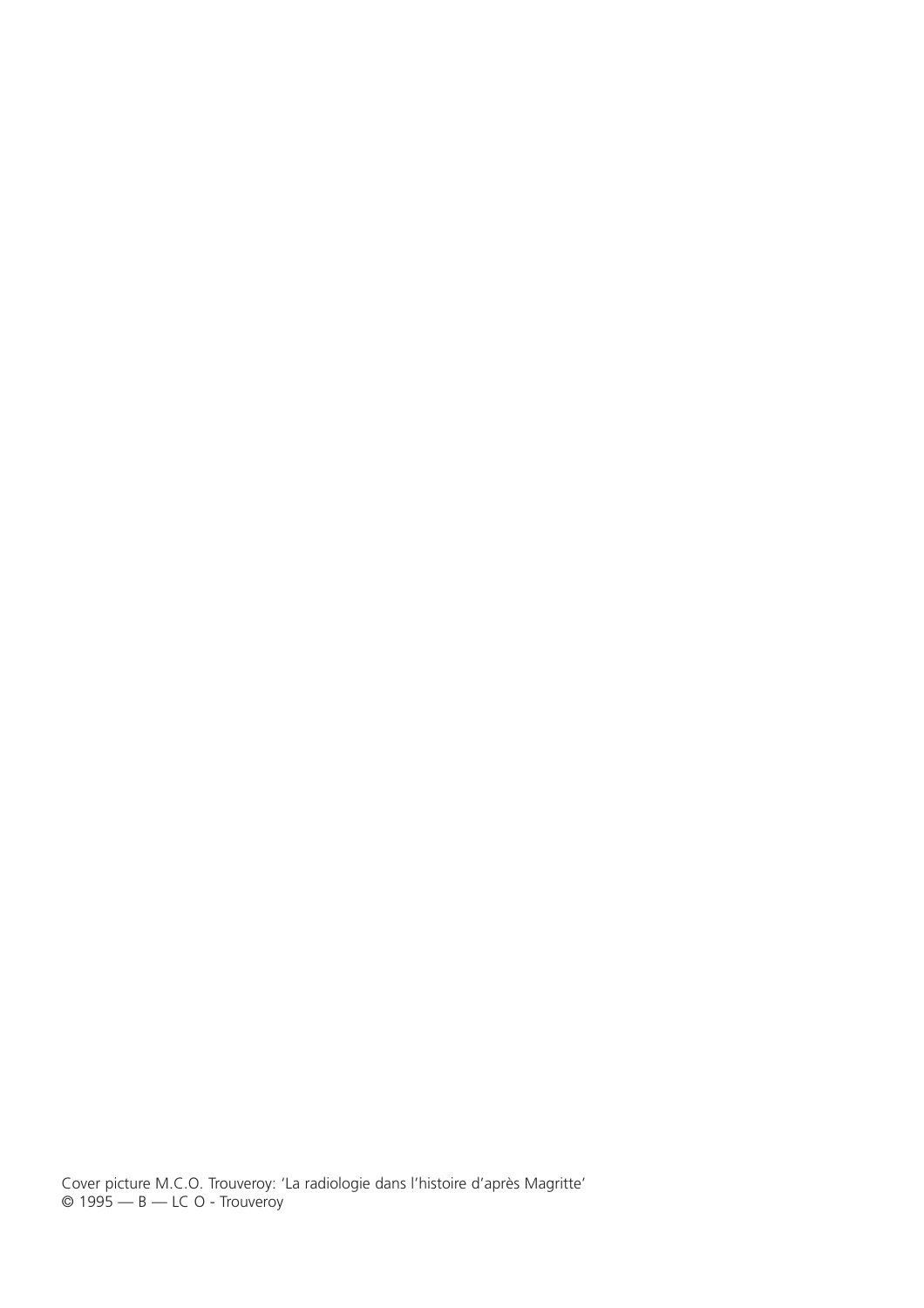Cover picture M.C.O. Trouveroy: 'La radiologie dans l'histoire d'après Magritte'
© 1995 — B — LC O - Trouveroy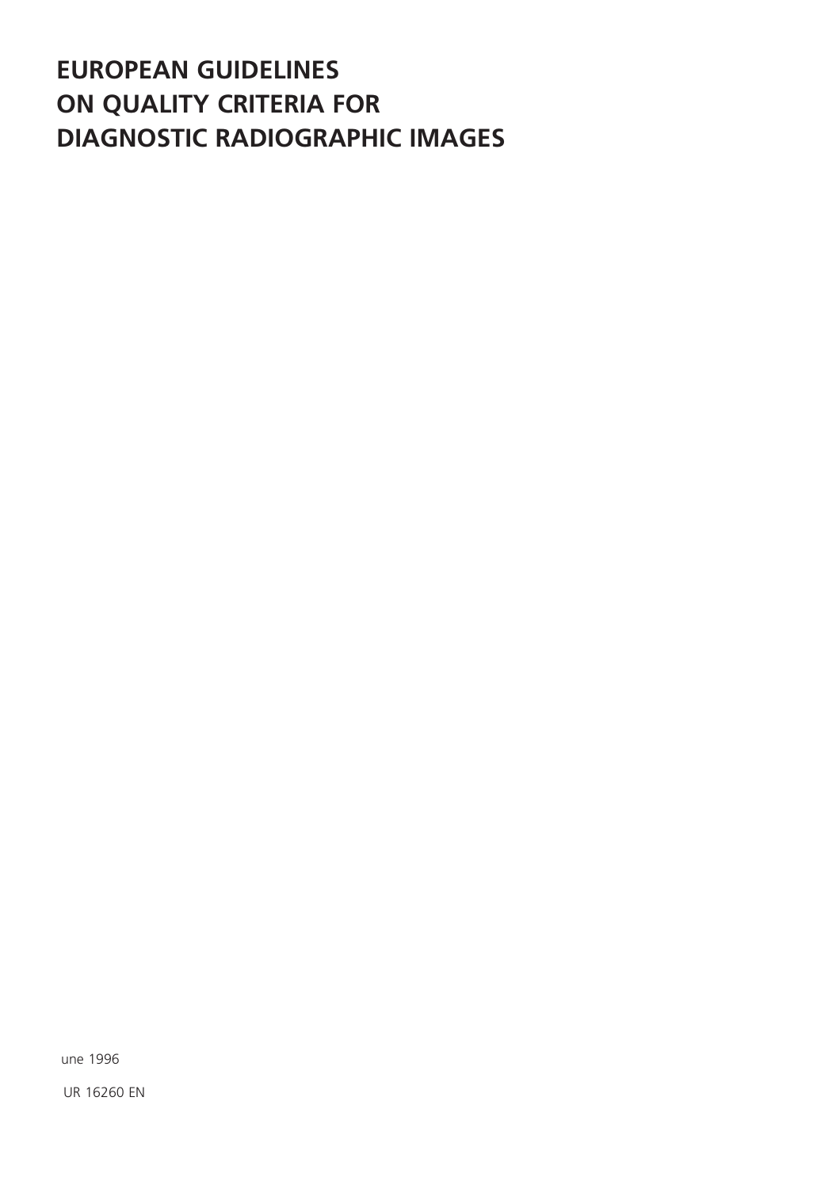# EUROPEAN GUIDELINES ON QUALITY CRITERIA FOR DIAGNOSTIC RADIOGRAPHIC IMAGES

une 1996

UR 16260 EN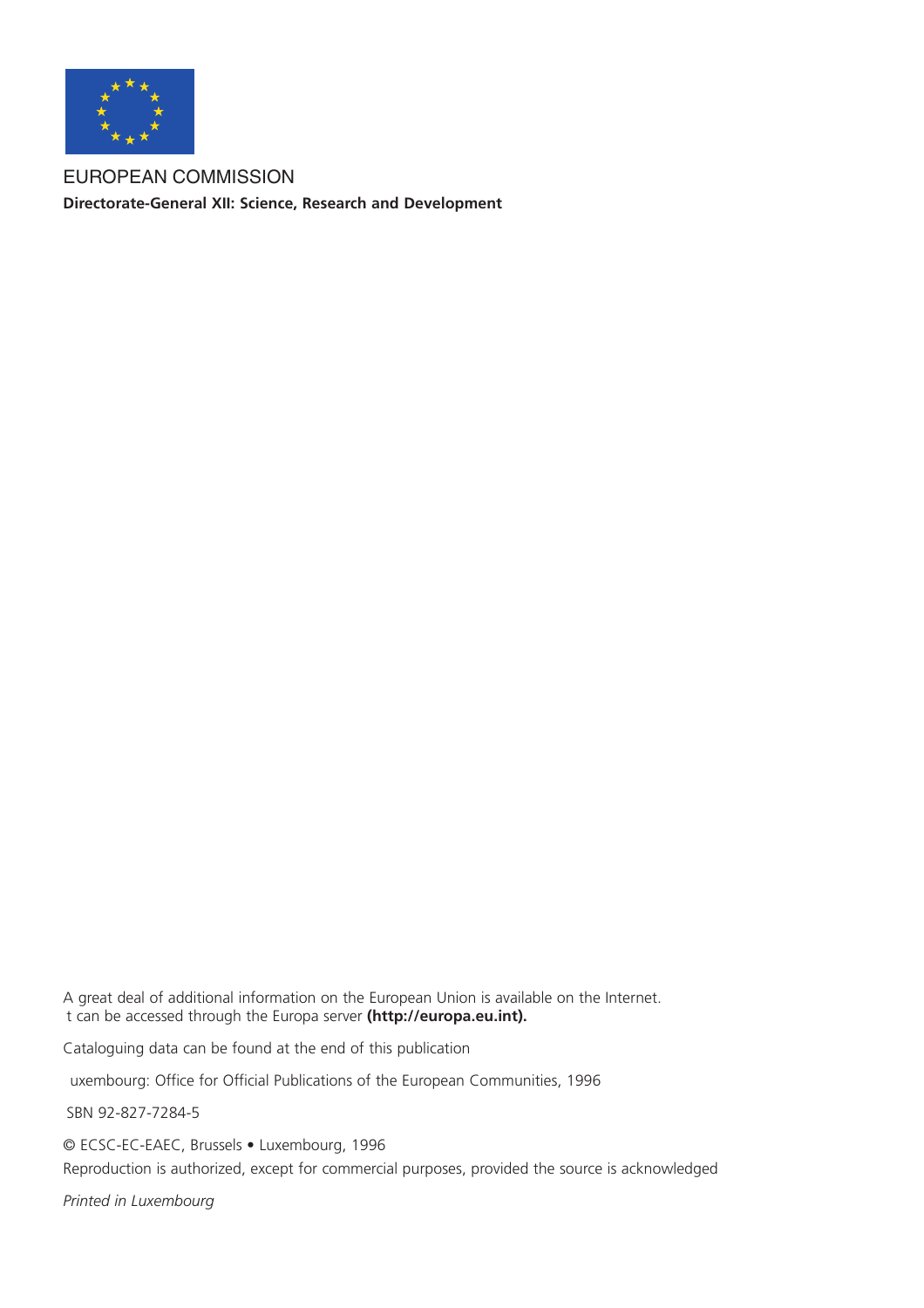EUROPEAN COMMISSION

**Directorate-General XII: Science, Research and Development**

A great deal of additional information on the European Union is available on the Internet.
t can be accessed through the Europa server **(http://europa.eu.int).**

Cataloguing data can be found at the end of this publication

uxembourg: Office for Official Publications of the European Communities, 1996

SBN 92-827-7284-5

© ECSC-EC-EAEC, Brussels • Luxembourg, 1996

Reproduction is authorized, except for commercial purposes, provided the source is acknowledged

*Printed in Luxembourg*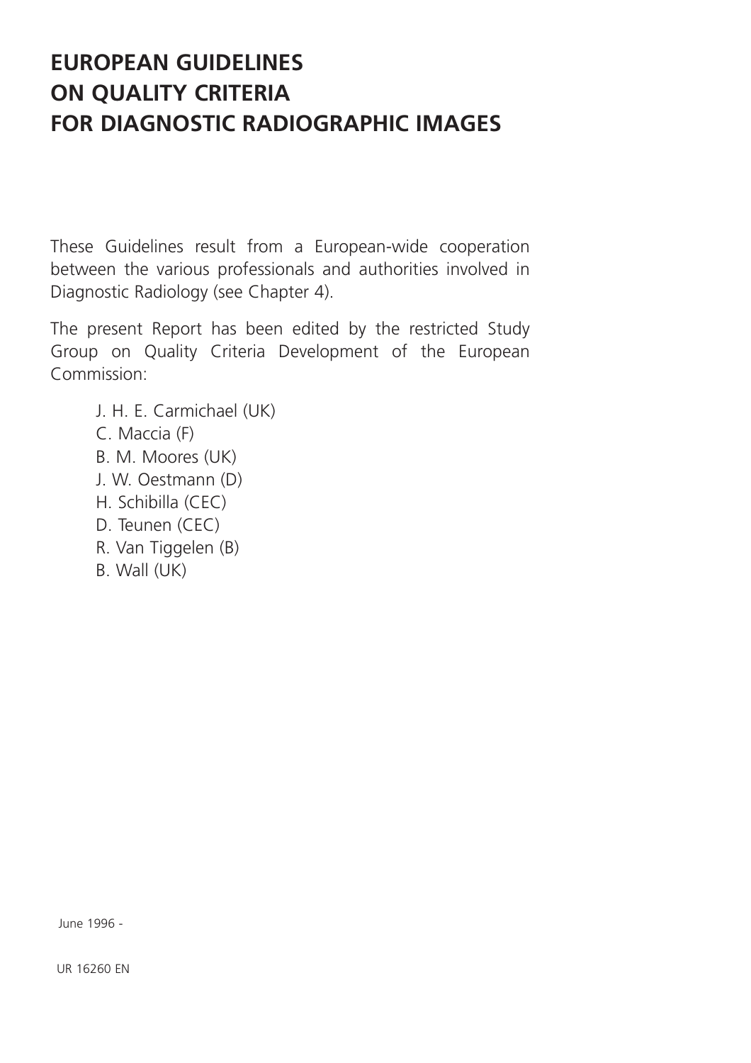# EUROPEAN GUIDELINES ON QUALITY CRITERIA FOR DIAGNOSTIC RADIOGRAPHIC IMAGES

These Guidelines result from a European-wide cooperation between the various professionals and authorities involved in Diagnostic Radiology (see Chapter 4).

The present Report has been edited by the restricted Study Group on Quality Criteria Development of the European Commission:

J. H. E. Carmichael (UK)
C. Maccia (F)
B. M. Moores (UK)
J. W. Oestmann (D)
H. Schibilla (CEC)
D. Teunen (CEC)
R. Van Tiggelen (B)
B. Wall (UK)

June 1996 -

UR 16260 EN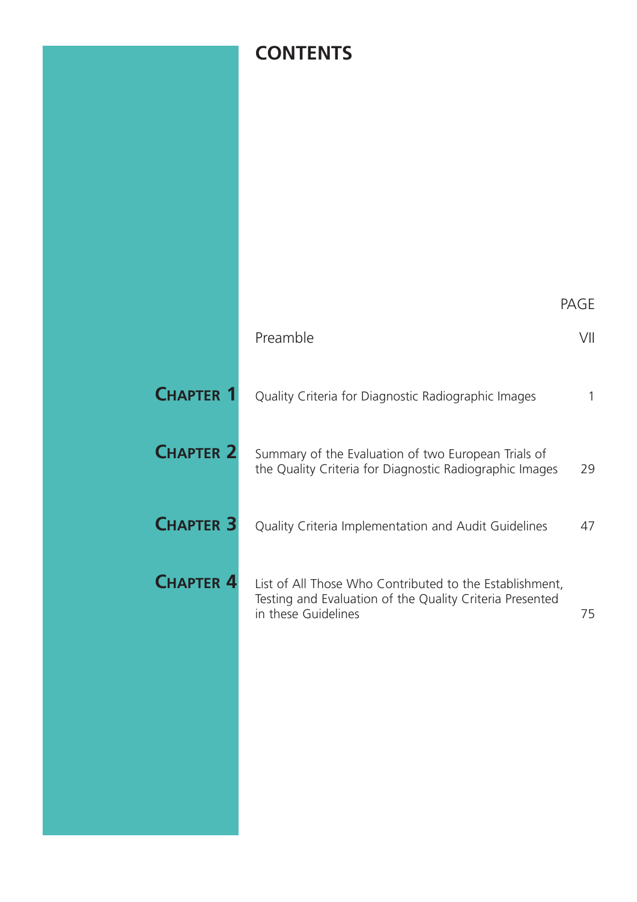# CONTENTS

| | | PAGE |
|---|---|---|
| | Preamble | VII |
| **CHAPTER 1** | Quality Criteria for Diagnostic Radiographic Images | 1 |
| **CHAPTER 2** | Summary of the Evaluation of two European Trials of the Quality Criteria for Diagnostic Radiographic Images | 29 |
| **CHAPTER 3** | Quality Criteria Implementation and Audit Guidelines | 47 |
| **CHAPTER 4** | List of All Those Who Contributed to the Establishment, Testing and Evaluation of the Quality Criteria Presented in these Guidelines | 75 |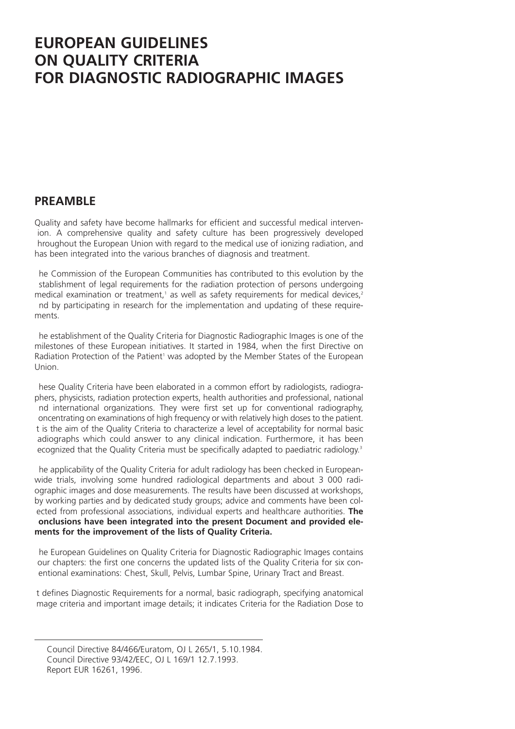# EUROPEAN GUIDELINES ON QUALITY CRITERIA FOR DIAGNOSTIC RADIOGRAPHIC IMAGES

## PREAMBLE

Quality and safety have become hallmarks for efficient and successful medical intervention. A comprehensive quality and safety culture has been progressively developed throughout the European Union with regard to the medical use of ionizing radiation, and has been integrated into the various branches of diagnosis and treatment.

The Commission of the European Communities has contributed to this evolution by the establishment of legal requirements for the radiation protection of persons undergoing medical examination or treatment,[1] as well as safety requirements for medical devices,[2] and by participating in research for the implementation and updating of these requirements.

The establishment of the Quality Criteria for Diagnostic Radiographic Images is one of the milestones of these European initiatives. It started in 1984, when the first Directive on Radiation Protection of the Patient[1] was adopted by the Member States of the European Union.

These Quality Criteria have been elaborated in a common effort by radiologists, radiographers, physicists, radiation protection experts, health authorities and professional, national and international organizations. They were first set up for conventional radiography, concentrating on examinations of high frequency or with relatively high doses to the patient. It is the aim of the Quality Criteria to characterize a level of acceptability for normal basic radiographs which could answer to any clinical indication. Furthermore, it has been recognized that the Quality Criteria must be specifically adapted to paediatric radiology.[3]

The applicability of the Quality Criteria for adult radiology has been checked in European-wide trials, involving some hundred radiological departments and about 3 000 radiographic images and dose measurements. The results have been discussed at workshops, by working parties and by dedicated study groups; advice and comments have been collected from professional associations, individual experts and healthcare authorities. **The conclusions have been integrated into the present Document and provided elements for the improvement of the lists of Quality Criteria.**

The European Guidelines on Quality Criteria for Diagnostic Radiographic Images contains four chapters: the first one concerns the updated lists of the Quality Criteria for six conventional examinations: Chest, Skull, Pelvis, Lumbar Spine, Urinary Tract and Breast.

It defines Diagnostic Requirements for a normal, basic radiograph, specifying anatomical image criteria and important image details; it indicates Criteria for the Radiation Dose to

---

[1] Council Directive 84/466/Euratom, OJ L 265/1, 5.10.1984.

[2] Council Directive 93/42/EEC, OJ L 169/1 12.7.1993.

[3] Report EUR 16261, 1996.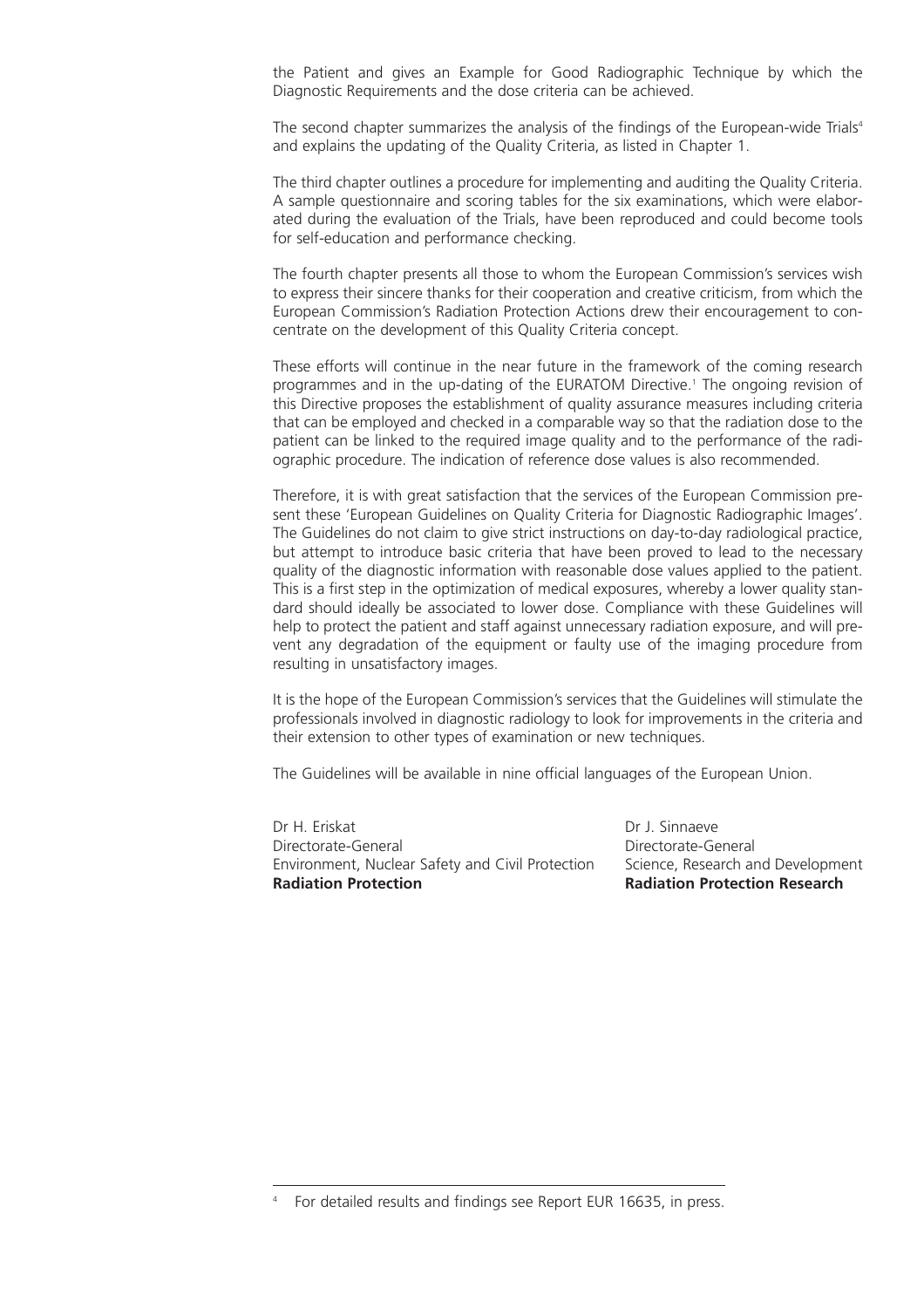the Patient and gives an Example for Good Radiographic Technique by which the Diagnostic Requirements and the dose criteria can be achieved.

The second chapter summarizes the analysis of the findings of the European-wide Trials[4] and explains the updating of the Quality Criteria, as listed in Chapter 1.

The third chapter outlines a procedure for implementing and auditing the Quality Criteria. A sample questionnaire and scoring tables for the six examinations, which were elaborated during the evaluation of the Trials, have been reproduced and could become tools for self-education and performance checking.

The fourth chapter presents all those to whom the European Commission's services wish to express their sincere thanks for their cooperation and creative criticism, from which the European Commission's Radiation Protection Actions drew their encouragement to concentrate on the development of this Quality Criteria concept.

These efforts will continue in the near future in the framework of the coming research programmes and in the up-dating of the EURATOM Directive.[1] The ongoing revision of this Directive proposes the establishment of quality assurance measures including criteria that can be employed and checked in a comparable way so that the radiation dose to the patient can be linked to the required image quality and to the performance of the radiographic procedure. The indication of reference dose values is also recommended.

Therefore, it is with great satisfaction that the services of the European Commission present these 'European Guidelines on Quality Criteria for Diagnostic Radiographic Images'. The Guidelines do not claim to give strict instructions on day-to-day radiological practice, but attempt to introduce basic criteria that have been proved to lead to the necessary quality of the diagnostic information with reasonable dose values applied to the patient. This is a first step in the optimization of medical exposures, whereby a lower quality standard should ideally be associated to lower dose. Compliance with these Guidelines will help to protect the patient and staff against unnecessary radiation exposure, and will prevent any degradation of the equipment or faulty use of the imaging procedure from resulting in unsatisfactory images.

It is the hope of the European Commission's services that the Guidelines will stimulate the professionals involved in diagnostic radiology to look for improvements in the criteria and their extension to other types of examination or new techniques.

The Guidelines will be available in nine official languages of the European Union.

Dr H. Eriskat
Directorate-General
Environment, Nuclear Safety and Civil Protection
**Radiation Protection**

Dr J. Sinnaeve
Directorate-General
Science, Research and Development
**Radiation Protection Research**

[4] For detailed results and findings see Report EUR 16635, in press.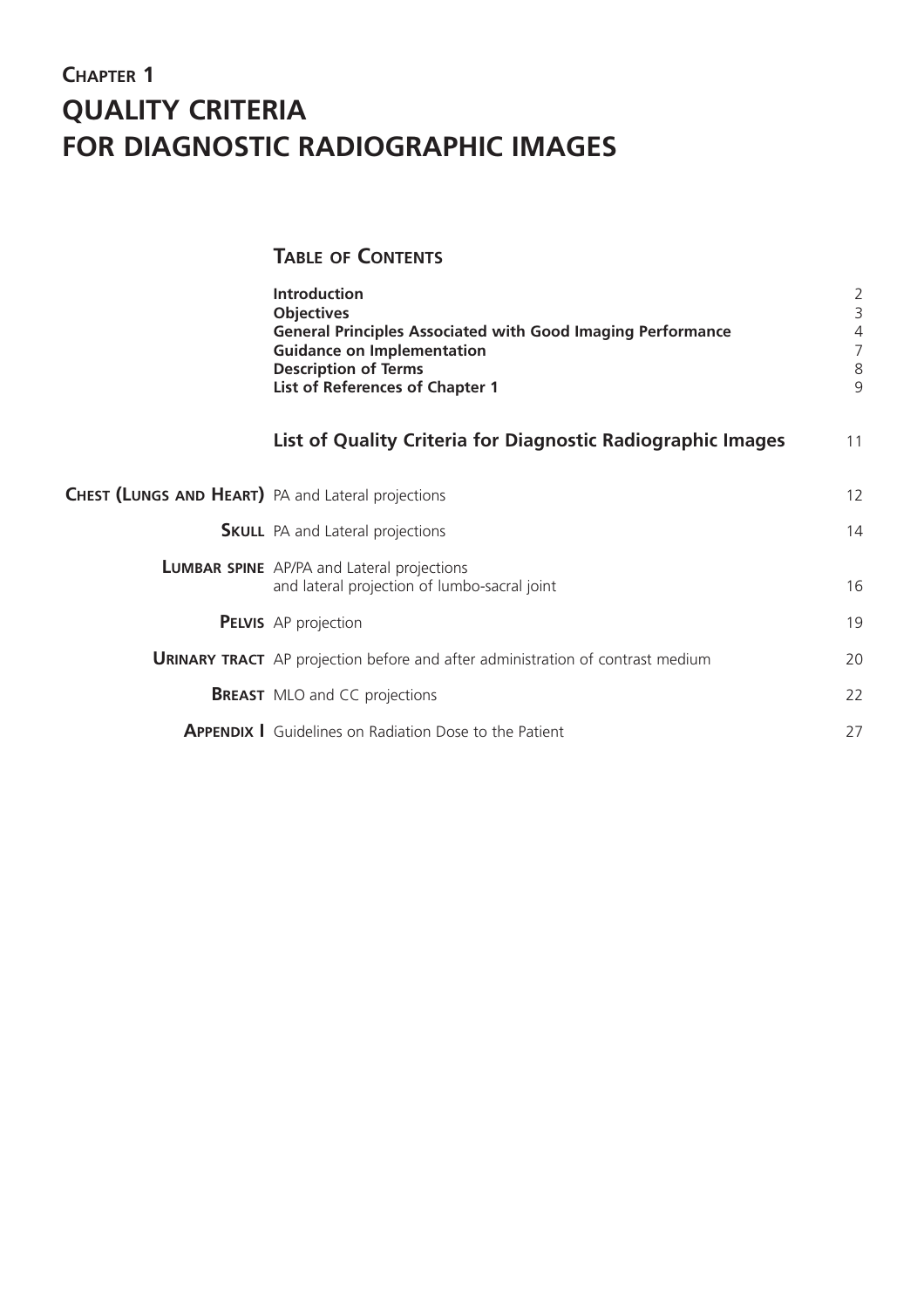# CHAPTER 1
# QUALITY CRITERIA FOR DIAGNOSTIC RADIOGRAPHIC IMAGES

## TABLE OF CONTENTS

| | | |
|---|---|---|
| | **Introduction** | 2 |
| | **Objectives** | 3 |
| | **General Principles Associated with Good Imaging Performance** | 4 |
| | **Guidance on Implementation** | 7 |
| | **Description of Terms** | 8 |
| | **List of References of Chapter 1** | 9 |
| | **List of Quality Criteria for Diagnostic Radiographic Images** | 11 |
| **CHEST (LUNGS AND HEART)** | PA and Lateral projections | 12 |
| **SKULL** | PA and Lateral projections | 14 |
| **LUMBAR SPINE** | AP/PA and Lateral projections and lateral projection of lumbo-sacral joint | 16 |
| **PELVIS** | AP projection | 19 |
| **URINARY TRACT** | AP projection before and after administration of contrast medium | 20 |
| **BREAST** | MLO and CC projections | 22 |
| **APPENDIX I** | Guidelines on Radiation Dose to the Patient | 27 |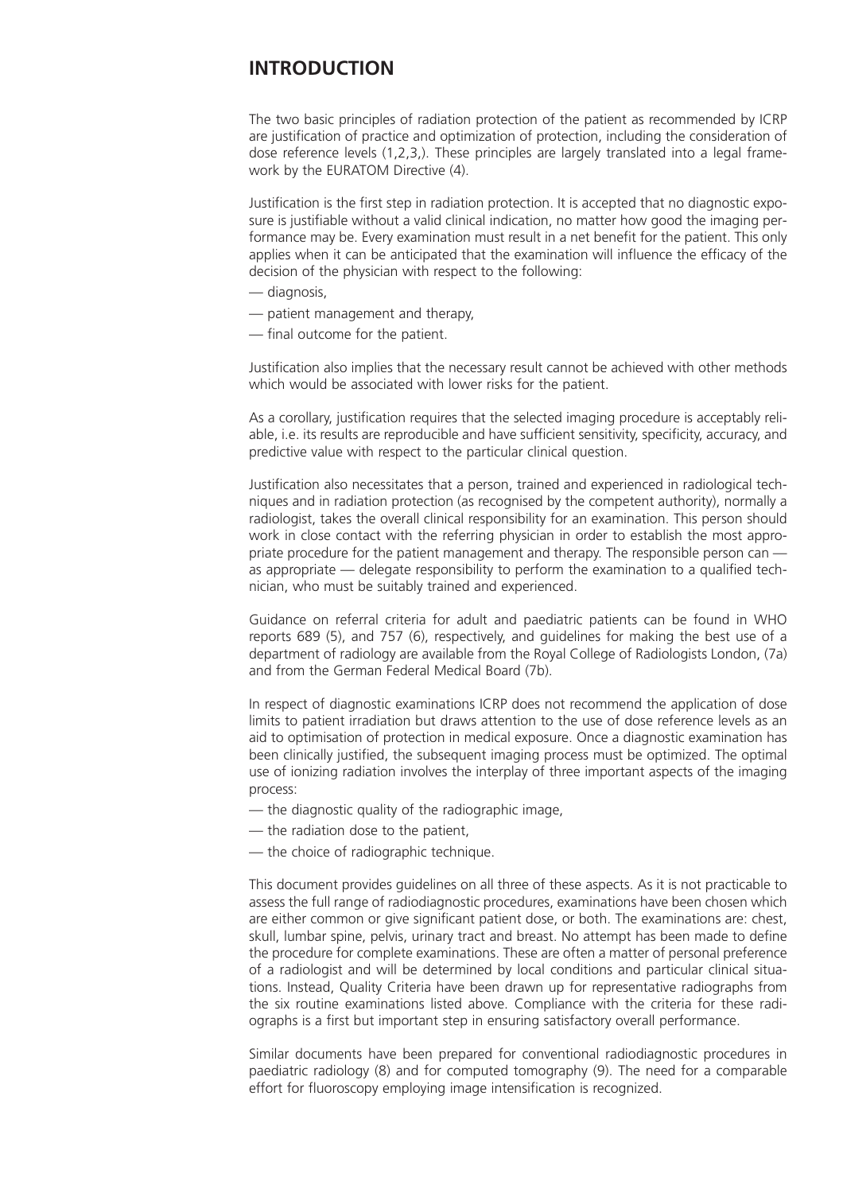# INTRODUCTION

The two basic principles of radiation protection of the patient as recommended by ICRP are justification of practice and optimization of protection, including the consideration of dose reference levels (1,2,3,). These principles are largely translated into a legal framework by the EURATOM Directive (4).

Justification is the first step in radiation protection. It is accepted that no diagnostic exposure is justifiable without a valid clinical indication, no matter how good the imaging performance may be. Every examination must result in a net benefit for the patient. This only applies when it can be anticipated that the examination will influence the efficacy of the decision of the physician with respect to the following:

— diagnosis,
— patient management and therapy,
— final outcome for the patient.

Justification also implies that the necessary result cannot be achieved with other methods which would be associated with lower risks for the patient.

As a corollary, justification requires that the selected imaging procedure is acceptably reliable, i.e. its results are reproducible and have sufficient sensitivity, specificity, accuracy, and predictive value with respect to the particular clinical question.

Justification also necessitates that a person, trained and experienced in radiological techniques and in radiation protection (as recognised by the competent authority), normally a radiologist, takes the overall clinical responsibility for an examination. This person should work in close contact with the referring physician in order to establish the most appropriate procedure for the patient management and therapy. The responsible person can — as appropriate — delegate responsibility to perform the examination to a qualified technician, who must be suitably trained and experienced.

Guidance on referral criteria for adult and paediatric patients can be found in WHO reports 689 (5), and 757 (6), respectively, and guidelines for making the best use of a department of radiology are available from the Royal College of Radiologists London, (7a) and from the German Federal Medical Board (7b).

In respect of diagnostic examinations ICRP does not recommend the application of dose limits to patient irradiation but draws attention to the use of dose reference levels as an aid to optimisation of protection in medical exposure. Once a diagnostic examination has been clinically justified, the subsequent imaging process must be optimized. The optimal use of ionizing radiation involves the interplay of three important aspects of the imaging process:

— the diagnostic quality of the radiographic image,
— the radiation dose to the patient,
— the choice of radiographic technique.

This document provides guidelines on all three of these aspects. As it is not practicable to assess the full range of radiodiagnostic procedures, examinations have been chosen which are either common or give significant patient dose, or both. The examinations are: chest, skull, lumbar spine, pelvis, urinary tract and breast. No attempt has been made to define the procedure for complete examinations. These are often a matter of personal preference of a radiologist and will be determined by local conditions and particular clinical situations. Instead, Quality Criteria have been drawn up for representative radiographs from the six routine examinations listed above. Compliance with the criteria for these radiographs is a first but important step in ensuring satisfactory overall performance.

Similar documents have been prepared for conventional radiodiagnostic procedures in paediatric radiology (8) and for computed tomography (9). The need for a comparable effort for fluoroscopy employing image intensification is recognized.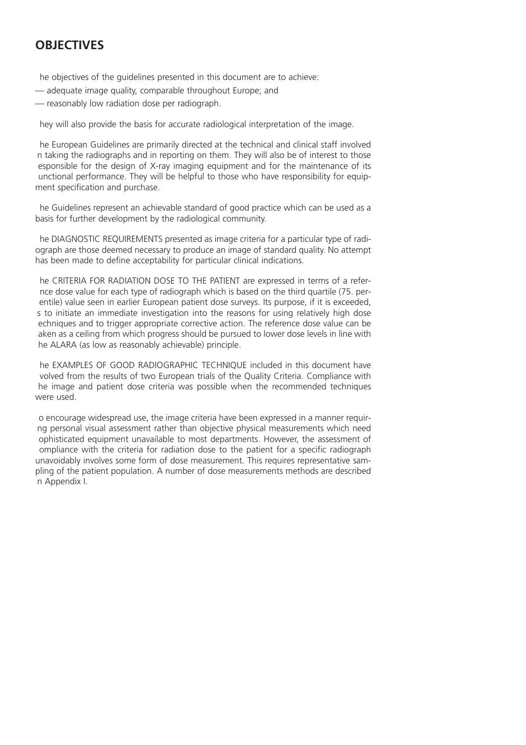## OBJECTIVES

he objectives of the guidelines presented in this document are to achieve:

— adequate image quality, comparable throughout Europe; and

— reasonably low radiation dose per radiograph.

hey will also provide the basis for accurate radiological interpretation of the image.

he European Guidelines are primarily directed at the technical and clinical staff involved n taking the radiographs and in reporting on them. They will also be of interest to those esponsible for the design of X-ray imaging equipment and for the maintenance of its unctional performance. They will be helpful to those who have responsibility for equipment specification and purchase.

he Guidelines represent an achievable standard of good practice which can be used as a basis for further development by the radiological community.

he DIAGNOSTIC REQUIREMENTS presented as image criteria for a particular type of radiograph are those deemed necessary to produce an image of standard quality. No attempt has been made to define acceptability for particular clinical indications.

he CRITERIA FOR RADIATION DOSE TO THE PATIENT are expressed in terms of a refernce dose value for each type of radiograph which is based on the third quartile (75. perentile) value seen in earlier European patient dose surveys. Its purpose, if it is exceeded, s to initiate an immediate investigation into the reasons for using relatively high dose echniques and to trigger appropriate corrective action. The reference dose value can be aken as a ceiling from which progress should be pursued to lower dose levels in line with he ALARA (as low as reasonably achievable) principle.

he EXAMPLES OF GOOD RADIOGRAPHIC TECHNIQUE included in this document have volved from the results of two European trials of the Quality Criteria. Compliance with he image and patient dose criteria was possible when the recommended techniques were used.

o encourage widespread use, the image criteria have been expressed in a manner requirng personal visual assessment rather than objective physical measurements which need ophisticated equipment unavailable to most departments. However, the assessment of ompliance with the criteria for radiation dose to the patient for a specific radiograph unavoidably involves some form of dose measurement. This requires representative sampling of the patient population. A number of dose measurements methods are described n Appendix I.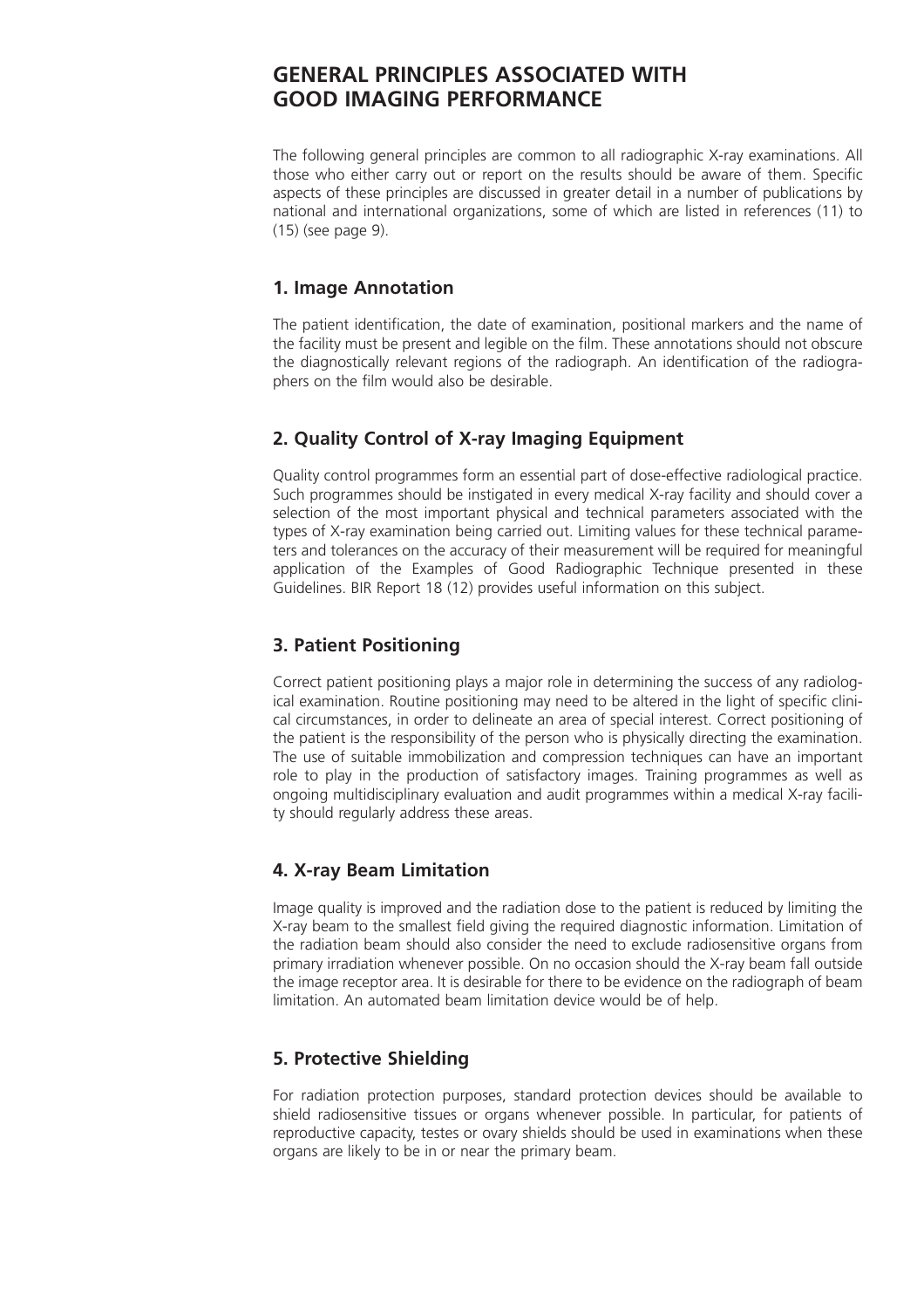# GENERAL PRINCIPLES ASSOCIATED WITH GOOD IMAGING PERFORMANCE

The following general principles are common to all radiographic X-ray examinations. All those who either carry out or report on the results should be aware of them. Specific aspects of these principles are discussed in greater detail in a number of publications by national and international organizations, some of which are listed in references (11) to (15) (see page 9).

## 1. Image Annotation

The patient identification, the date of examination, positional markers and the name of the facility must be present and legible on the film. These annotations should not obscure the diagnostically relevant regions of the radiograph. An identification of the radiographers on the film would also be desirable.

## 2. Quality Control of X-ray Imaging Equipment

Quality control programmes form an essential part of dose-effective radiological practice. Such programmes should be instigated in every medical X-ray facility and should cover a selection of the most important physical and technical parameters associated with the types of X-ray examination being carried out. Limiting values for these technical parameters and tolerances on the accuracy of their measurement will be required for meaningful application of the Examples of Good Radiographic Technique presented in these Guidelines. BIR Report 18 (12) provides useful information on this subject.

## 3. Patient Positioning

Correct patient positioning plays a major role in determining the success of any radiological examination. Routine positioning may need to be altered in the light of specific clinical circumstances, in order to delineate an area of special interest. Correct positioning of the patient is the responsibility of the person who is physically directing the examination. The use of suitable immobilization and compression techniques can have an important role to play in the production of satisfactory images. Training programmes as well as ongoing multidisciplinary evaluation and audit programmes within a medical X-ray facility should regularly address these areas.

## 4. X-ray Beam Limitation

Image quality is improved and the radiation dose to the patient is reduced by limiting the X-ray beam to the smallest field giving the required diagnostic information. Limitation of the radiation beam should also consider the need to exclude radiosensitive organs from primary irradiation whenever possible. On no occasion should the X-ray beam fall outside the image receptor area. It is desirable for there to be evidence on the radiograph of beam limitation. An automated beam limitation device would be of help.

## 5. Protective Shielding

For radiation protection purposes, standard protection devices should be available to shield radiosensitive tissues or organs whenever possible. In particular, for patients of reproductive capacity, testes or ovary shields should be used in examinations when these organs are likely to be in or near the primary beam.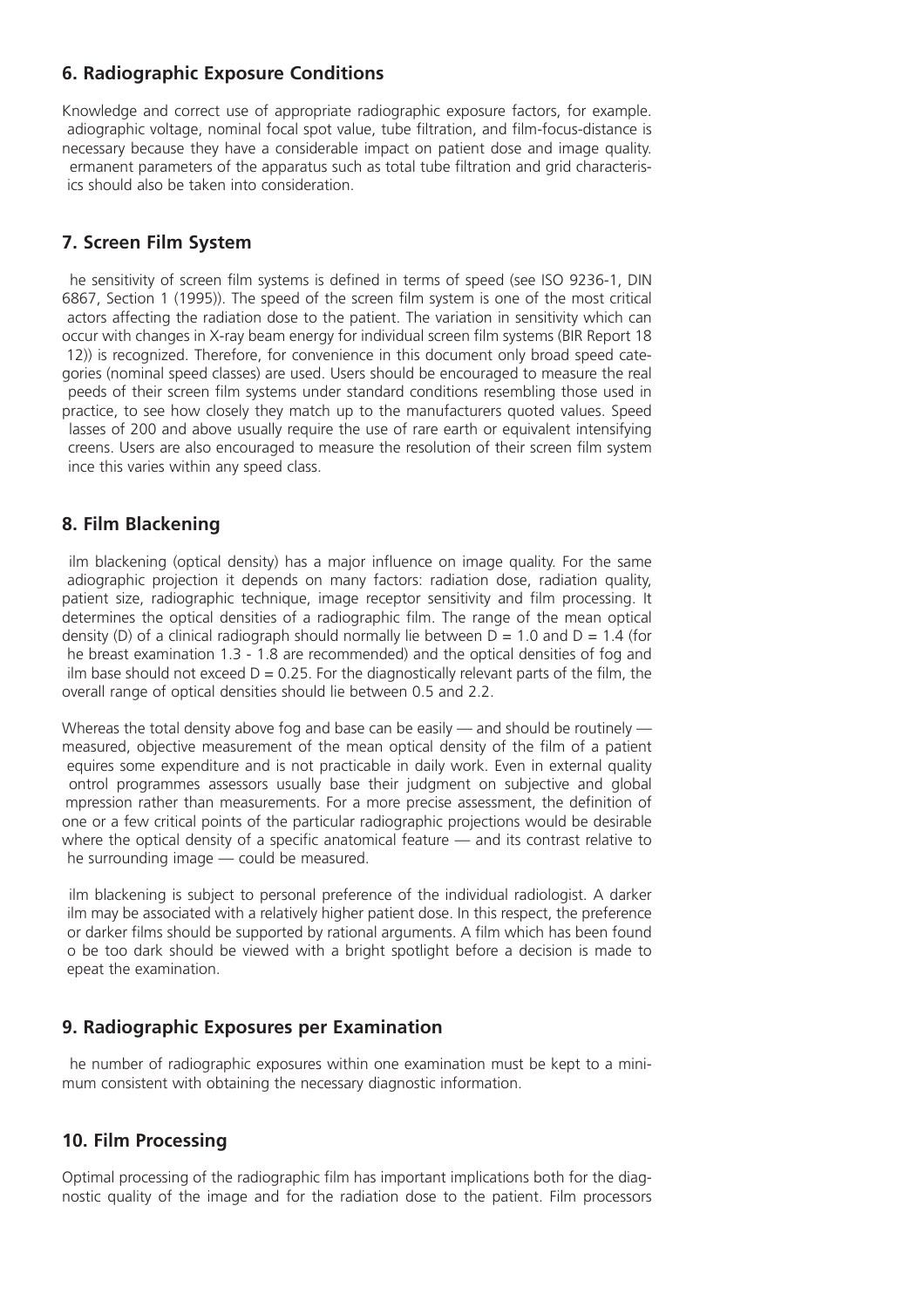## 6. Radiographic Exposure Conditions

Knowledge and correct use of appropriate radiographic exposure factors, for example. radiographic voltage, nominal focal spot value, tube filtration, and film-focus-distance is necessary because they have a considerable impact on patient dose and image quality. Permanent parameters of the apparatus such as total tube filtration and grid characteristics should also be taken into consideration.

## 7. Screen Film System

The sensitivity of screen film systems is defined in terms of speed (see ISO 9236-1, DIN 6867, Section 1 (1995)). The speed of the screen film system is one of the most critical factors affecting the radiation dose to the patient. The variation in sensitivity which can occur with changes in X-ray beam energy for individual screen film systems (BIR Report 18 (12)) is recognized. Therefore, for convenience in this document only broad speed categories (nominal speed classes) are used. Users should be encouraged to measure the real speeds of their screen film systems under standard conditions resembling those used in practice, to see how closely they match up to the manufacturers quoted values. Speed classes of 200 and above usually require the use of rare earth or equivalent intensifying screens. Users are also encouraged to measure the resolution of their screen film system since this varies within any speed class.

## 8. Film Blackening

Film blackening (optical density) has a major influence on image quality. For the same radiographic projection it depends on many factors: radiation dose, radiation quality, patient size, radiographic technique, image receptor sensitivity and film processing. It determines the optical densities of a radiographic film. The range of the mean optical density (D) of a clinical radiograph should normally lie between $D = 1.0$ and $D = 1.4$ (for the breast examination 1.3 - 1.8 are recommended) and the optical densities of fog and film base should not exceed $D = 0.25$. For the diagnostically relevant parts of the film, the overall range of optical densities should lie between 0.5 and 2.2.

Whereas the total density above fog and base can be easily — and should be routinely — measured, objective measurement of the mean optical density of the film of a patient requires some expenditure and is not practicable in daily work. Even in external quality control programmes assessors usually base their judgment on subjective and global impression rather than measurements. For a more precise assessment, the definition of one or a few critical points of the particular radiographic projections would be desirable where the optical density of a specific anatomical feature — and its contrast relative to the surrounding image — could be measured.

Film blackening is subject to personal preference of the individual radiologist. A darker film may be associated with a relatively higher patient dose. In this respect, the preference for darker films should be supported by rational arguments. A film which has been found to be too dark should be viewed with a bright spotlight before a decision is made to repeat the examination.

## 9. Radiographic Exposures per Examination

The number of radiographic exposures within one examination must be kept to a minimum consistent with obtaining the necessary diagnostic information.

## 10. Film Processing

Optimal processing of the radiographic film has important implications both for the diagnostic quality of the image and for the radiation dose to the patient. Film processors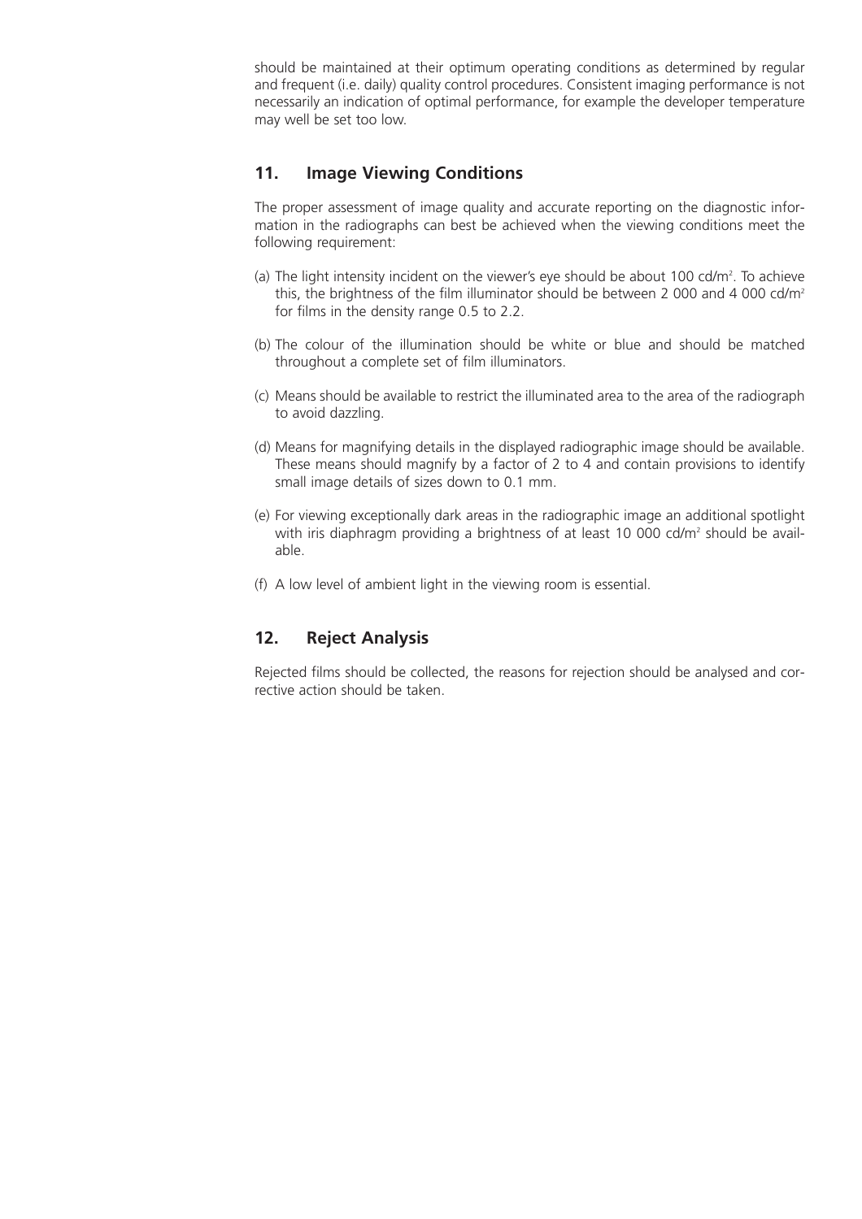should be maintained at their optimum operating conditions as determined by regular and frequent (i.e. daily) quality control procedures. Consistent imaging performance is not necessarily an indication of optimal performance, for example the developer temperature may well be set too low.

## 11. Image Viewing Conditions

The proper assessment of image quality and accurate reporting on the diagnostic information in the radiographs can best be achieved when the viewing conditions meet the following requirement:

(a) The light intensity incident on the viewer's eye should be about 100 cd/m$^2$. To achieve this, the brightness of the film illuminator should be between 2 000 and 4 000 cd/m$^2$ for films in the density range 0.5 to 2.2.

(b) The colour of the illumination should be white or blue and should be matched throughout a complete set of film illuminators.

(c) Means should be available to restrict the illuminated area to the area of the radiograph to avoid dazzling.

(d) Means for magnifying details in the displayed radiographic image should be available. These means should magnify by a factor of 2 to 4 and contain provisions to identify small image details of sizes down to 0.1 mm.

(e) For viewing exceptionally dark areas in the radiographic image an additional spotlight with iris diaphragm providing a brightness of at least 10 000 cd/m$^2$ should be available.

(f) A low level of ambient light in the viewing room is essential.

## 12. Reject Analysis

Rejected films should be collected, the reasons for rejection should be analysed and corrective action should be taken.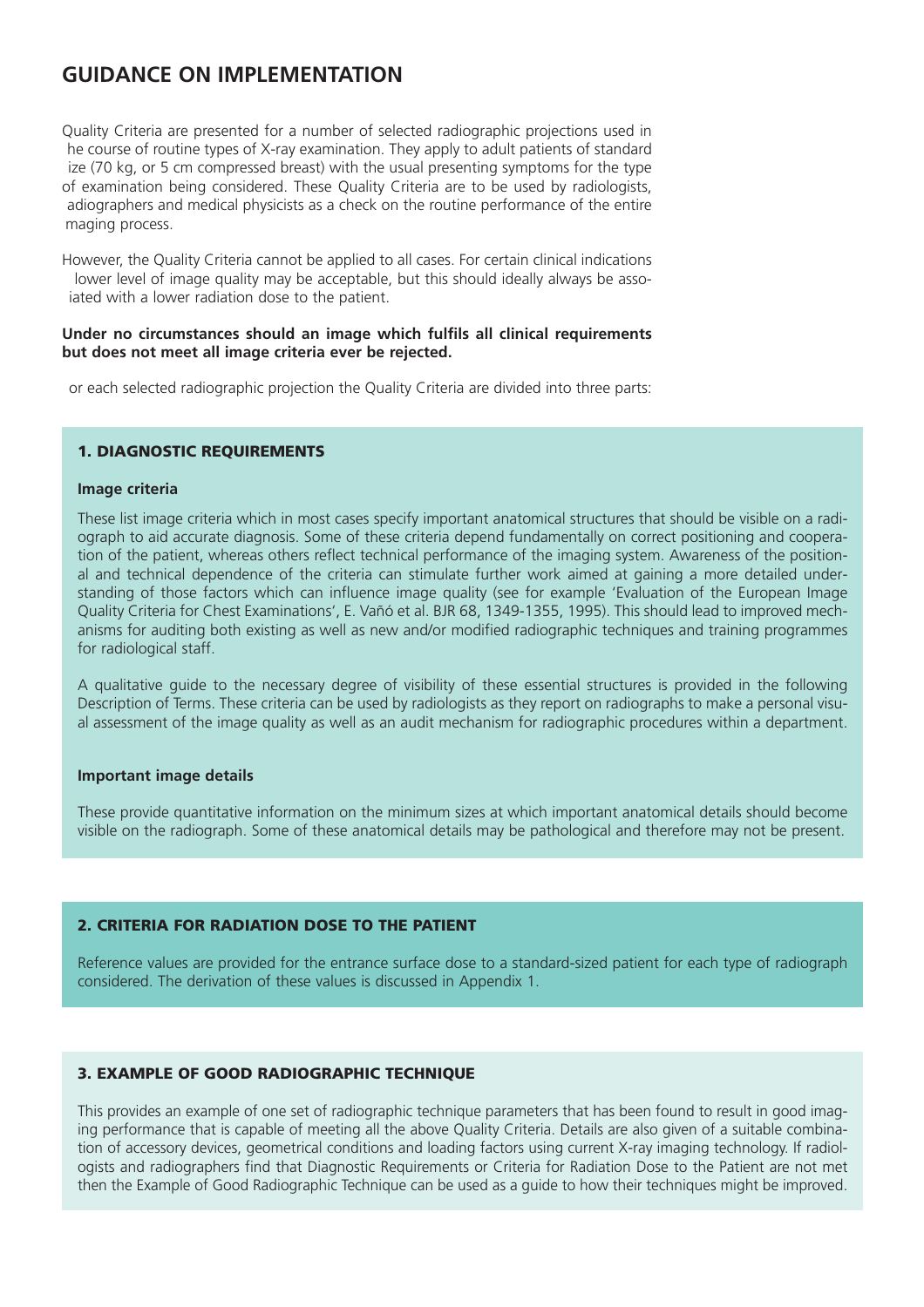## GUIDANCE ON IMPLEMENTATION

Quality Criteria are presented for a number of selected radiographic projections used in he course of routine types of X-ray examination. They apply to adult patients of standard ize (70 kg, or 5 cm compressed breast) with the usual presenting symptoms for the type of examination being considered. These Quality Criteria are to be used by radiologists, adiographers and medical physicists as a check on the routine performance of the entire maging process.

However, the Quality Criteria cannot be applied to all cases. For certain clinical indications lower level of image quality may be acceptable, but this should ideally always be assoiated with a lower radiation dose to the patient.

**Under no circumstances should an image which fulfils all clinical requirements but does not meet all image criteria ever be rejected.**

or each selected radiographic projection the Quality Criteria are divided into three parts:

### 1. DIAGNOSTIC REQUIREMENTS

**Image criteria**

These list image criteria which in most cases specify important anatomical structures that should be visible on a radiograph to aid accurate diagnosis. Some of these criteria depend fundamentally on correct positioning and cooperation of the patient, whereas others reflect technical performance of the imaging system. Awareness of the positional and technical dependence of the criteria can stimulate further work aimed at gaining a more detailed understanding of those factors which can influence image quality (see for example 'Evaluation of the European Image Quality Criteria for Chest Examinations', E. Vañó et al. BJR 68, 1349-1355, 1995). This should lead to improved mechanisms for auditing both existing as well as new and/or modified radiographic techniques and training programmes for radiological staff.

A qualitative guide to the necessary degree of visibility of these essential structures is provided in the following Description of Terms. These criteria can be used by radiologists as they report on radiographs to make a personal visual assessment of the image quality as well as an audit mechanism for radiographic procedures within a department.

**Important image details**

These provide quantitative information on the minimum sizes at which important anatomical details should become visible on the radiograph. Some of these anatomical details may be pathological and therefore may not be present.

### 2. CRITERIA FOR RADIATION DOSE TO THE PATIENT

Reference values are provided for the entrance surface dose to a standard-sized patient for each type of radiograph considered. The derivation of these values is discussed in Appendix 1.

### 3. EXAMPLE OF GOOD RADIOGRAPHIC TECHNIQUE

This provides an example of one set of radiographic technique parameters that has been found to result in good imaging performance that is capable of meeting all the above Quality Criteria. Details are also given of a suitable combination of accessory devices, geometrical conditions and loading factors using current X-ray imaging technology. If radiologists and radiographers find that Diagnostic Requirements or Criteria for Radiation Dose to the Patient are not met then the Example of Good Radiographic Technique can be used as a guide to how their techniques might be improved.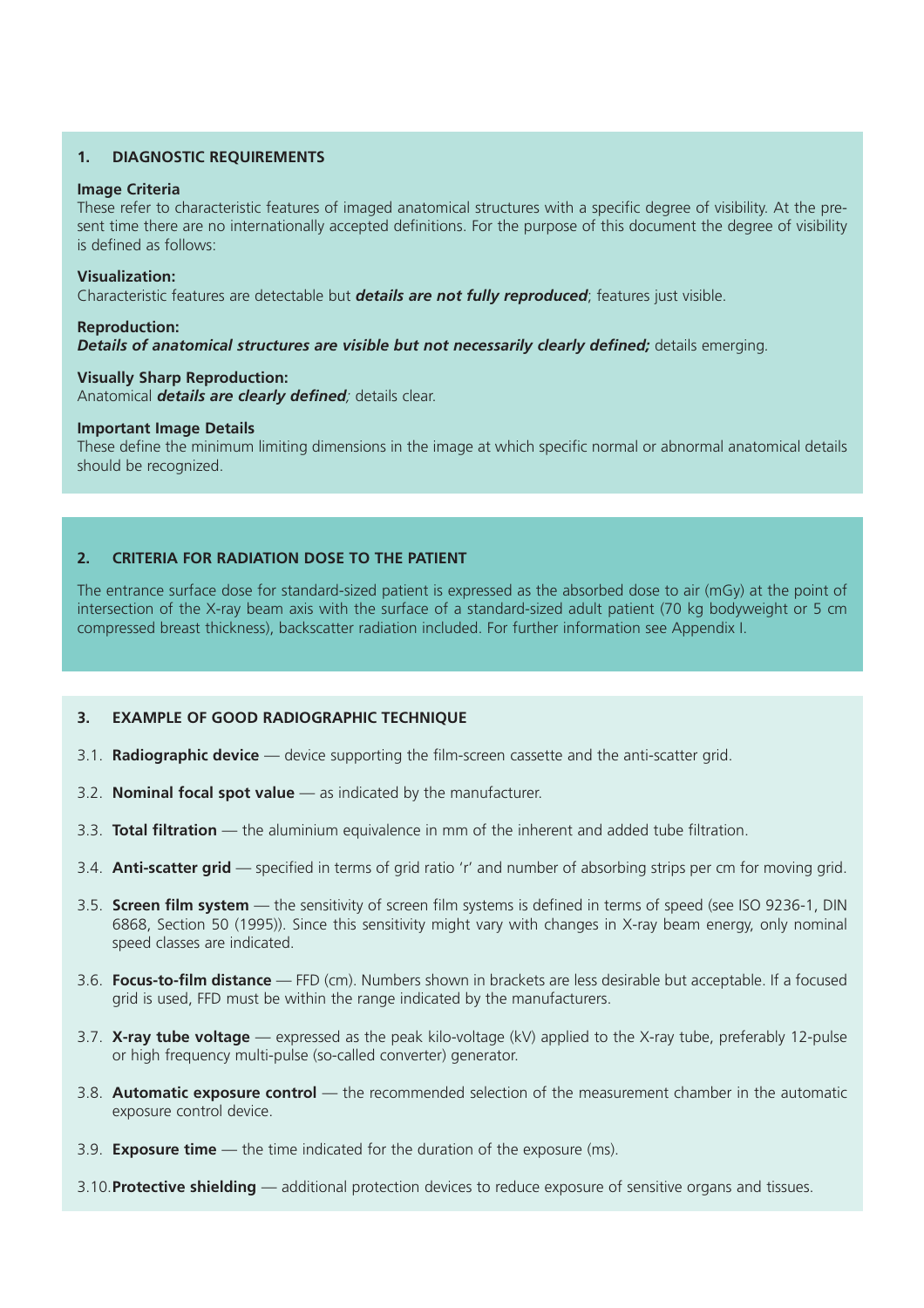## 1. DIAGNOSTIC REQUIREMENTS

**Image Criteria**

These refer to characteristic features of imaged anatomical structures with a specific degree of visibility. At the present time there are no internationally accepted definitions. For the purpose of this document the degree of visibility is defined as follows:

**Visualization:**

Characteristic features are detectable but ***details are not fully reproduced***; features just visible.

**Reproduction:**

***Details of anatomical structures are visible but not necessarily clearly defined;*** details emerging.

**Visually Sharp Reproduction:**

Anatomical ***details are clearly defined****;* details clear.

**Important Image Details**

These define the minimum limiting dimensions in the image at which specific normal or abnormal anatomical details should be recognized.

## 2. CRITERIA FOR RADIATION DOSE TO THE PATIENT

The entrance surface dose for standard-sized patient is expressed as the absorbed dose to air (mGy) at the point of intersection of the X-ray beam axis with the surface of a standard-sized adult patient (70 kg bodyweight or 5 cm compressed breast thickness), backscatter radiation included. For further information see Appendix I.

## 3. EXAMPLE OF GOOD RADIOGRAPHIC TECHNIQUE

3.1. **Radiographic device** — device supporting the film-screen cassette and the anti-scatter grid.

3.2. **Nominal focal spot value** — as indicated by the manufacturer.

3.3. **Total filtration** — the aluminium equivalence in mm of the inherent and added tube filtration.

3.4. **Anti-scatter grid** — specified in terms of grid ratio ‘r’ and number of absorbing strips per cm for moving grid.

3.5. **Screen film system** — the sensitivity of screen film systems is defined in terms of speed (see ISO 9236-1, DIN 6868, Section 50 (1995)). Since this sensitivity might vary with changes in X-ray beam energy, only nominal speed classes are indicated.

3.6. **Focus-to-film distance** — FFD (cm). Numbers shown in brackets are less desirable but acceptable. If a focused grid is used, FFD must be within the range indicated by the manufacturers.

3.7. **X-ray tube voltage** — expressed as the peak kilo-voltage (kV) applied to the X-ray tube, preferably 12-pulse or high frequency multi-pulse (so-called converter) generator.

3.8. **Automatic exposure control** — the recommended selection of the measurement chamber in the automatic exposure control device.

3.9. **Exposure time** — the time indicated for the duration of the exposure (ms).

3.10. **Protective shielding** — additional protection devices to reduce exposure of sensitive organs and tissues.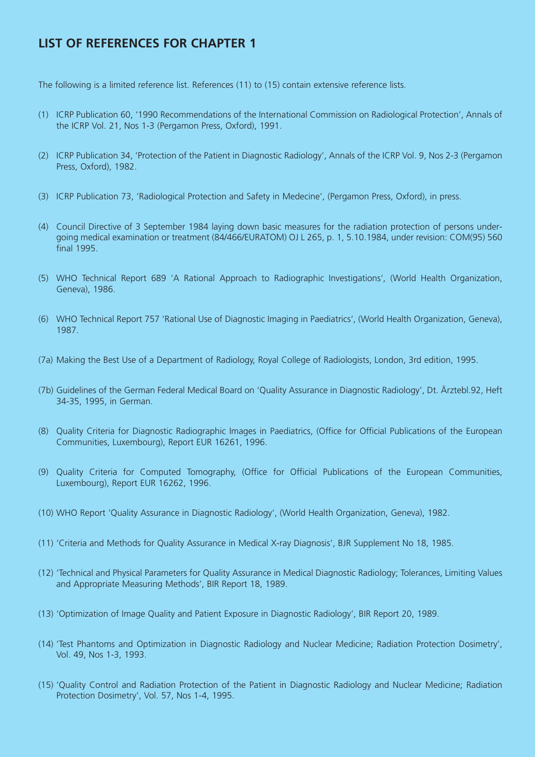## LIST OF REFERENCES FOR CHAPTER 1

The following is a limited reference list. References (11) to (15) contain extensive reference lists.

(1) ICRP Publication 60, '1990 Recommendations of the International Commission on Radiological Protection', Annals of the ICRP Vol. 21, Nos 1-3 (Pergamon Press, Oxford), 1991.

(2) ICRP Publication 34, 'Protection of the Patient in Diagnostic Radiology', Annals of the ICRP Vol. 9, Nos 2-3 (Pergamon Press, Oxford), 1982.

(3) ICRP Publication 73, 'Radiological Protection and Safety in Medecine', (Pergamon Press, Oxford), in press.

(4) Council Directive of 3 September 1984 laying down basic measures for the radiation protection of persons undergoing medical examination or treatment (84/466/EURATOM) OJ L 265, p. 1, 5.10.1984, under revision: COM(95) 560 final 1995.

(5) WHO Technical Report 689 'A Rational Approach to Radiographic Investigations', (World Health Organization, Geneva), 1986.

(6) WHO Technical Report 757 'Rational Use of Diagnostic Imaging in Paediatrics', (World Health Organization, Geneva), 1987.

(7a) Making the Best Use of a Department of Radiology, Royal College of Radiologists, London, 3rd edition, 1995.

(7b) Guidelines of the German Federal Medical Board on 'Quality Assurance in Diagnostic Radiology', Dt. Ärztebl.92, Heft 34-35, 1995, in German.

(8) Quality Criteria for Diagnostic Radiographic Images in Paediatrics, (Office for Official Publications of the European Communities, Luxembourg), Report EUR 16261, 1996.

(9) Quality Criteria for Computed Tomography, (Office for Official Publications of the European Communities, Luxembourg), Report EUR 16262, 1996.

(10) WHO Report 'Quality Assurance in Diagnostic Radiology', (World Health Organization, Geneva), 1982.

(11) 'Criteria and Methods for Quality Assurance in Medical X-ray Diagnosis', BJR Supplement No 18, 1985.

(12) 'Technical and Physical Parameters for Quality Assurance in Medical Diagnostic Radiology; Tolerances, Limiting Values and Appropriate Measuring Methods', BIR Report 18, 1989.

(13) 'Optimization of Image Quality and Patient Exposure in Diagnostic Radiology', BIR Report 20, 1989.

(14) 'Test Phantoms and Optimization in Diagnostic Radiology and Nuclear Medicine; Radiation Protection Dosimetry', Vol. 49, Nos 1-3, 1993.

(15) 'Quality Control and Radiation Protection of the Patient in Diagnostic Radiology and Nuclear Medicine; Radiation Protection Dosimetry', Vol. 57, Nos 1-4, 1995.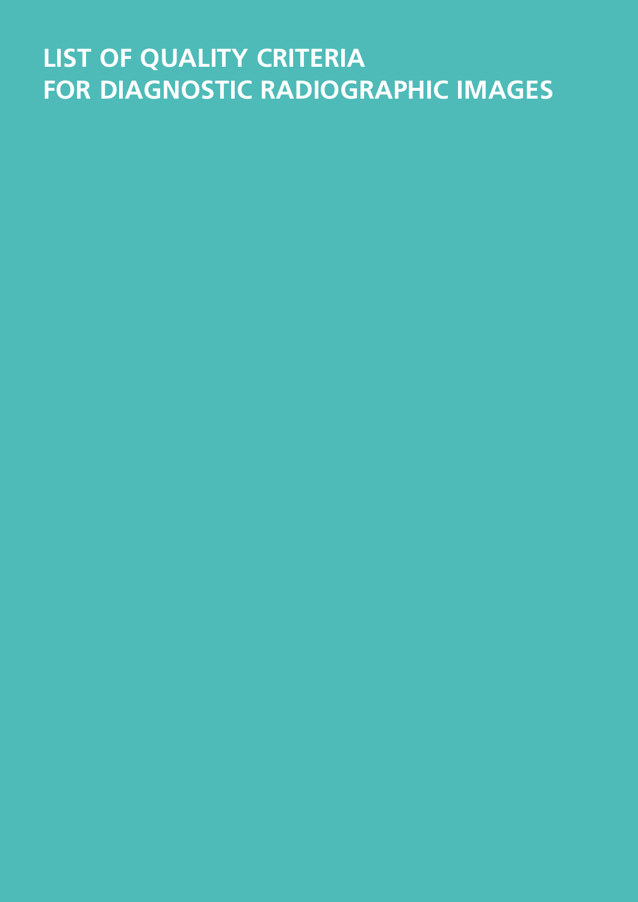# LIST OF QUALITY CRITERIA FOR DIAGNOSTIC RADIOGRAPHIC IMAGES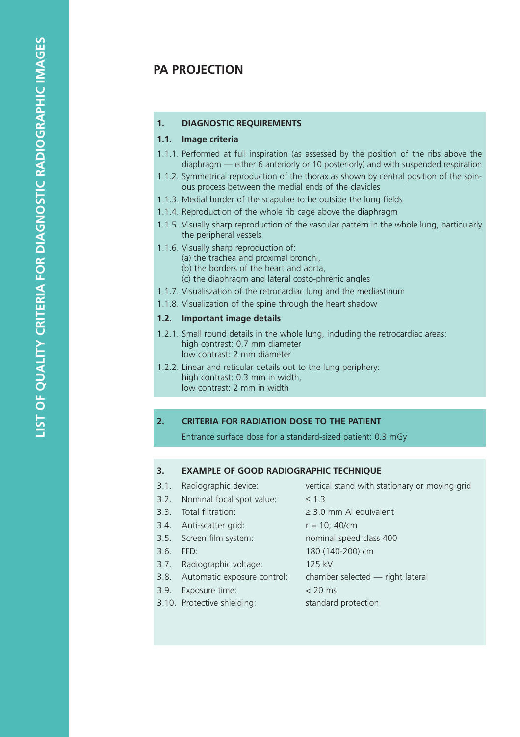## PA PROJECTION

### 1. DIAGNOSTIC REQUIREMENTS

#### 1.1. Image criteria

1.1.1. Performed at full inspiration (as assessed by the position of the ribs above the diaphragm — either 6 anteriorly or 10 posteriorly) and with suspended respiration

1.1.2. Symmetrical reproduction of the thorax as shown by central position of the spinous process between the medial ends of the clavicles

1.1.3. Medial border of the scapulae to be outside the lung fields

1.1.4. Reproduction of the whole rib cage above the diaphragm

1.1.5. Visually sharp reproduction of the vascular pattern in the whole lung, particularly the peripheral vessels

1.1.6. Visually sharp reproduction of:
(a) the trachea and proximal bronchi,
(b) the borders of the heart and aorta,
(c) the diaphragm and lateral costo-phrenic angles

1.1.7. Visualiszation of the retrocardiac lung and the mediastinum

1.1.8. Visualization of the spine through the heart shadow

#### 1.2. Important image details

1.2.1. Small round details in the whole lung, including the retrocardiac areas:
high contrast: 0.7 mm diameter
low contrast: 2 mm diameter

1.2.2. Linear and reticular details out to the lung periphery:
high contrast: 0.3 mm in width,
low contrast: 2 mm in width

### 2. CRITERIA FOR RADIATION DOSE TO THE PATIENT

Entrance surface dose for a standard-sized patient: 0.3 mGy

### 3. EXAMPLE OF GOOD RADIOGRAPHIC TECHNIQUE

| | | |
|---|---|---|
| 3.1. | Radiographic device: | vertical stand with stationary or moving grid |
| 3.2. | Nominal focal spot value: | ≤ 1.3 |
| 3.3. | Total filtration: | ≥ 3.0 mm Al equivalent |
| 3.4. | Anti-scatter grid: | r = 10; 40/cm |
| 3.5. | Screen film system: | nominal speed class 400 |
| 3.6. | FFD: | 180 (140-200) cm |
| 3.7. | Radiographic voltage: | 125 kV |
| 3.8. | Automatic exposure control: | chamber selected — right lateral |
| 3.9. | Exposure time: | < 20 ms |
| 3.10. | Protective shielding: | standard protection |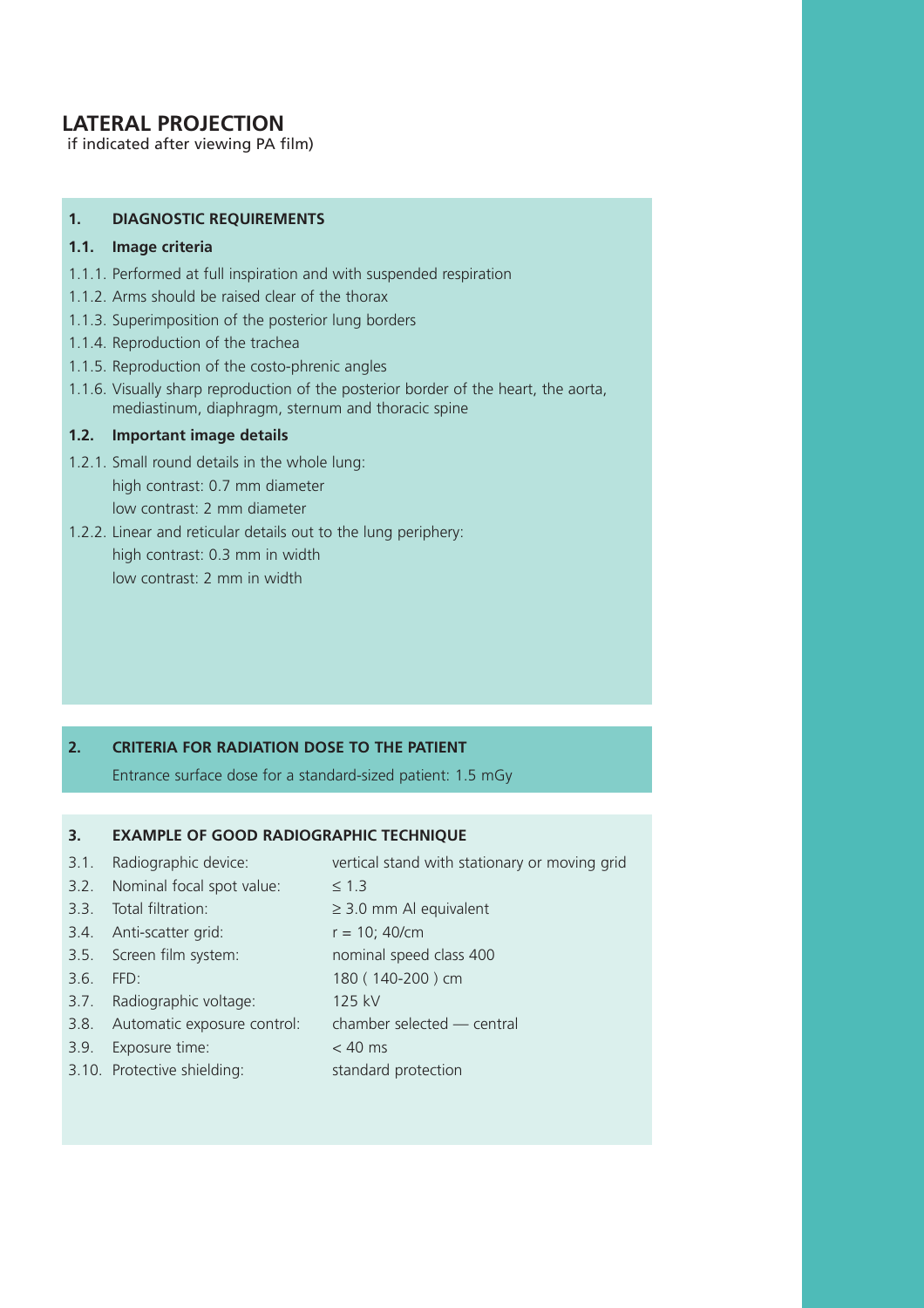# LATERAL PROJECTION

if indicated after viewing PA film)

## 1. DIAGNOSTIC REQUIREMENTS

### 1.1. Image criteria

1.1.1. Performed at full inspiration and with suspended respiration

1.1.2. Arms should be raised clear of the thorax

1.1.3. Superimposition of the posterior lung borders

1.1.4. Reproduction of the trachea

1.1.5. Reproduction of the costo-phrenic angles

1.1.6. Visually sharp reproduction of the posterior border of the heart, the aorta, mediastinum, diaphragm, sternum and thoracic spine

### 1.2. Important image details

1.2.1. Small round details in the whole lung:
high contrast: 0.7 mm diameter
low contrast: 2 mm diameter

1.2.2. Linear and reticular details out to the lung periphery:
high contrast: 0.3 mm in width
low contrast: 2 mm in width

## 2. CRITERIA FOR RADIATION DOSE TO THE PATIENT

Entrance surface dose for a standard-sized patient: 1.5 mGy

## 3. EXAMPLE OF GOOD RADIOGRAPHIC TECHNIQUE

| | | |
|---|---|---|
| 3.1. | Radiographic device: | vertical stand with stationary or moving grid |
| 3.2. | Nominal focal spot value: | ≤ 1.3 |
| 3.3. | Total filtration: | ≥ 3.0 mm Al equivalent |
| 3.4. | Anti-scatter grid: | r = 10; 40/cm |
| 3.5. | Screen film system: | nominal speed class 400 |
| 3.6. | FFD: | 180 ( 140-200 ) cm |
| 3.7. | Radiographic voltage: | 125 kV |
| 3.8. | Automatic exposure control: | chamber selected — central |
| 3.9. | Exposure time: | < 40 ms |
| 3.10. | Protective shielding: | standard protection |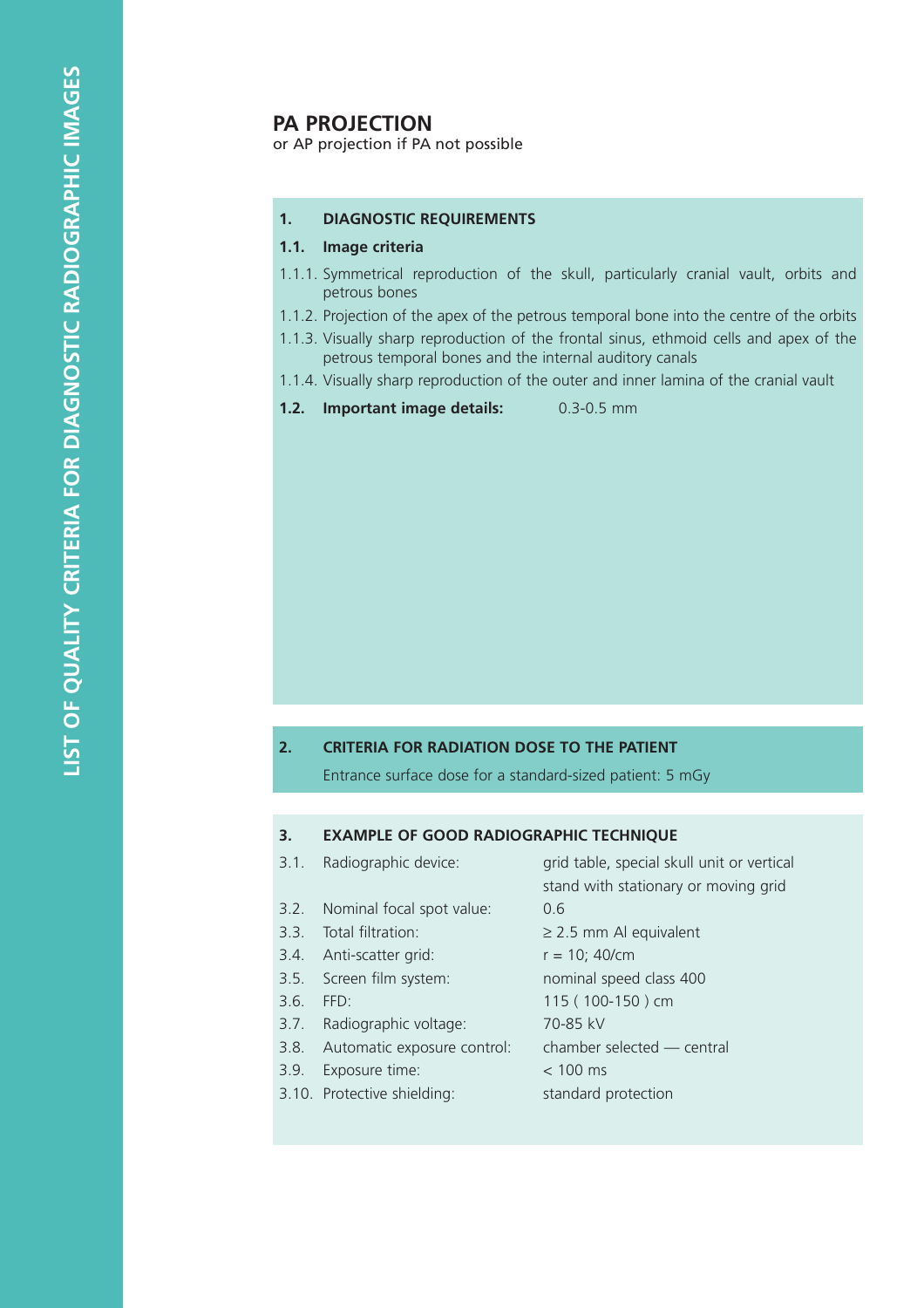## PA PROJECTION

or AP projection if PA not possible

### 1. DIAGNOSTIC REQUIREMENTS

**1.1. Image criteria**

1.1.1. Symmetrical reproduction of the skull, particularly cranial vault, orbits and petrous bones

1.1.2. Projection of the apex of the petrous temporal bone into the centre of the orbits

1.1.3. Visually sharp reproduction of the frontal sinus, ethmoid cells and apex of the petrous temporal bones and the internal auditory canals

1.1.4. Visually sharp reproduction of the outer and inner lamina of the cranial vault

**1.2. Important image details:** 0.3-0.5 mm

### 2. CRITERIA FOR RADIATION DOSE TO THE PATIENT

Entrance surface dose for a standard-sized patient: 5 mGy

### 3. EXAMPLE OF GOOD RADIOGRAPHIC TECHNIQUE

| | | |
|---|---|---|
| 3.1. | Radiographic device: | grid table, special skull unit or vertical stand with stationary or moving grid |
| 3.2. | Nominal focal spot value: | 0.6 |
| 3.3. | Total filtration: | ≥ 2.5 mm Al equivalent |
| 3.4. | Anti-scatter grid: | r = 10; 40/cm |
| 3.5. | Screen film system: | nominal speed class 400 |
| 3.6. | FFD: | 115 ( 100-150 ) cm |
| 3.7. | Radiographic voltage: | 70-85 kV |
| 3.8. | Automatic exposure control: | chamber selected — central |
| 3.9. | Exposure time: | < 100 ms |
| 3.10. | Protective shielding: | standard protection |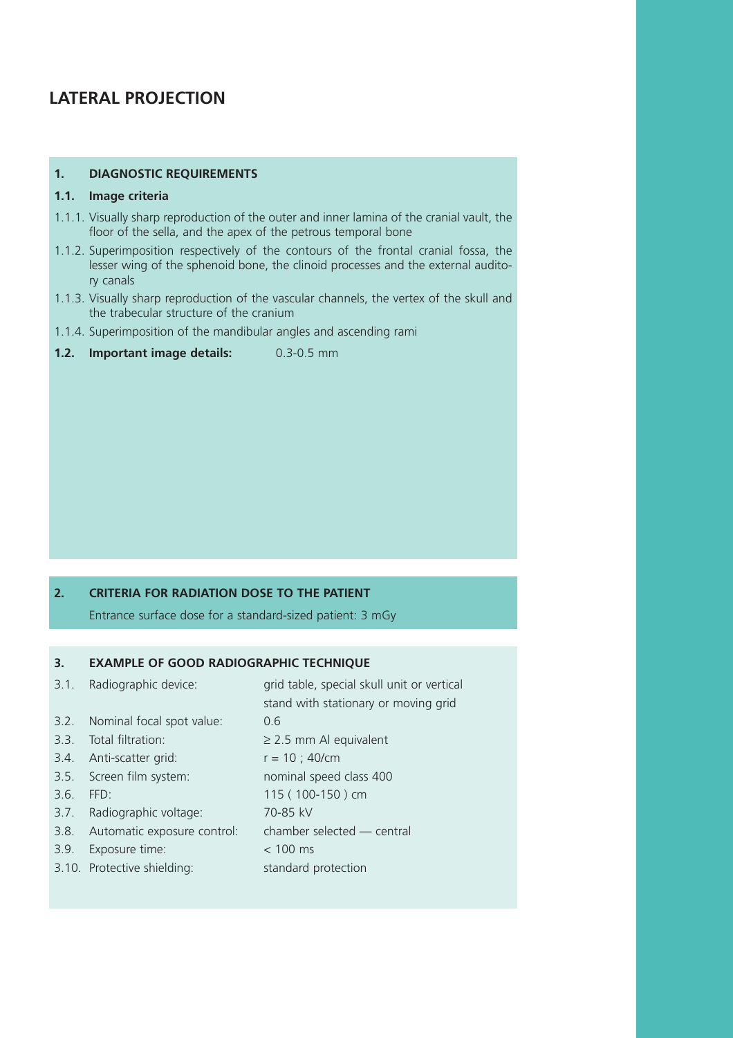# LATERAL PROJECTION

## 1. DIAGNOSTIC REQUIREMENTS

### 1.1. Image criteria

1.1.1. Visually sharp reproduction of the outer and inner lamina of the cranial vault, the floor of the sella, and the apex of the petrous temporal bone

1.1.2. Superimposition respectively of the contours of the frontal cranial fossa, the lesser wing of the sphenoid bone, the clinoid processes and the external auditory canals

1.1.3. Visually sharp reproduction of the vascular channels, the vertex of the skull and the trabecular structure of the cranium

1.1.4. Superimposition of the mandibular angles and ascending rami

**1.2. Important image details:** 0.3-0.5 mm

## 2. CRITERIA FOR RADIATION DOSE TO THE PATIENT

Entrance surface dose for a standard-sized patient: 3 mGy

## 3. EXAMPLE OF GOOD RADIOGRAPHIC TECHNIQUE

| | | |
|---|---|---|
| 3.1. | Radiographic device: | grid table, special skull unit or vertical stand with stationary or moving grid |
| 3.2. | Nominal focal spot value: | 0.6 |
| 3.3. | Total filtration: | ≥ 2.5 mm Al equivalent |
| 3.4. | Anti-scatter grid: | r = 10 ; 40/cm |
| 3.5. | Screen film system: | nominal speed class 400 |
| 3.6. | FFD: | 115 ( 100-150 ) cm |
| 3.7. | Radiographic voltage: | 70-85 kV |
| 3.8. | Automatic exposure control: | chamber selected — central |
| 3.9. | Exposure time: | < 100 ms |
| 3.10. | Protective shielding: | standard protection |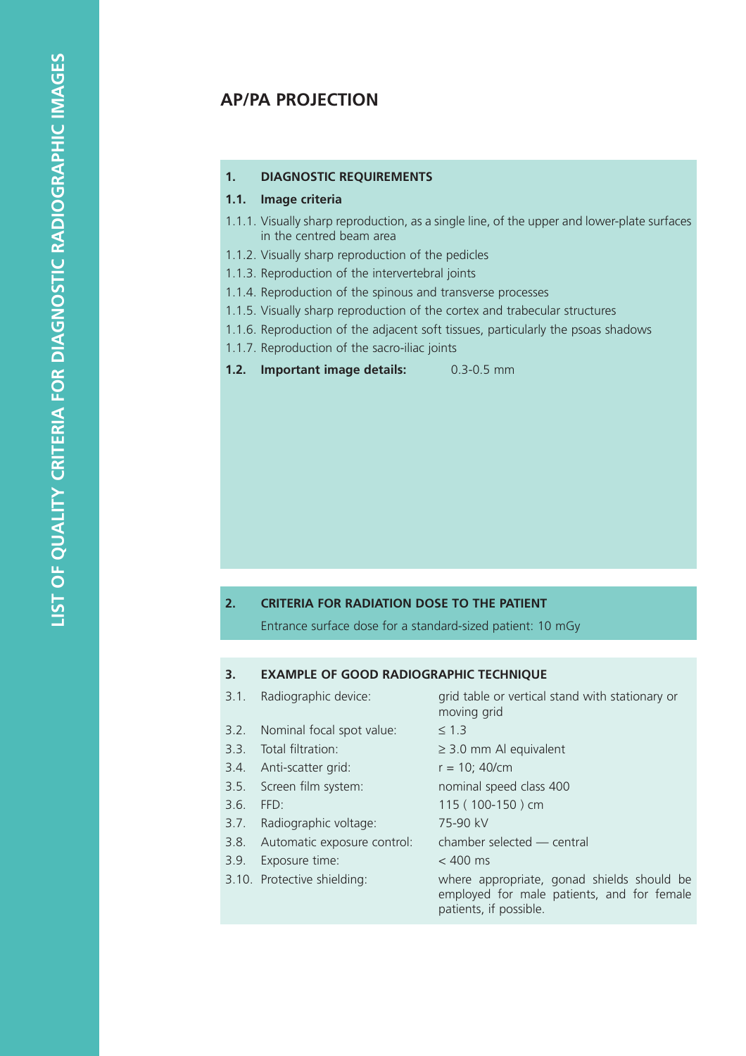## AP/PA PROJECTION

### 1. DIAGNOSTIC REQUIREMENTS

**1.1. Image criteria**

1.1.1. Visually sharp reproduction, as a single line, of the upper and lower-plate surfaces in the centred beam area

1.1.2. Visually sharp reproduction of the pedicles

1.1.3. Reproduction of the intervertebral joints

1.1.4. Reproduction of the spinous and transverse processes

1.1.5. Visually sharp reproduction of the cortex and trabecular structures

1.1.6. Reproduction of the adjacent soft tissues, particularly the psoas shadows

1.1.7. Reproduction of the sacro-iliac joints

**1.2. Important image details:** 0.3-0.5 mm

### 2. CRITERIA FOR RADIATION DOSE TO THE PATIENT

Entrance surface dose for a standard-sized patient: 10 mGy

### 3. EXAMPLE OF GOOD RADIOGRAPHIC TECHNIQUE

| | | |
|---|---|---|
| 3.1. | Radiographic device: | grid table or vertical stand with stationary or moving grid |
| 3.2. | Nominal focal spot value: | ≤ 1.3 |
| 3.3. | Total filtration: | ≥ 3.0 mm Al equivalent |
| 3.4. | Anti-scatter grid: | r = 10; 40/cm |
| 3.5. | Screen film system: | nominal speed class 400 |
| 3.6. | FFD: | 115 ( 100-150 ) cm |
| 3.7. | Radiographic voltage: | 75-90 kV |
| 3.8. | Automatic exposure control: | chamber selected — central |
| 3.9. | Exposure time: | < 400 ms |
| 3.10. | Protective shielding: | where appropriate, gonad shields should be employed for male patients, and for female patients, if possible. |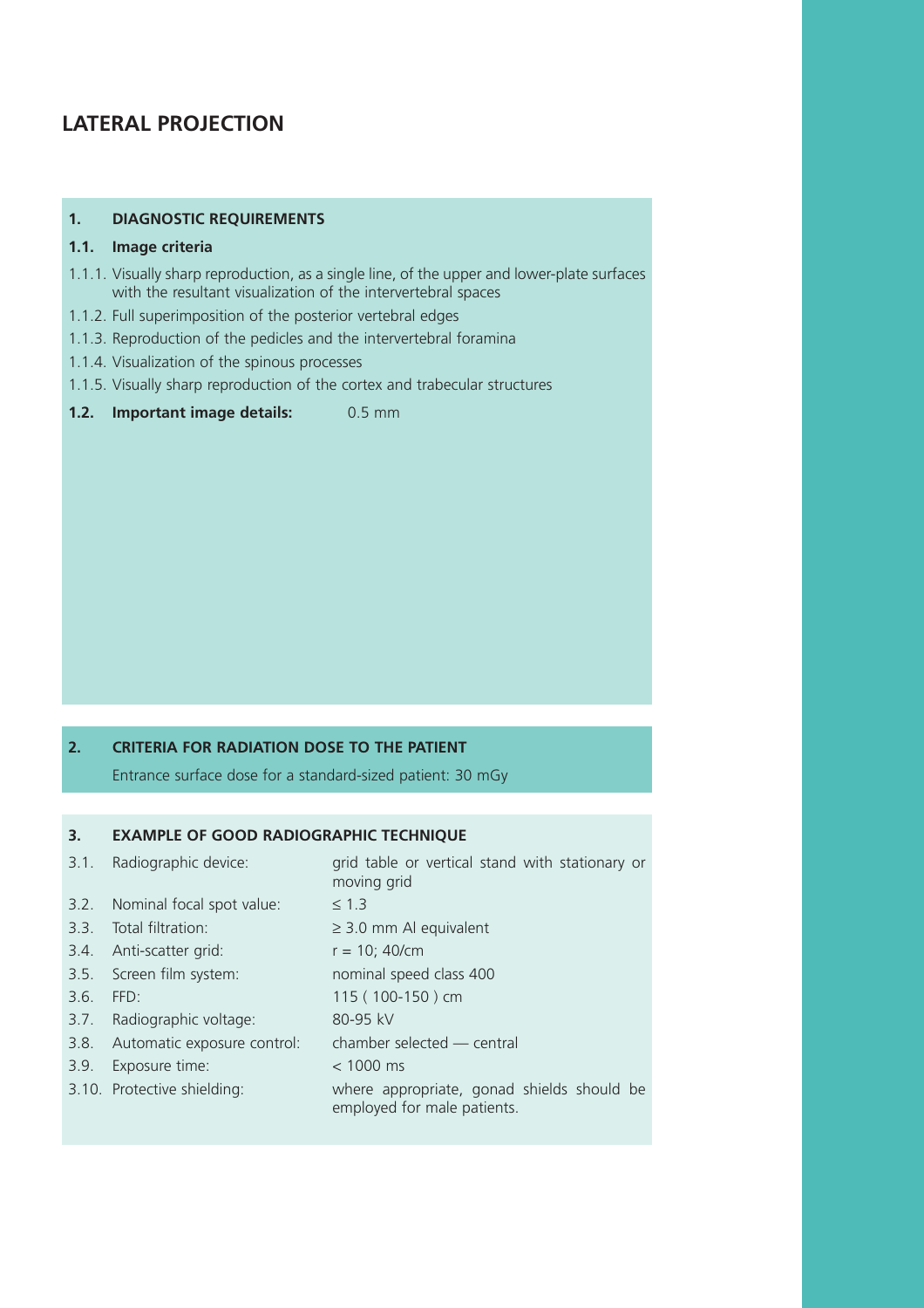# LATERAL PROJECTION

## 1. DIAGNOSTIC REQUIREMENTS

### 1.1. Image criteria

1.1.1. Visually sharp reproduction, as a single line, of the upper and lower-plate surfaces with the resultant visualization of the intervertebral spaces

1.1.2. Full superimposition of the posterior vertebral edges

1.1.3. Reproduction of the pedicles and the intervertebral foramina

1.1.4. Visualization of the spinous processes

1.1.5. Visually sharp reproduction of the cortex and trabecular structures

**1.2. Important image details:** 0.5 mm

## 2. CRITERIA FOR RADIATION DOSE TO THE PATIENT

Entrance surface dose for a standard-sized patient: 30 mGy

## 3. EXAMPLE OF GOOD RADIOGRAPHIC TECHNIQUE

| | | |
|---|---|---|
| 3.1. | Radiographic device: | grid table or vertical stand with stationary or moving grid |
| 3.2. | Nominal focal spot value: | ≤ 1.3 |
| 3.3. | Total filtration: | ≥ 3.0 mm Al equivalent |
| 3.4. | Anti-scatter grid: | r = 10; 40/cm |
| 3.5. | Screen film system: | nominal speed class 400 |
| 3.6. | FFD: | 115 ( 100-150 ) cm |
| 3.7. | Radiographic voltage: | 80-95 kV |
| 3.8. | Automatic exposure control: | chamber selected — central |
| 3.9. | Exposure time: | < 1000 ms |
| 3.10. | Protective shielding: | where appropriate, gonad shields should be employed for male patients. |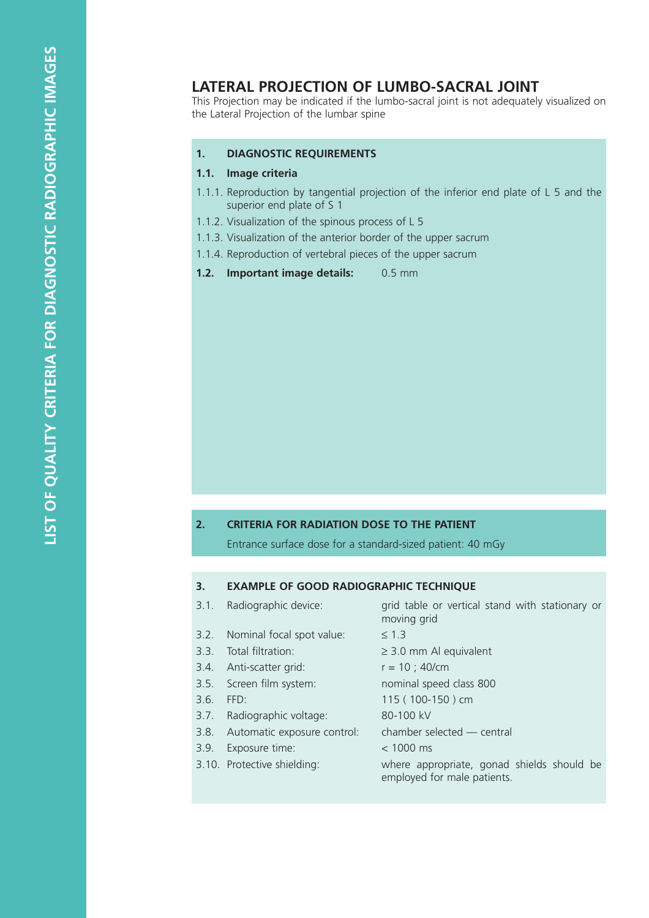## LATERAL PROJECTION OF LUMBO-SACRAL JOINT

This Projection may be indicated if the lumbo-sacral joint is not adequately visualized on the Lateral Projection of the lumbar spine

### 1. DIAGNOSTIC REQUIREMENTS

**1.1. Image criteria**

1.1.1. Reproduction by tangential projection of the inferior end plate of L 5 and the superior end plate of S 1

1.1.2. Visualization of the spinous process of L 5

1.1.3. Visualization of the anterior border of the upper sacrum

1.1.4. Reproduction of vertebral pieces of the upper sacrum

**1.2. Important image details:** 0.5 mm

### 2. CRITERIA FOR RADIATION DOSE TO THE PATIENT

Entrance surface dose for a standard-sized patient: 40 mGy

### 3. EXAMPLE OF GOOD RADIOGRAPHIC TECHNIQUE

| | | |
|---|---|---|
| 3.1. | Radiographic device: | grid table or vertical stand with stationary or moving grid |
| 3.2. | Nominal focal spot value: | ≤ 1.3 |
| 3.3. | Total filtration: | ≥ 3.0 mm Al equivalent |
| 3.4. | Anti-scatter grid: | r = 10 ; 40/cm |
| 3.5. | Screen film system: | nominal speed class 800 |
| 3.6. | FFD: | 115 ( 100-150 ) cm |
| 3.7. | Radiographic voltage: | 80-100 kV |
| 3.8. | Automatic exposure control: | chamber selected — central |
| 3.9. | Exposure time: | < 1000 ms |
| 3.10. | Protective shielding: | where appropriate, gonad shields should be employed for male patients. |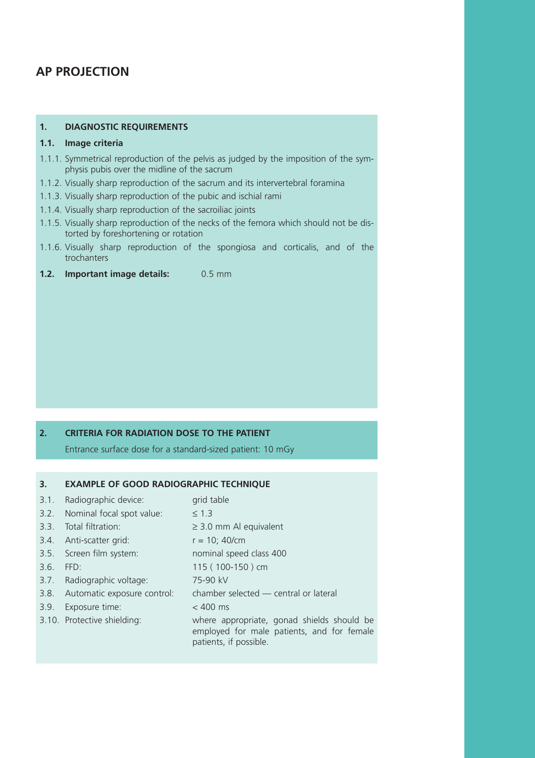## AP PROJECTION

### 1. DIAGNOSTIC REQUIREMENTS

#### 1.1. Image criteria

1.1.1. Symmetrical reproduction of the pelvis as judged by the imposition of the symphysis pubis over the midline of the sacrum

1.1.2. Visually sharp reproduction of the sacrum and its intervertebral foramina

1.1.3. Visually sharp reproduction of the pubic and ischial rami

1.1.4. Visually sharp reproduction of the sacroiliac joints

1.1.5. Visually sharp reproduction of the necks of the femora which should not be distorted by foreshortening or rotation

1.1.6. Visually sharp reproduction of the spongiosa and corticalis, and of the trochanters

**1.2. Important image details:** 0.5 mm

### 2. CRITERIA FOR RADIATION DOSE TO THE PATIENT

Entrance surface dose for a standard-sized patient: 10 mGy

### 3. EXAMPLE OF GOOD RADIOGRAPHIC TECHNIQUE

| | | |
|---|---|---|
| 3.1. | Radiographic device: | grid table |
| 3.2. | Nominal focal spot value: | ≤ 1.3 |
| 3.3. | Total filtration: | ≥ 3.0 mm Al equivalent |
| 3.4. | Anti-scatter grid: | r = 10; 40/cm |
| 3.5. | Screen film system: | nominal speed class 400 |
| 3.6. | FFD: | 115 ( 100-150 ) cm |
| 3.7. | Radiographic voltage: | 75-90 kV |
| 3.8. | Automatic exposure control: | chamber selected — central or lateral |
| 3.9. | Exposure time: | < 400 ms |
| 3.10. | Protective shielding: | where appropriate, gonad shields should be employed for male patients, and for female patients, if possible. |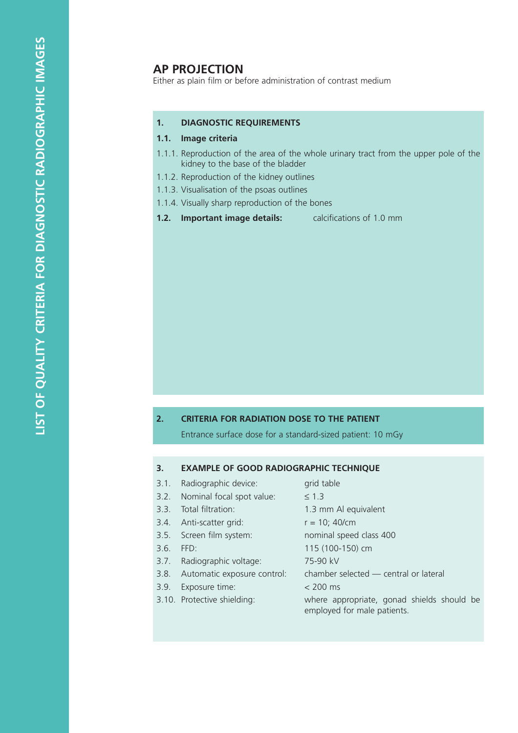## AP PROJECTION

Either as plain film or before administration of contrast medium

### 1. DIAGNOSTIC REQUIREMENTS

**1.1. Image criteria**

1.1.1. Reproduction of the area of the whole urinary tract from the upper pole of the kidney to the base of the bladder

1.1.2. Reproduction of the kidney outlines

1.1.3. Visualisation of the psoas outlines

1.1.4. Visually sharp reproduction of the bones

**1.2. Important image details:** calcifications of 1.0 mm

### 2. CRITERIA FOR RADIATION DOSE TO THE PATIENT

Entrance surface dose for a standard-sized patient: 10 mGy

### 3. EXAMPLE OF GOOD RADIOGRAPHIC TECHNIQUE

| | | |
|---|---|---|
| 3.1. | Radiographic device: | grid table |
| 3.2. | Nominal focal spot value: | ≤ 1.3 |
| 3.3. | Total filtration: | 1.3 mm Al equivalent |
| 3.4. | Anti-scatter grid: | r = 10; 40/cm |
| 3.5. | Screen film system: | nominal speed class 400 |
| 3.6. | FFD: | 115 (100-150) cm |
| 3.7. | Radiographic voltage: | 75-90 kV |
| 3.8. | Automatic exposure control: | chamber selected — central or lateral |
| 3.9. | Exposure time: | < 200 ms |
| 3.10. | Protective shielding: | where appropriate, gonad shields should be employed for male patients. |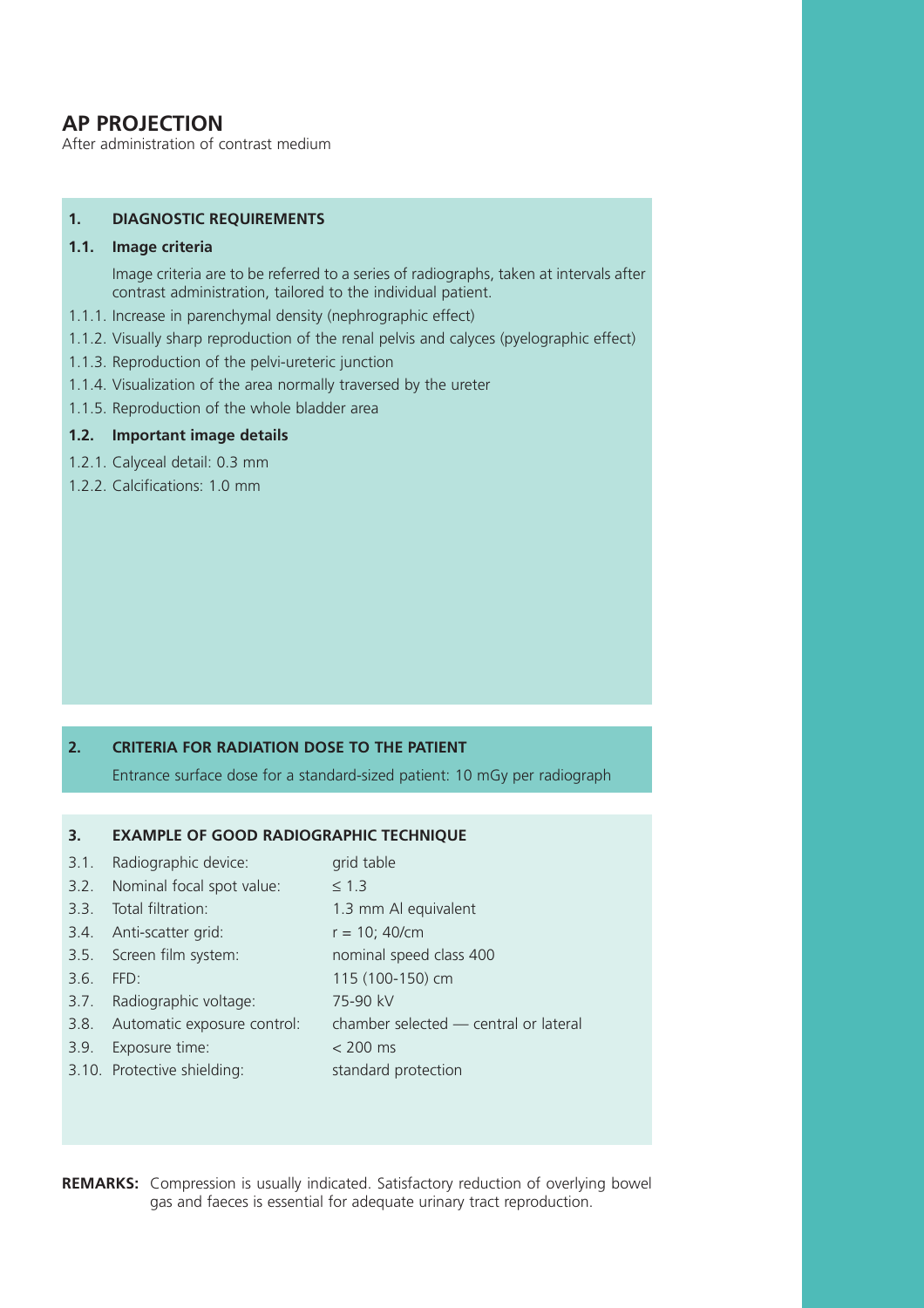## AP PROJECTION

After administration of contrast medium

**1. DIAGNOSTIC REQUIREMENTS**

**1.1. Image criteria**

Image criteria are to be referred to a series of radiographs, taken at intervals after contrast administration, tailored to the individual patient.

1.1.1. Increase in parenchymal density (nephrographic effect)

1.1.2. Visually sharp reproduction of the renal pelvis and calyces (pyelographic effect)

1.1.3. Reproduction of the pelvi-ureteric junction

1.1.4. Visualization of the area normally traversed by the ureter

1.1.5. Reproduction of the whole bladder area

**1.2. Important image details**

1.2.1. Calyceal detail: 0.3 mm

1.2.2. Calcifications: 1.0 mm

**2. CRITERIA FOR RADIATION DOSE TO THE PATIENT**

Entrance surface dose for a standard-sized patient: 10 mGy per radiograph

**3. EXAMPLE OF GOOD RADIOGRAPHIC TECHNIQUE**

| | | |
|---|---|---|
| 3.1. | Radiographic device: | grid table |
| 3.2. | Nominal focal spot value: | ≤ 1.3 |
| 3.3. | Total filtration: | 1.3 mm Al equivalent |
| 3.4. | Anti-scatter grid: | r = 10; 40/cm |
| 3.5. | Screen film system: | nominal speed class 400 |
| 3.6. | FFD: | 115 (100-150) cm |
| 3.7. | Radiographic voltage: | 75-90 kV |
| 3.8. | Automatic exposure control: | chamber selected — central or lateral |
| 3.9. | Exposure time: | < 200 ms |
| 3.10. | Protective shielding: | standard protection |

**REMARKS:** Compression is usually indicated. Satisfactory reduction of overlying bowel gas and faeces is essential for adequate urinary tract reproduction.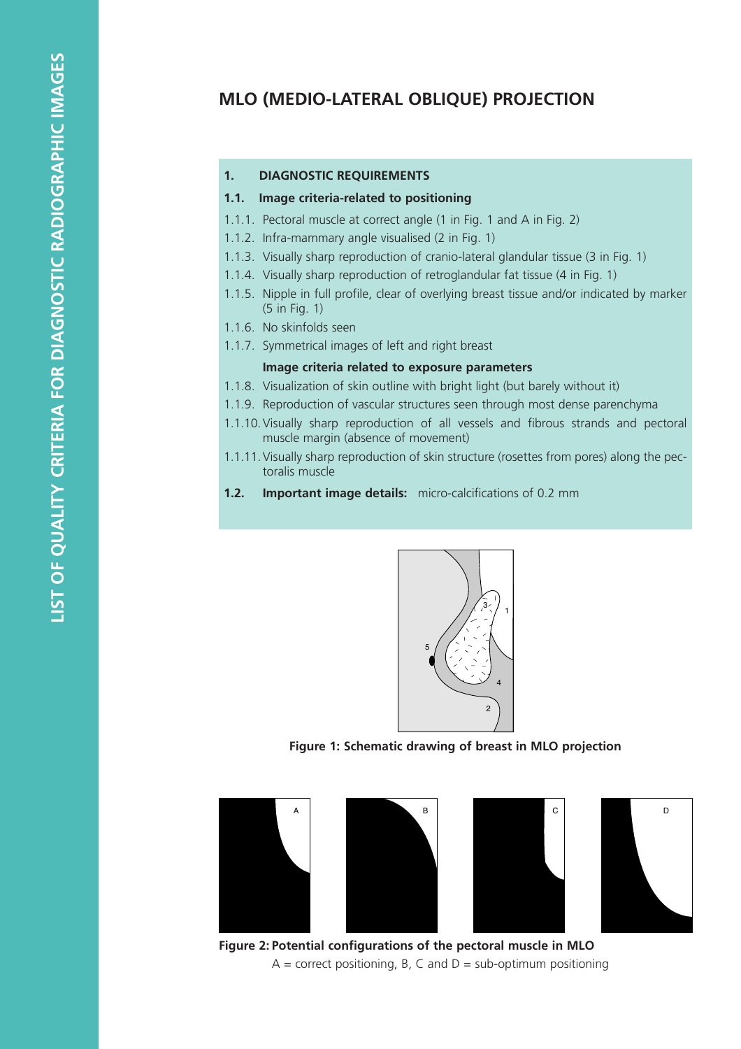## MLO (MEDIO-LATERAL OBLIQUE) PROJECTION

### 1. DIAGNOSTIC REQUIREMENTS

#### 1.1. Image criteria-related to positioning

1.1.1. Pectoral muscle at correct angle (1 in Fig. 1 and A in Fig. 2)

1.1.2. Infra-mammary angle visualised (2 in Fig. 1)

1.1.3. Visually sharp reproduction of cranio-lateral glandular tissue (3 in Fig. 1)

1.1.4. Visually sharp reproduction of retroglandular fat tissue (4 in Fig. 1)

1.1.5. Nipple in full profile, clear of overlying breast tissue and/or indicated by marker (5 in Fig. 1)

1.1.6. No skinfolds seen

1.1.7. Symmetrical images of left and right breast

**Image criteria related to exposure parameters**

1.1.8. Visualization of skin outline with bright light (but barely without it)

1.1.9. Reproduction of vascular structures seen through most dense parenchyma

1.1.10. Visually sharp reproduction of all vessels and fibrous strands and pectoral muscle margin (absence of movement)

1.1.11. Visually sharp reproduction of skin structure (rosettes from pores) along the pectoralis muscle

**1.2. Important image details:** micro-calcifications of 0.2 mm

**Figure 1: Schematic drawing of breast in MLO projection**

**Figure 2: Potential configurations of the pectoral muscle in MLO**

A = correct positioning, B, C and D = sub-optimum positioning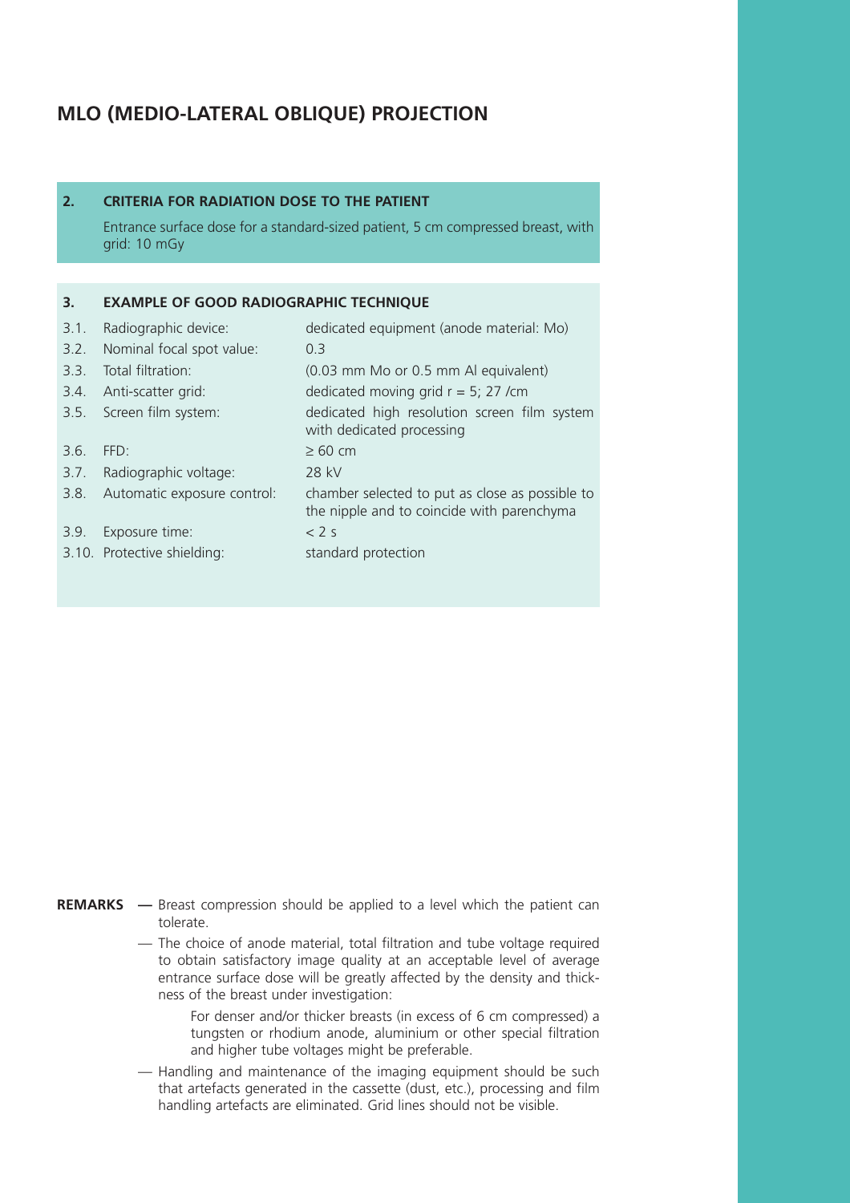# MLO (MEDIO-LATERAL OBLIQUE) PROJECTION

## 2. CRITERIA FOR RADIATION DOSE TO THE PATIENT

Entrance surface dose for a standard-sized patient, 5 cm compressed breast, with grid: 10 mGy

## 3. EXAMPLE OF GOOD RADIOGRAPHIC TECHNIQUE

| | | |
|---|---|---|
| 3.1. | Radiographic device: | dedicated equipment (anode material: Mo) |
| 3.2. | Nominal focal spot value: | 0.3 |
| 3.3. | Total filtration: | (0.03 mm Mo or 0.5 mm Al equivalent) |
| 3.4. | Anti-scatter grid: | dedicated moving grid r = 5; 27 /cm |
| 3.5. | Screen film system: | dedicated high resolution screen film system with dedicated processing |
| 3.6. | FFD: | ≥ 60 cm |
| 3.7. | Radiographic voltage: | 28 kV |
| 3.8. | Automatic exposure control: | chamber selected to put as close as possible to the nipple and to coincide with parenchyma |
| 3.9. | Exposure time: | < 2 s |
| 3.10. | Protective shielding: | standard protection |

**REMARKS**

— Breast compression should be applied to a level which the patient can tolerate.

— The choice of anode material, total filtration and tube voltage required to obtain satisfactory image quality at an acceptable level of average entrance surface dose will be greatly affected by the density and thickness of the breast under investigation:

> For denser and/or thicker breasts (in excess of 6 cm compressed) a tungsten or rhodium anode, aluminium or other special filtration and higher tube voltages might be preferable.

— Handling and maintenance of the imaging equipment should be such that artefacts generated in the cassette (dust, etc.), processing and film handling artefacts are eliminated. Grid lines should not be visible.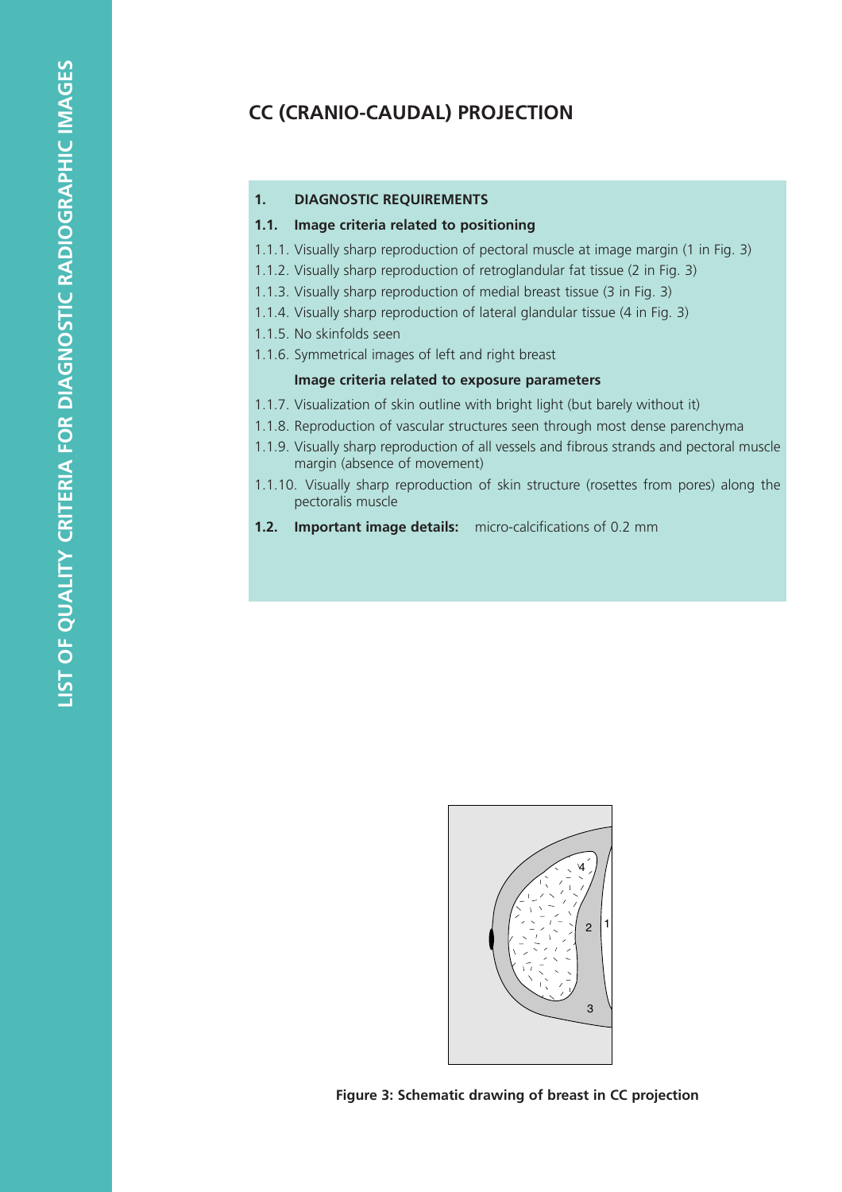## CC (CRANIO-CAUDAL) PROJECTION

**1. DIAGNOSTIC REQUIREMENTS**

**1.1. Image criteria related to positioning**

1.1.1. Visually sharp reproduction of pectoral muscle at image margin (1 in Fig. 3)

1.1.2. Visually sharp reproduction of retroglandular fat tissue (2 in Fig. 3)

1.1.3. Visually sharp reproduction of medial breast tissue (3 in Fig. 3)

1.1.4. Visually sharp reproduction of lateral glandular tissue (4 in Fig. 3)

1.1.5. No skinfolds seen

1.1.6. Symmetrical images of left and right breast

**Image criteria related to exposure parameters**

1.1.7. Visualization of skin outline with bright light (but barely without it)

1.1.8. Reproduction of vascular structures seen through most dense parenchyma

1.1.9. Visually sharp reproduction of all vessels and fibrous strands and pectoral muscle margin (absence of movement)

1.1.10. Visually sharp reproduction of skin structure (rosettes from pores) along the pectoralis muscle

**1.2. Important image details:** micro-calcifications of 0.2 mm

**Figure 3: Schematic drawing of breast in CC projection**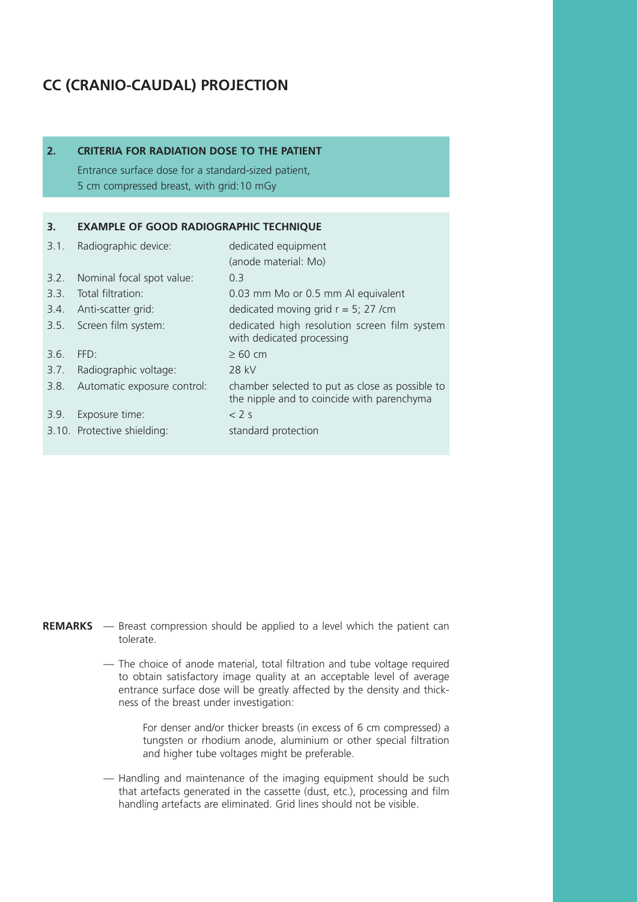# CC (CRANIO-CAUDAL) PROJECTION

## 2. CRITERIA FOR RADIATION DOSE TO THE PATIENT

Entrance surface dose for a standard-sized patient, 5 cm compressed breast, with grid: 10 mGy

## 3. EXAMPLE OF GOOD RADIOGRAPHIC TECHNIQUE

| | | |
|---|---|---|
| 3.1. | Radiographic device: | dedicated equipment (anode material: Mo) |
| 3.2. | Nominal focal spot value: | 0.3 |
| 3.3. | Total filtration: | 0.03 mm Mo or 0.5 mm Al equivalent |
| 3.4. | Anti-scatter grid: | dedicated moving grid r = 5; 27 /cm |
| 3.5. | Screen film system: | dedicated high resolution screen film system with dedicated processing |
| 3.6. | FFD: | ≥ 60 cm |
| 3.7. | Radiographic voltage: | 28 kV |
| 3.8. | Automatic exposure control: | chamber selected to put as close as possible to the nipple and to coincide with parenchyma |
| 3.9. | Exposure time: | < 2 s |
| 3.10. | Protective shielding: | standard protection |

**REMARKS**

— Breast compression should be applied to a level which the patient can tolerate.

— The choice of anode material, total filtration and tube voltage required to obtain satisfactory image quality at an acceptable level of average entrance surface dose will be greatly affected by the density and thickness of the breast under investigation:

> For denser and/or thicker breasts (in excess of 6 cm compressed) a tungsten or rhodium anode, aluminium or other special filtration and higher tube voltages might be preferable.

— Handling and maintenance of the imaging equipment should be such that artefacts generated in the cassette (dust, etc.), processing and film handling artefacts are eliminated. Grid lines should not be visible.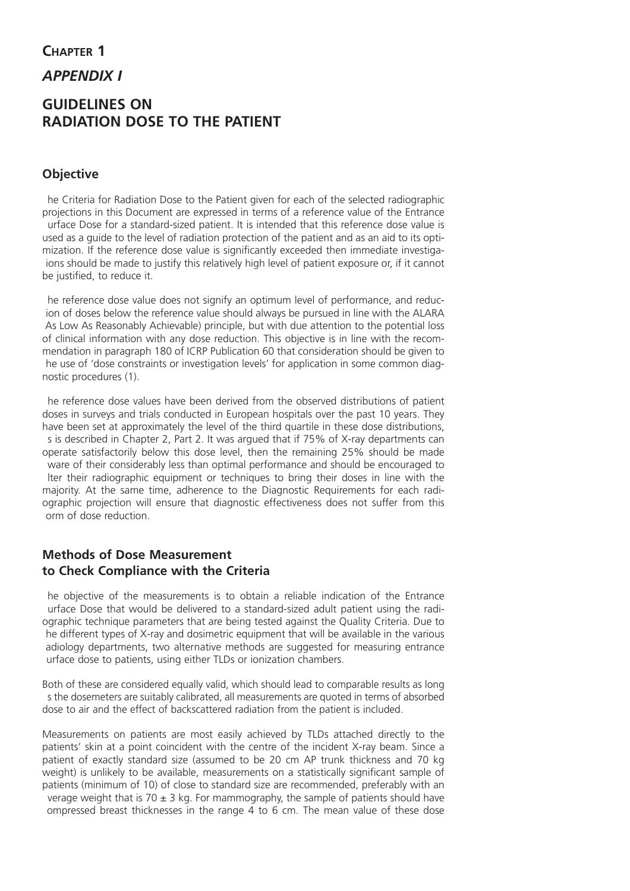# Chapter 1

## *APPENDIX I*

## GUIDELINES ON RADIATION DOSE TO THE PATIENT

### Objective

he Criteria for Radiation Dose to the Patient given for each of the selected radiographic projections in this Document are expressed in terms of a reference value of the Entrance urface Dose for a standard-sized patient. It is intended that this reference dose value is used as a guide to the level of radiation protection of the patient and as an aid to its optimization. If the reference dose value is significantly exceeded then immediate investiga- ions should be made to justify this relatively high level of patient exposure or, if it cannot be justified, to reduce it.

he reference dose value does not signify an optimum level of performance, and reduc- ion of doses below the reference value should always be pursued in line with the ALARA As Low As Reasonably Achievable) principle, but with due attention to the potential loss of clinical information with any dose reduction. This objective is in line with the recommendation in paragraph 180 of ICRP Publication 60 that consideration should be given to he use of 'dose constraints or investigation levels' for application in some common diagnostic procedures (1).

he reference dose values have been derived from the observed distributions of patient doses in surveys and trials conducted in European hospitals over the past 10 years. They have been set at approximately the level of the third quartile in these dose distributions, s is described in Chapter 2, Part 2. It was argued that if 75% of X-ray departments can operate satisfactorily below this dose level, then the remaining 25% should be made ware of their considerably less than optimal performance and should be encouraged to lter their radiographic equipment or techniques to bring their doses in line with the majority. At the same time, adherence to the Diagnostic Requirements for each radiographic projection will ensure that diagnostic effectiveness does not suffer from this orm of dose reduction.

### Methods of Dose Measurement to Check Compliance with the Criteria

he objective of the measurements is to obtain a reliable indication of the Entrance urface Dose that would be delivered to a standard-sized adult patient using the radiographic technique parameters that are being tested against the Quality Criteria. Due to he different types of X-ray and dosimetric equipment that will be available in the various adiology departments, two alternative methods are suggested for measuring entrance urface dose to patients, using either TLDs or ionization chambers.

Both of these are considered equally valid, which should lead to comparable results as long s the dosemeters are suitably calibrated, all measurements are quoted in terms of absorbed dose to air and the effect of backscattered radiation from the patient is included.

Measurements on patients are most easily achieved by TLDs attached directly to the patients' skin at a point coincident with the centre of the incident X-ray beam. Since a patient of exactly standard size (assumed to be 20 cm AP trunk thickness and 70 kg weight) is unlikely to be available, measurements on a statistically significant sample of patients (minimum of 10) of close to standard size are recommended, preferably with an verage weight that is 70 ± 3 kg. For mammography, the sample of patients should have ompressed breast thicknesses in the range 4 to 6 cm. The mean value of these dose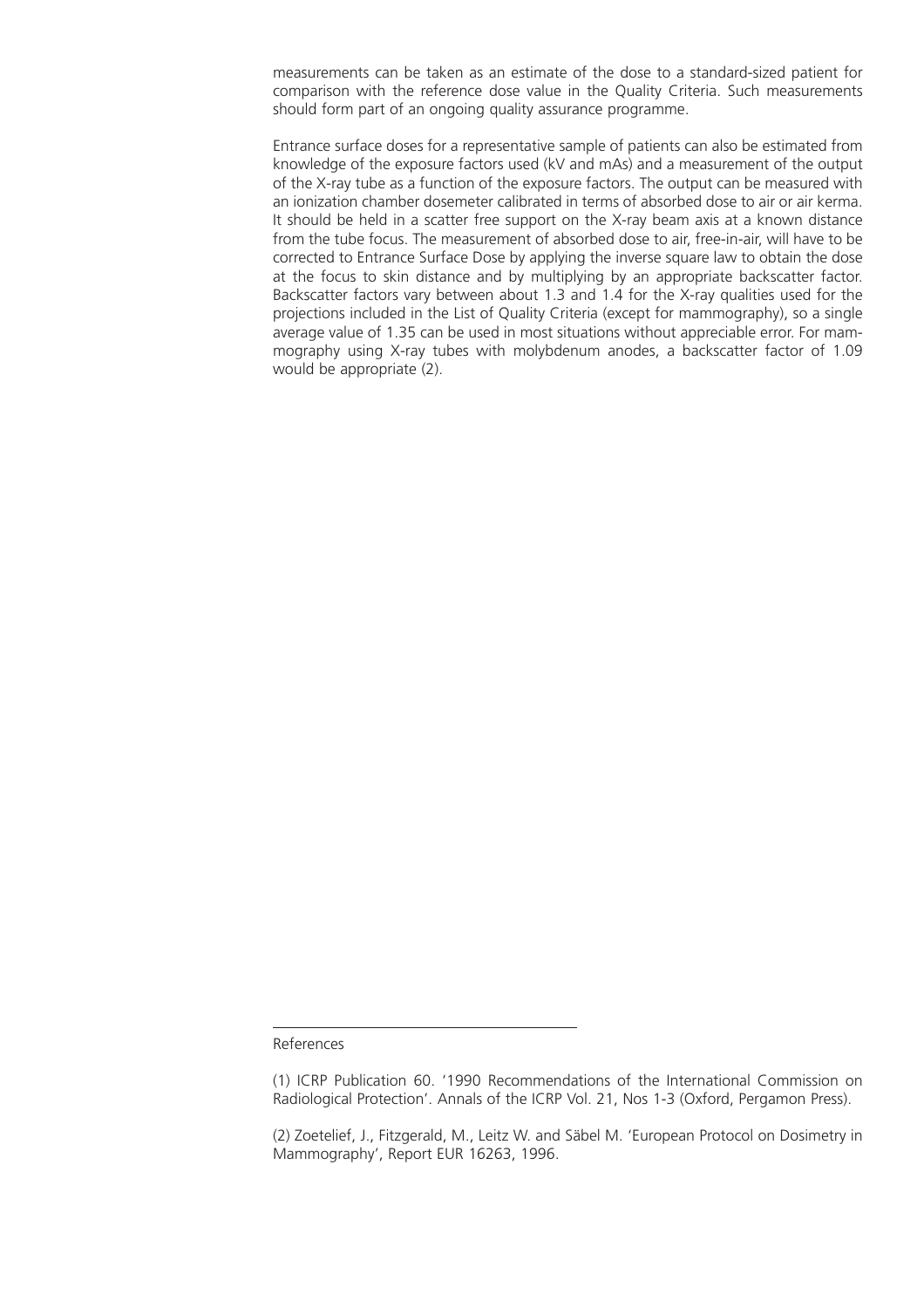measurements can be taken as an estimate of the dose to a standard-sized patient for comparison with the reference dose value in the Quality Criteria. Such measurements should form part of an ongoing quality assurance programme.

Entrance surface doses for a representative sample of patients can also be estimated from knowledge of the exposure factors used (kV and mAs) and a measurement of the output of the X-ray tube as a function of the exposure factors. The output can be measured with an ionization chamber dosemeter calibrated in terms of absorbed dose to air or air kerma. It should be held in a scatter free support on the X-ray beam axis at a known distance from the tube focus. The measurement of absorbed dose to air, free-in-air, will have to be corrected to Entrance Surface Dose by applying the inverse square law to obtain the dose at the focus to skin distance and by multiplying by an appropriate backscatter factor. Backscatter factors vary between about 1.3 and 1.4 for the X-ray qualities used for the projections included in the List of Quality Criteria (except for mammography), so a single average value of 1.35 can be used in most situations without appreciable error. For mammography using X-ray tubes with molybdenum anodes, a backscatter factor of 1.09 would be appropriate (2).

---

References

(1) ICRP Publication 60. '1990 Recommendations of the International Commission on Radiological Protection'. Annals of the ICRP Vol. 21, Nos 1-3 (Oxford, Pergamon Press).

(2) Zoetelief, J., Fitzgerald, M., Leitz W. and Säbel M. 'European Protocol on Dosimetry in Mammography', Report EUR 16263, 1996.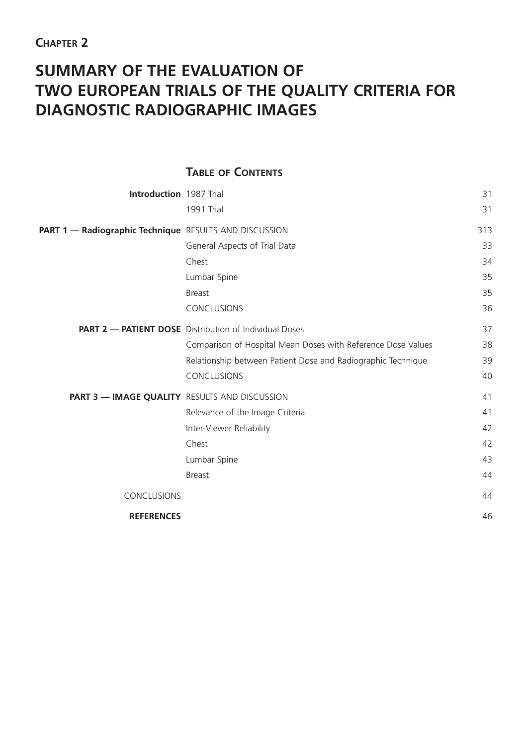**CHAPTER 2**

# SUMMARY OF THE EVALUATION OF TWO EUROPEAN TRIALS OF THE QUALITY CRITERIA FOR DIAGNOSTIC RADIOGRAPHIC IMAGES

## TABLE OF CONTENTS

| | | |
|---|---|---|
| **Introduction** | 1987 Trial | 31 |
| | 1991 Trial | 31 |
| **PART 1 — Radiographic Technique** | RESULTS AND DISCUSSION | 313 |
| | General Aspects of Trial Data | 33 |
| | Chest | 34 |
| | Lumbar Spine | 35 |
| | Breast | 35 |
| | CONCLUSIONS | 36 |
| **PART 2 — PATIENT DOSE** | Distribution of Individual Doses | 37 |
| | Comparison of Hospital Mean Doses with Reference Dose Values | 38 |
| | Relationship between Patient Dose and Radiographic Technique | 39 |
| | CONCLUSIONS | 40 |
| **PART 3 — IMAGE QUALITY** | RESULTS AND DISCUSSION | 41 |
| | Relevance of the Image Criteria | 41 |
| | Inter-Viewer Reliability | 42 |
| | Chest | 42 |
| | Lumbar Spine | 43 |
| | Breast | 44 |
| CONCLUSIONS | | 44 |
| **REFERENCES** | | 46 |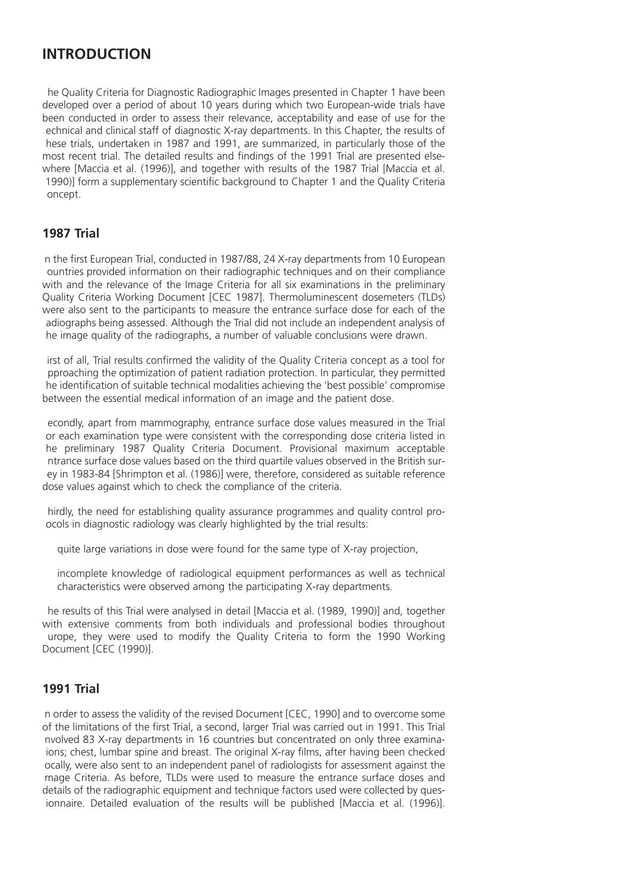## INTRODUCTION

The Quality Criteria for Diagnostic Radiographic Images presented in Chapter 1 have been developed over a period of about 10 years during which two European-wide trials have been conducted in order to assess their relevance, acceptability and ease of use for the technical and clinical staff of diagnostic X-ray departments. In this Chapter, the results of these trials, undertaken in 1987 and 1991, are summarized, in particularly those of the most recent trial. The detailed results and findings of the 1991 Trial are presented elsewhere [Maccia et al. (1996)], and together with results of the 1987 Trial [Maccia et al. 1990)] form a supplementary scientific background to Chapter 1 and the Quality Criteria concept.

### 1987 Trial

In the first European Trial, conducted in 1987/88, 24 X-ray departments from 10 European countries provided information on their radiographic techniques and on their compliance with and the relevance of the Image Criteria for all six examinations in the preliminary Quality Criteria Working Document [CEC 1987]. Thermoluminescent dosemeters (TLDs) were also sent to the participants to measure the entrance surface dose for each of the radiographs being assessed. Although the Trial did not include an independent analysis of the image quality of the radiographs, a number of valuable conclusions were drawn.

First of all, Trial results confirmed the validity of the Quality Criteria concept as a tool for approaching the optimization of patient radiation protection. In particular, they permitted the identification of suitable technical modalities achieving the 'best possible' compromise between the essential medical information of an image and the patient dose.

Secondly, apart from mammography, entrance surface dose values measured in the Trial for each examination type were consistent with the corresponding dose criteria listed in the preliminary 1987 Quality Criteria Document. Provisional maximum acceptable entrance surface dose values based on the third quartile values observed in the British survey in 1983-84 [Shrimpton et al. (1986)] were, therefore, considered as suitable reference dose values against which to check the compliance of the criteria.

Thirdly, the need for establishing quality assurance programmes and quality control protocols in diagnostic radiology was clearly highlighted by the trial results:

- quite large variations in dose were found for the same type of X-ray projection,
- incomplete knowledge of radiological equipment performances as well as technical characteristics were observed among the participating X-ray departments.

The results of this Trial were analysed in detail [Maccia et al. (1989, 1990)] and, together with extensive comments from both individuals and professional bodies throughout Europe, they were used to modify the Quality Criteria to form the 1990 Working Document [CEC (1990)].

### 1991 Trial

In order to assess the validity of the revised Document [CEC, 1990] and to overcome some of the limitations of the first Trial, a second, larger Trial was carried out in 1991. This Trial involved 83 X-ray departments in 16 countries but concentrated on only three examinations; chest, lumbar spine and breast. The original X-ray films, after having been checked locally, were also sent to an independent panel of radiologists for assessment against the Image Criteria. As before, TLDs were used to measure the entrance surface doses and details of the radiographic equipment and technique factors used were collected by questionnaire. Detailed evaluation of the results will be published [Maccia et al. (1996)].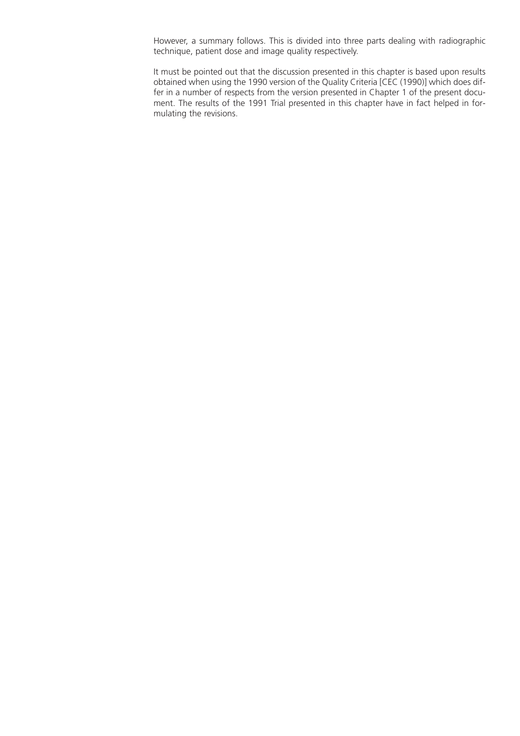However, a summary follows. This is divided into three parts dealing with radiographic technique, patient dose and image quality respectively.

It must be pointed out that the discussion presented in this chapter is based upon results obtained when using the 1990 version of the Quality Criteria [CEC (1990)] which does differ in a number of respects from the version presented in Chapter 1 of the present document. The results of the 1991 Trial presented in this chapter have in fact helped in formulating the revisions.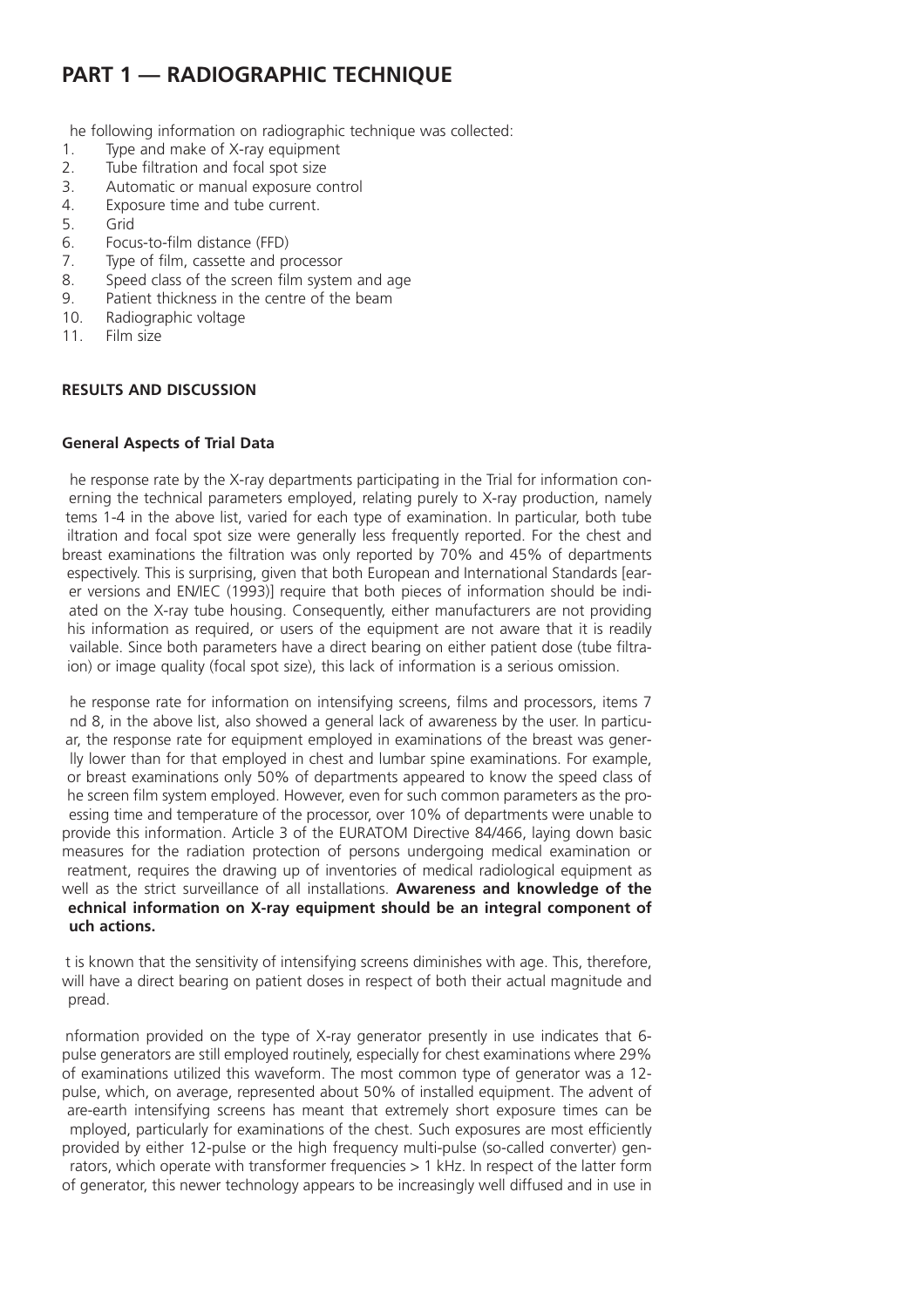## PART 1 — RADIOGRAPHIC TECHNIQUE

he following information on radiographic technique was collected:

1. Type and make of X-ray equipment
2. Tube filtration and focal spot size
3. Automatic or manual exposure control
4. Exposure time and tube current.
5. Grid
6. Focus-to-film distance (FFD)
7. Type of film, cassette and processor
8. Speed class of the screen film system and age
9. Patient thickness in the centre of the beam
10. Radiographic voltage
11. Film size

### RESULTS AND DISCUSSION

#### General Aspects of Trial Data

he response rate by the X-ray departments participating in the Trial for information conerning the technical parameters employed, relating purely to X-ray production, namely tems 1-4 in the above list, varied for each type of examination. In particular, both tube iltration and focal spot size were generally less frequently reported. For the chest and breast examinations the filtration was only reported by 70% and 45% of departments espectively. This is surprising, given that both European and International Standards [earer versions and EN/IEC (1993)] require that both pieces of information should be indiated on the X-ray tube housing. Consequently, either manufacturers are not providing his information as required, or users of the equipment are not aware that it is readily vailable. Since both parameters have a direct bearing on either patient dose (tube filtraion) or image quality (focal spot size), this lack of information is a serious omission.

he response rate for information on intensifying screens, films and processors, items 7 nd 8, in the above list, also showed a general lack of awareness by the user. In particuar, the response rate for equipment employed in examinations of the breast was generlly lower than for that employed in chest and lumbar spine examinations. For example, or breast examinations only 50% of departments appeared to know the speed class of he screen film system employed. However, even for such common parameters as the proessing time and temperature of the processor, over 10% of departments were unable to provide this information. Article 3 of the EURATOM Directive 84/466, laying down basic measures for the radiation protection of persons undergoing medical examination or reatment, requires the drawing up of inventories of medical radiological equipment as well as the strict surveillance of all installations. **Awareness and knowledge of the echnical information on X-ray equipment should be an integral component of uch actions.**

t is known that the sensitivity of intensifying screens diminishes with age. This, therefore, will have a direct bearing on patient doses in respect of both their actual magnitude and pread.

nformation provided on the type of X-ray generator presently in use indicates that 6-pulse generators are still employed routinely, especially for chest examinations where 29% of examinations utilized this waveform. The most common type of generator was a 12-pulse, which, on average, represented about 50% of installed equipment. The advent of are-earth intensifying screens has meant that extremely short exposure times can be mployed, particularly for examinations of the chest. Such exposures are most efficiently provided by either 12-pulse or the high frequency multi-pulse (so-called converter) genrators, which operate with transformer frequencies > 1 kHz. In respect of the latter form of generator, this newer technology appears to be increasingly well diffused and in use in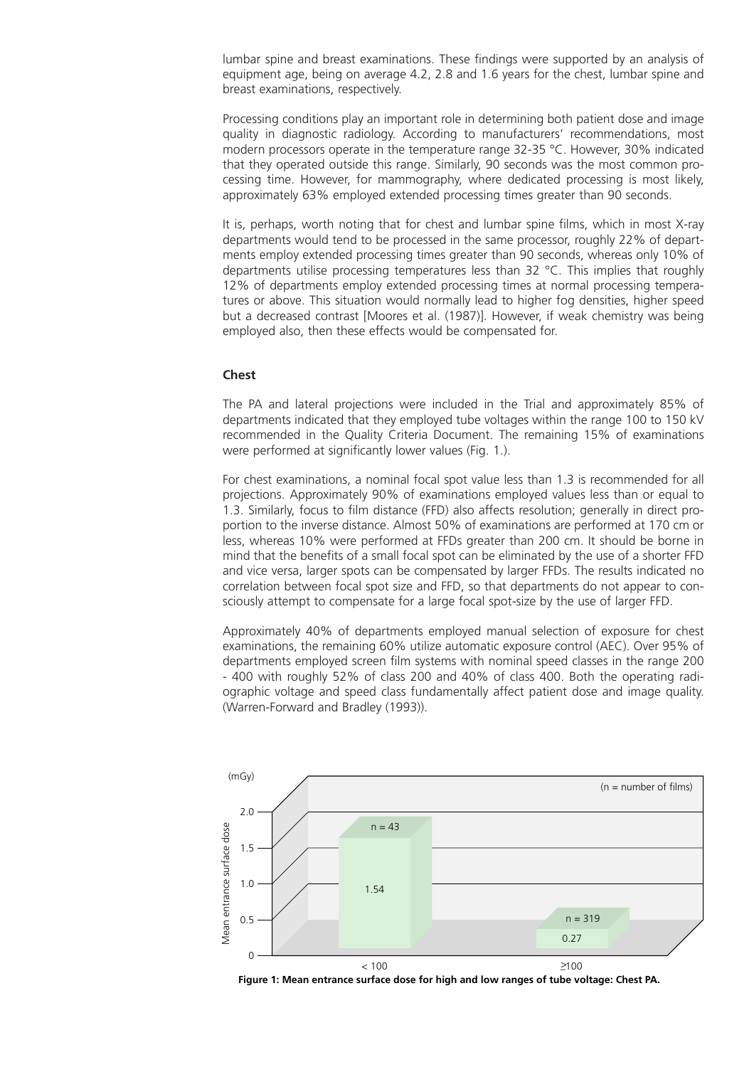lumbar spine and breast examinations. These findings were supported by an analysis of equipment age, being on average 4.2, 2.8 and 1.6 years for the chest, lumbar spine and breast examinations, respectively.

Processing conditions play an important role in determining both patient dose and image quality in diagnostic radiology. According to manufacturers' recommendations, most modern processors operate in the temperature range 32-35 °C. However, 30% indicated that they operated outside this range. Similarly, 90 seconds was the most common processing time. However, for mammography, where dedicated processing is most likely, approximately 63% employed extended processing times greater than 90 seconds.

It is, perhaps, worth noting that for chest and lumbar spine films, which in most X-ray departments would tend to be processed in the same processor, roughly 22% of departments employ extended processing times greater than 90 seconds, whereas only 10% of departments utilise processing temperatures less than 32 °C. This implies that roughly 12% of departments employ extended processing times at normal processing temperatures or above. This situation would normally lead to higher fog densities, higher speed but a decreased contrast [Moores et al. (1987)]. However, if weak chemistry was being employed also, then these effects would be compensated for.

**Chest**

The PA and lateral projections were included in the Trial and approximately 85% of departments indicated that they employed tube voltages within the range 100 to 150 kV recommended in the Quality Criteria Document. The remaining 15% of examinations were performed at significantly lower values (Fig. 1.).

For chest examinations, a nominal focal spot value less than 1.3 is recommended for all projections. Approximately 90% of examinations employed values less than or equal to 1.3. Similarly, focus to film distance (FFD) also affects resolution; generally in direct proportion to the inverse distance. Almost 50% of examinations are performed at 170 cm or less, whereas 10% were performed at FFDs greater than 200 cm. It should be borne in mind that the benefits of a small focal spot can be eliminated by the use of a shorter FFD and vice versa, larger spots can be compensated by larger FFDs. The results indicated no correlation between focal spot size and FFD, so that departments do not appear to consciously attempt to compensate for a large focal spot-size by the use of larger FFD.

Approximately 40% of departments employed manual selection of exposure for chest examinations, the remaining 60% utilize automatic exposure control (AEC). Over 95% of departments employed screen film systems with nominal speed classes in the range 200 - 400 with roughly 52% of class 200 and 40% of class 400. Both the operating radiographic voltage and speed class fundamentally affect patient dose and image quality. (Warren-Forward and Bradley (1993)).

| Tube voltage | Mean entrance surface dose (mGy) | n (number of films) |
|---|---|---|
| < 100 | 1.54 | 43 |
| ≥100 | 0.27 | 319 |

**Figure 1: Mean entrance surface dose for high and low ranges of tube voltage: Chest PA.**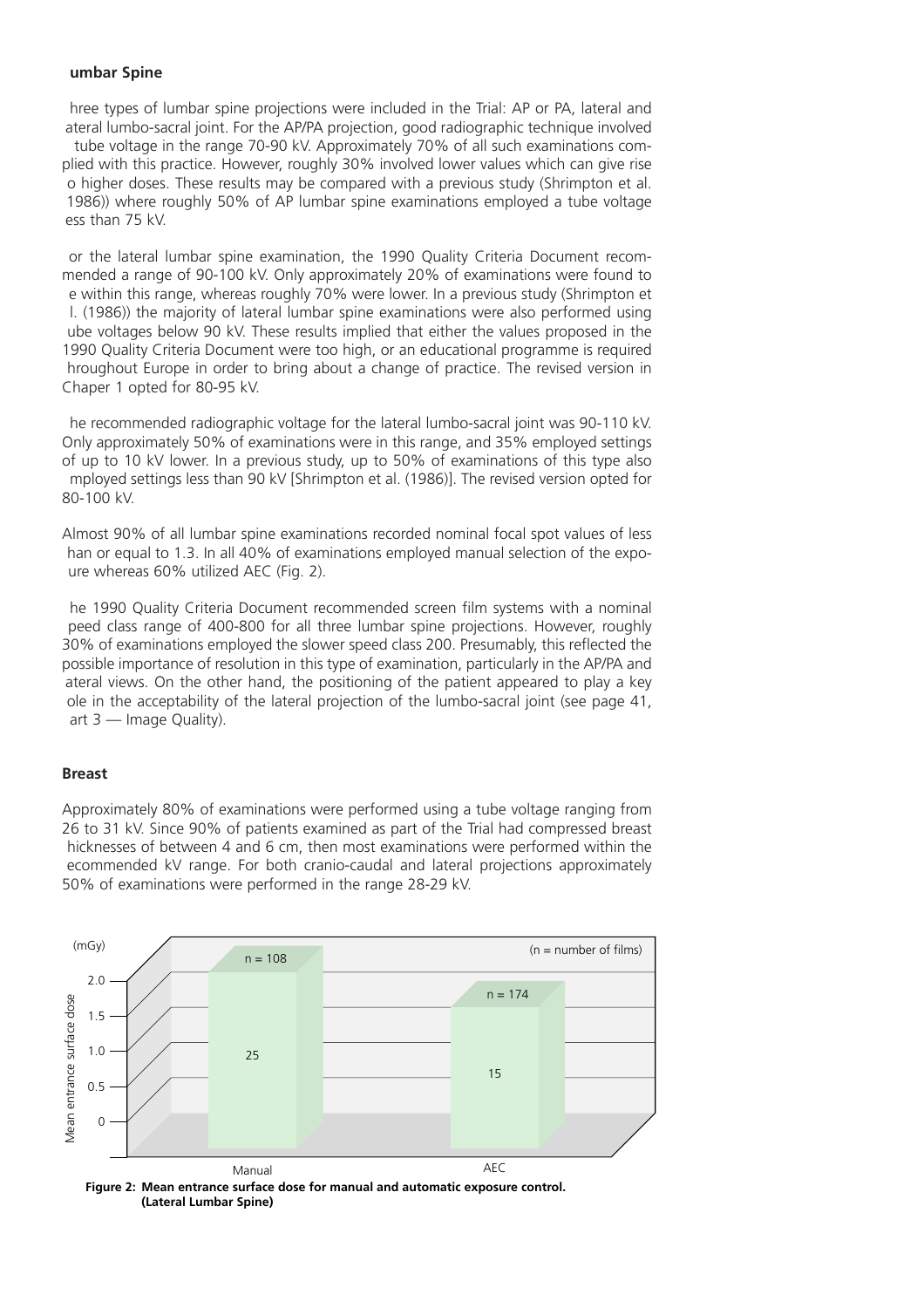**umbar Spine**

hree types of lumbar spine projections were included in the Trial: AP or PA, lateral and ateral lumbo-sacral joint. For the AP/PA projection, good radiographic technique involved tube voltage in the range 70-90 kV. Approximately 70% of all such examinations complied with this practice. However, roughly 30% involved lower values which can give rise o higher doses. These results may be compared with a previous study (Shrimpton et al. 1986)) where roughly 50% of AP lumbar spine examinations employed a tube voltage ess than 75 kV.

or the lateral lumbar spine examination, the 1990 Quality Criteria Document recommended a range of 90-100 kV. Only approximately 20% of examinations were found to e within this range, whereas roughly 70% were lower. In a previous study (Shrimpton et l. (1986)) the majority of lateral lumbar spine examinations were also performed using ube voltages below 90 kV. These results implied that either the values proposed in the 1990 Quality Criteria Document were too high, or an educational programme is required hroughout Europe in order to bring about a change of practice. The revised version in Chaper 1 opted for 80-95 kV.

he recommended radiographic voltage for the lateral lumbo-sacral joint was 90-110 kV. Only approximately 50% of examinations were in this range, and 35% employed settings of up to 10 kV lower. In a previous study, up to 50% of examinations of this type also mployed settings less than 90 kV [Shrimpton et al. (1986)]. The revised version opted for 80-100 kV.

Almost 90% of all lumbar spine examinations recorded nominal focal spot values of less han or equal to 1.3. In all 40% of examinations employed manual selection of the expoure whereas 60% utilized AEC (Fig. 2).

he 1990 Quality Criteria Document recommended screen film systems with a nominal peed class range of 400-800 for all three lumbar spine projections. However, roughly 30% of examinations employed the slower speed class 200. Presumably, this reflected the possible importance of resolution in this type of examination, particularly in the AP/PA and ateral views. On the other hand, the positioning of the patient appeared to play a key ole in the acceptability of the lateral projection of the lumbo-sacral joint (see page 41, art 3 — Image Quality).

**Breast**

Approximately 80% of examinations were performed using a tube voltage ranging from 26 to 31 kV. Since 90% of patients examined as part of the Trial had compressed breast hicknesses of between 4 and 6 cm, then most examinations were performed within the ecommended kV range. For both cranio-caudal and lateral projections approximately 50% of examinations were performed in the range 28-29 kV.

| | Manual | AEC |
|---|---|---|
| Mean entrance surface dose (mGy) | ~2.0 | ~1.6 |
| Number of films (n) | 108 | 174 |
| Bar label | 25 | 15 |

**Figure 2: Mean entrance surface dose for manual and automatic exposure control. (Lateral Lumbar Spine)**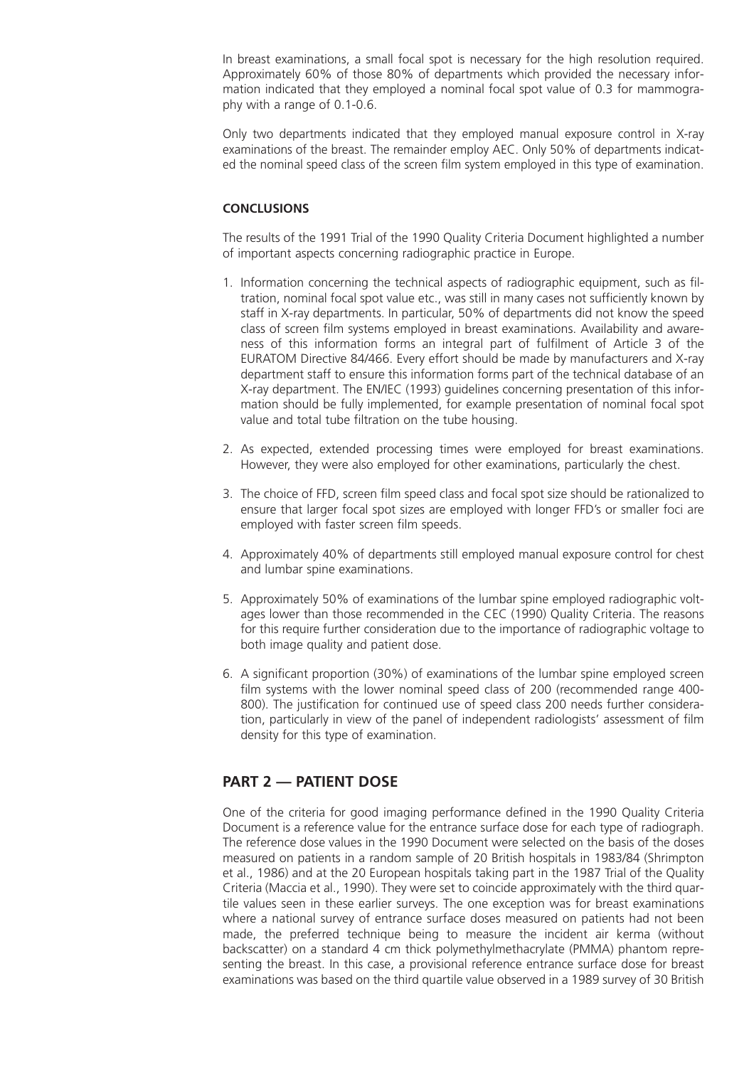In breast examinations, a small focal spot is necessary for the high resolution required. Approximately 60% of those 80% of departments which provided the necessary information indicated that they employed a nominal focal spot value of 0.3 for mammography with a range of 0.1-0.6.

Only two departments indicated that they employed manual exposure control in X-ray examinations of the breast. The remainder employ AEC. Only 50% of departments indicated the nominal speed class of the screen film system employed in this type of examination.

**CONCLUSIONS**

The results of the 1991 Trial of the 1990 Quality Criteria Document highlighted a number of important aspects concerning radiographic practice in Europe.

1. Information concerning the technical aspects of radiographic equipment, such as filtration, nominal focal spot value etc., was still in many cases not sufficiently known by staff in X-ray departments. In particular, 50% of departments did not know the speed class of screen film systems employed in breast examinations. Availability and awareness of this information forms an integral part of fulfilment of Article 3 of the EURATOM Directive 84/466. Every effort should be made by manufacturers and X-ray department staff to ensure this information forms part of the technical database of an X-ray department. The EN/IEC (1993) guidelines concerning presentation of this information should be fully implemented, for example presentation of nominal focal spot value and total tube filtration on the tube housing.

2. As expected, extended processing times were employed for breast examinations. However, they were also employed for other examinations, particularly the chest.

3. The choice of FFD, screen film speed class and focal spot size should be rationalized to ensure that larger focal spot sizes are employed with longer FFD's or smaller foci are employed with faster screen film speeds.

4. Approximately 40% of departments still employed manual exposure control for chest and lumbar spine examinations.

5. Approximately 50% of examinations of the lumbar spine employed radiographic voltages lower than those recommended in the CEC (1990) Quality Criteria. The reasons for this require further consideration due to the importance of radiographic voltage to both image quality and patient dose.

6. A significant proportion (30%) of examinations of the lumbar spine employed screen film systems with the lower nominal speed class of 200 (recommended range 400-800). The justification for continued use of speed class 200 needs further consideration, particularly in view of the panel of independent radiologists' assessment of film density for this type of examination.

## PART 2 — PATIENT DOSE

One of the criteria for good imaging performance defined in the 1990 Quality Criteria Document is a reference value for the entrance surface dose for each type of radiograph. The reference dose values in the 1990 Document were selected on the basis of the doses measured on patients in a random sample of 20 British hospitals in 1983/84 (Shrimpton et al., 1986) and at the 20 European hospitals taking part in the 1987 Trial of the Quality Criteria (Maccia et al., 1990). They were set to coincide approximately with the third quartile values seen in these earlier surveys. The one exception was for breast examinations where a national survey of entrance surface doses measured on patients had not been made, the preferred technique being to measure the incident air kerma (without backscatter) on a standard 4 cm thick polymethylmethacrylate (PMMA) phantom representing the breast. In this case, a provisional reference entrance surface dose for breast examinations was based on the third quartile value observed in a 1989 survey of 30 British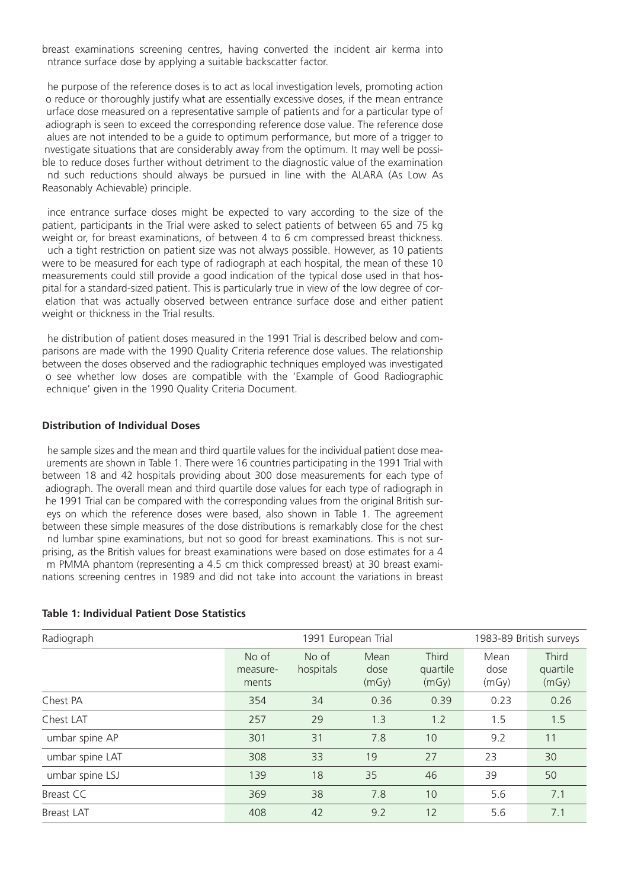breast examinations screening centres, having converted the incident air kerma into ntrance surface dose by applying a suitable backscatter factor.

he purpose of the reference doses is to act as local investigation levels, promoting action o reduce or thoroughly justify what are essentially excessive doses, if the mean entrance urface dose measured on a representative sample of patients and for a particular type of adiograph is seen to exceed the corresponding reference dose value. The reference dose alues are not intended to be a guide to optimum performance, but more of a trigger to nvestigate situations that are considerably away from the optimum. It may well be possible to reduce doses further without detriment to the diagnostic value of the examination nd such reductions should always be pursued in line with the ALARA (As Low As Reasonably Achievable) principle.

ince entrance surface doses might be expected to vary according to the size of the patient, participants in the Trial were asked to select patients of between 65 and 75 kg weight or, for breast examinations, of between 4 to 6 cm compressed breast thickness. uch a tight restriction on patient size was not always possible. However, as 10 patients were to be measured for each type of radiograph at each hospital, the mean of these 10 measurements could still provide a good indication of the typical dose used in that hospital for a standard-sized patient. This is particularly true in view of the low degree of cor elation that was actually observed between entrance surface dose and either patient weight or thickness in the Trial results.

he distribution of patient doses measured in the 1991 Trial is described below and comparisons are made with the 1990 Quality Criteria reference dose values. The relationship between the doses observed and the radiographic techniques employed was investigated o see whether low doses are compatible with the 'Example of Good Radiographic echnique' given in the 1990 Quality Criteria Document.

**Distribution of Individual Doses**

he sample sizes and the mean and third quartile values for the individual patient dose mea urements are shown in Table 1. There were 16 countries participating in the 1991 Trial with between 18 and 42 hospitals providing about 300 dose measurements for each type of adiograph. The overall mean and third quartile dose values for each type of radiograph in he 1991 Trial can be compared with the corresponding values from the original British surveys on which the reference doses were based, also shown in Table 1. The agreement between these simple measures of the dose distributions is remarkably close for the chest nd lumbar spine examinations, but not so good for breast examinations. This is not surprising, as the British values for breast examinations were based on dose estimates for a 4 m PMMA phantom (representing a 4.5 cm thick compressed breast) at 30 breast examinations screening centres in 1989 and did not take into account the variations in breast

**Table 1: Individual Patient Dose Statistics**

| Radiograph | 1991 European Trial | | | | 1983-89 British surveys | |
|---|---|---|---|---|---|---|
| | No of measurements | No of hospitals | Mean dose (mGy) | Third quartile (mGy) | Mean dose (mGy) | Third quartile (mGy) |
| Chest PA | 354 | 34 | 0.36 | 0.39 | 0.23 | 0.26 |
| Chest LAT | 257 | 29 | 1.3 | 1.2 | 1.5 | 1.5 |
| umbar spine AP | 301 | 31 | 7.8 | 10 | 9.2 | 11 |
| umbar spine LAT | 308 | 33 | 19 | 27 | 23 | 30 |
| umbar spine LSJ | 139 | 18 | 35 | 46 | 39 | 50 |
| Breast CC | 369 | 38 | 7.8 | 10 | 5.6 | 7.1 |
| Breast LAT | 408 | 42 | 9.2 | 12 | 5.6 | 7.1 |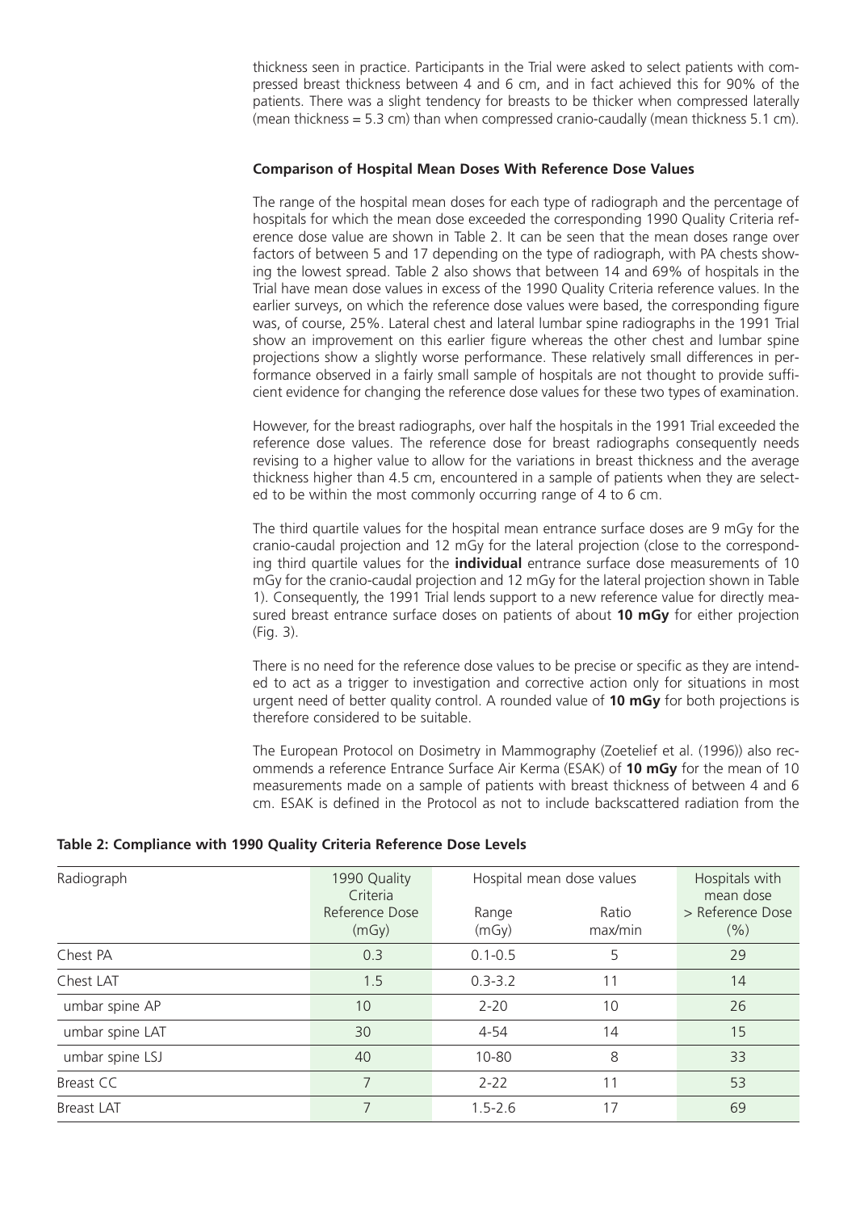thickness seen in practice. Participants in the Trial were asked to select patients with compressed breast thickness between 4 and 6 cm, and in fact achieved this for 90% of the patients. There was a slight tendency for breasts to be thicker when compressed laterally (mean thickness = 5.3 cm) than when compressed cranio-caudally (mean thickness 5.1 cm).

**Comparison of Hospital Mean Doses With Reference Dose Values**

The range of the hospital mean doses for each type of radiograph and the percentage of hospitals for which the mean dose exceeded the corresponding 1990 Quality Criteria reference dose value are shown in Table 2. It can be seen that the mean doses range over factors of between 5 and 17 depending on the type of radiograph, with PA chests showing the lowest spread. Table 2 also shows that between 14 and 69% of hospitals in the Trial have mean dose values in excess of the 1990 Quality Criteria reference values. In the earlier surveys, on which the reference dose values were based, the corresponding figure was, of course, 25%. Lateral chest and lateral lumbar spine radiographs in the 1991 Trial show an improvement on this earlier figure whereas the other chest and lumbar spine projections show a slightly worse performance. These relatively small differences in performance observed in a fairly small sample of hospitals are not thought to provide sufficient evidence for changing the reference dose values for these two types of examination.

However, for the breast radiographs, over half the hospitals in the 1991 Trial exceeded the reference dose values. The reference dose for breast radiographs consequently needs revising to a higher value to allow for the variations in breast thickness and the average thickness higher than 4.5 cm, encountered in a sample of patients when they are selected to be within the most commonly occurring range of 4 to 6 cm.

The third quartile values for the hospital mean entrance surface doses are 9 mGy for the cranio-caudal projection and 12 mGy for the lateral projection (close to the corresponding third quartile values for the **individual** entrance surface dose measurements of 10 mGy for the cranio-caudal projection and 12 mGy for the lateral projection shown in Table 1). Consequently, the 1991 Trial lends support to a new reference value for directly measured breast entrance surface doses on patients of about **10 mGy** for either projection (Fig. 3).

There is no need for the reference dose values to be precise or specific as they are intended to act as a trigger to investigation and corrective action only for situations in most urgent need of better quality control. A rounded value of **10 mGy** for both projections is therefore considered to be suitable.

The European Protocol on Dosimetry in Mammography (Zoetelief et al. (1996)) also recommends a reference Entrance Surface Air Kerma (ESAK) of **10 mGy** for the mean of 10 measurements made on a sample of patients with breast thickness of between 4 and 6 cm. ESAK is defined in the Protocol as not to include backscattered radiation from the

**Table 2: Compliance with 1990 Quality Criteria Reference Dose Levels**

| Radiograph | 1990 Quality Criteria Reference Dose (mGy) | Hospital mean dose values | | Hospitals with mean dose > Reference Dose (%) |
|---|---|---|---|---|
| | | Range (mGy) | Ratio max/min | |
| Chest PA | 0.3 | 0.1-0.5 | 5 | 29 |
| Chest LAT | 1.5 | 0.3-3.2 | 11 | 14 |
| umbar spine AP | 10 | 2-20 | 10 | 26 |
| umbar spine LAT | 30 | 4-54 | 14 | 15 |
| umbar spine LSJ | 40 | 10-80 | 8 | 33 |
| Breast CC | 7 | 2-22 | 11 | 53 |
| Breast LAT | 7 | 1.5-2.6 | 17 | 69 |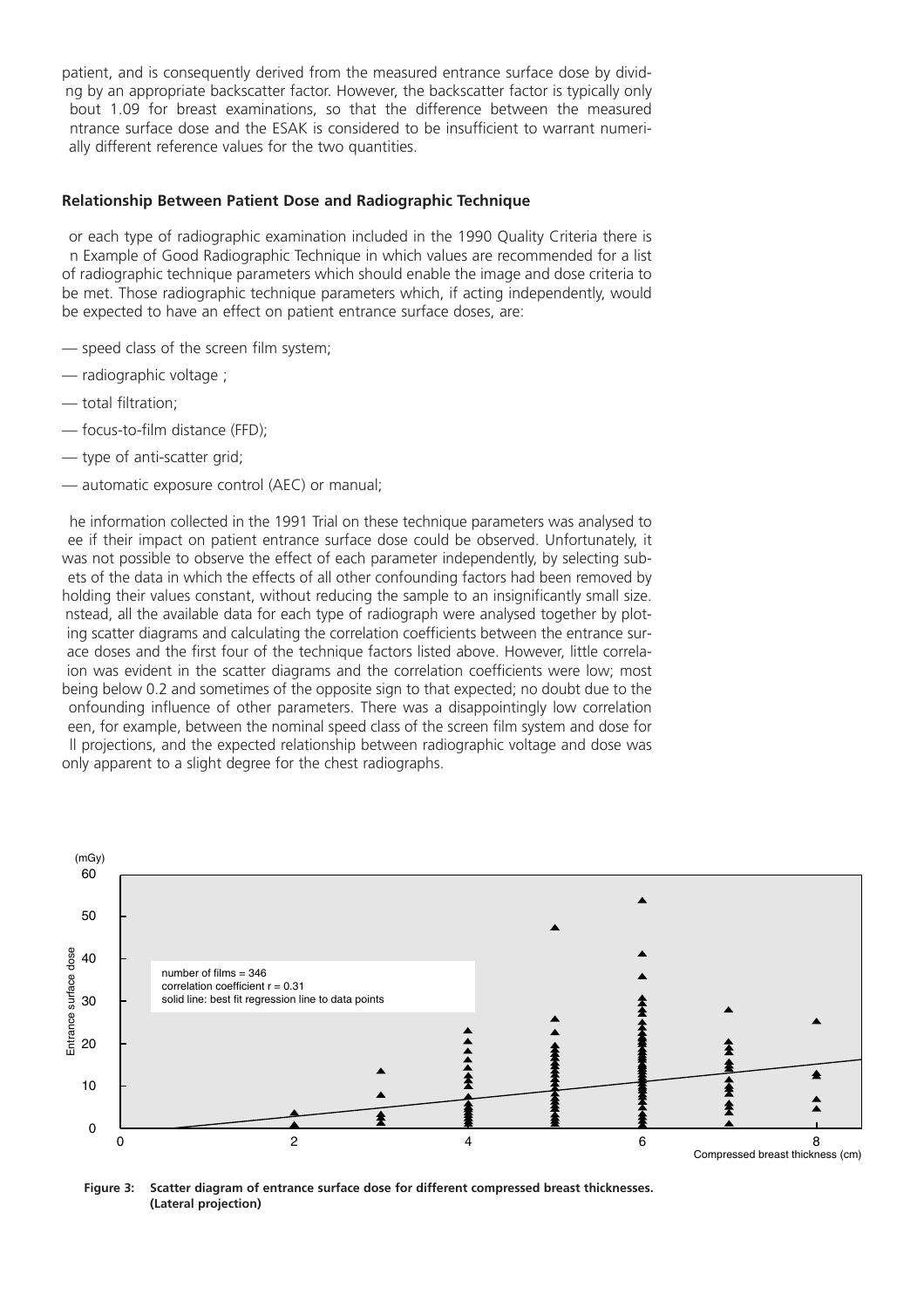patient, and is consequently derived from the measured entrance surface dose by dividing by an appropriate backscatter factor. However, the backscatter factor is typically only about 1.09 for breast examinations, so that the difference between the measured entrance surface dose and the ESAK is considered to be insufficient to warrant numerically different reference values for the two quantities.

**Relationship Between Patient Dose and Radiographic Technique**

For each type of radiographic examination included in the 1990 Quality Criteria there is an Example of Good Radiographic Technique in which values are recommended for a list of radiographic technique parameters which should enable the image and dose criteria to be met. Those radiographic technique parameters which, if acting independently, would be expected to have an effect on patient entrance surface doses, are:

- — speed class of the screen film system;
- — radiographic voltage ;
- — total filtration;
- — focus-to-film distance (FFD);
- — type of anti-scatter grid;
- — automatic exposure control (AEC) or manual;

The information collected in the 1991 Trial on these technique parameters was analysed to see if their impact on patient entrance surface dose could be observed. Unfortunately, it was not possible to observe the effect of each parameter independently, by selecting subsets of the data in which the effects of all other confounding factors had been removed by holding their values constant, without reducing the sample to an insignificantly small size. Instead, all the available data for each type of radiograph were analysed together by plotting scatter diagrams and calculating the correlation coefficients between the entrance surface doses and the first four of the technique factors listed above. However, little correlation was evident in the scatter diagrams and the correlation coefficients were low; most being below 0.2 and sometimes of the opposite sign to that expected; no doubt due to the confounding influence of other parameters. There was a disappointingly low correlation seen, for example, between the nominal speed class of the screen film system and dose for all projections, and the expected relationship between radiographic voltage and dose was only apparent to a slight degree for the chest radiographs.

**Figure 3: Scatter diagram of entrance surface dose for different compressed breast thicknesses. (Lateral projection)**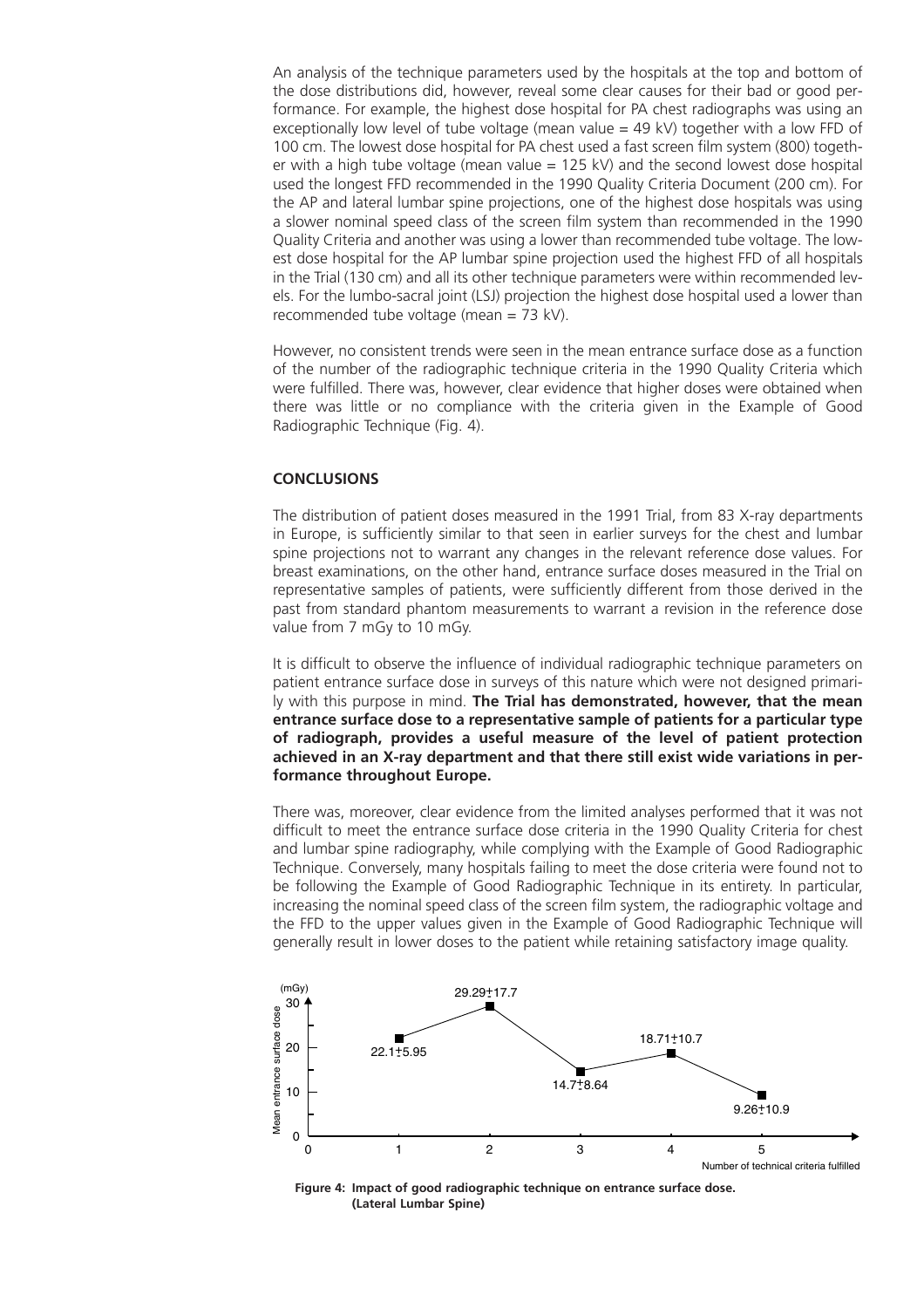An analysis of the technique parameters used by the hospitals at the top and bottom of the dose distributions did, however, reveal some clear causes for their bad or good performance. For example, the highest dose hospital for PA chest radiographs was using an exceptionally low level of tube voltage (mean value = 49 kV) together with a low FFD of 100 cm. The lowest dose hospital for PA chest used a fast screen film system (800) together with a high tube voltage (mean value = 125 kV) and the second lowest dose hospital used the longest FFD recommended in the 1990 Quality Criteria Document (200 cm). For the AP and lateral lumbar spine projections, one of the highest dose hospitals was using a slower nominal speed class of the screen film system than recommended in the 1990 Quality Criteria and another was using a lower than recommended tube voltage. The lowest dose hospital for the AP lumbar spine projection used the highest FFD of all hospitals in the Trial (130 cm) and all its other technique parameters were within recommended levels. For the lumbo-sacral joint (LSJ) projection the highest dose hospital used a lower than recommended tube voltage (mean = 73 kV).

However, no consistent trends were seen in the mean entrance surface dose as a function of the number of the radiographic technique criteria in the 1990 Quality Criteria which were fulfilled. There was, however, clear evidence that higher doses were obtained when there was little or no compliance with the criteria given in the Example of Good Radiographic Technique (Fig. 4).

## CONCLUSIONS

The distribution of patient doses measured in the 1991 Trial, from 83 X-ray departments in Europe, is sufficiently similar to that seen in earlier surveys for the chest and lumbar spine projections not to warrant any changes in the relevant reference dose values. For breast examinations, on the other hand, entrance surface doses measured in the Trial on representative samples of patients, were sufficiently different from those derived in the past from standard phantom measurements to warrant a revision in the reference dose value from 7 mGy to 10 mGy.

It is difficult to observe the influence of individual radiographic technique parameters on patient entrance surface dose in surveys of this nature which were not designed primarily with this purpose in mind. **The Trial has demonstrated, however, that the mean entrance surface dose to a representative sample of patients for a particular type of radiograph, provides a useful measure of the level of patient protection achieved in an X-ray department and that there still exist wide variations in performance throughout Europe.**

There was, moreover, clear evidence from the limited analyses performed that it was not difficult to meet the entrance surface dose criteria in the 1990 Quality Criteria for chest and lumbar spine radiography, while complying with the Example of Good Radiographic Technique. Conversely, many hospitals failing to meet the dose criteria were found not to be following the Example of Good Radiographic Technique in its entirety. In particular, increasing the nominal speed class of the screen film system, the radiographic voltage and the FFD to the upper values given in the Example of Good Radiographic Technique will generally result in lower doses to the patient while retaining satisfactory image quality.

| Number of technical criteria fulfilled | Mean entrance surface dose (mGy) |
|---|---|
| 1 | 22.1±5.95 |
| 2 | 29.29±17.7 |
| 3 | 14.7±8.64 |
| 4 | 18.71±10.7 |
| 5 | 9.26±10.9 |

**Figure 4: Impact of good radiographic technique on entrance surface dose. (Lateral Lumbar Spine)**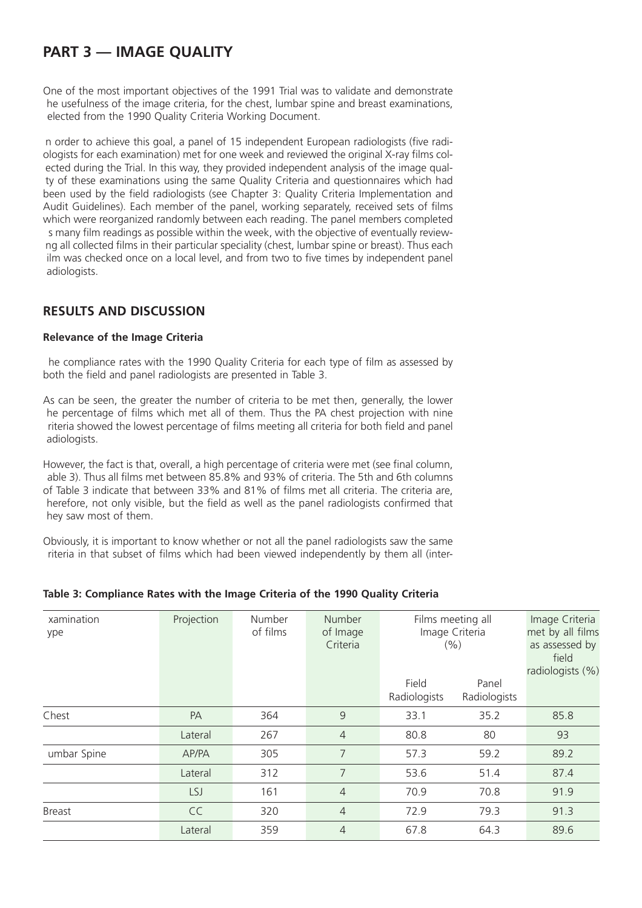# PART 3 — IMAGE QUALITY

One of the most important objectives of the 1991 Trial was to validate and demonstrate he usefulness of the image criteria, for the chest, lumbar spine and breast examinations, elected from the 1990 Quality Criteria Working Document.

n order to achieve this goal, a panel of 15 independent European radiologists (five radiologists for each examination) met for one week and reviewed the original X-ray films colected during the Trial. In this way, they provided independent analysis of the image qualty of these examinations using the same Quality Criteria and questionnaires which had been used by the field radiologists (see Chapter 3: Quality Criteria Implementation and Audit Guidelines). Each member of the panel, working separately, received sets of films which were reorganized randomly between each reading. The panel members completed s many film readings as possible within the week, with the objective of eventually reviewng all collected films in their particular speciality (chest, lumbar spine or breast). Thus each ilm was checked once on a local level, and from two to five times by independent panel adiologists.

## RESULTS AND DISCUSSION

### Relevance of the Image Criteria

he compliance rates with the 1990 Quality Criteria for each type of film as assessed by both the field and panel radiologists are presented in Table 3.

As can be seen, the greater the number of criteria to be met then, generally, the lower he percentage of films which met all of them. Thus the PA chest projection with nine riteria showed the lowest percentage of films meeting all criteria for both field and panel adiologists.

However, the fact is that, overall, a high percentage of criteria were met (see final column, able 3). Thus all films met between 85.8% and 93% of criteria. The 5th and 6th columns of Table 3 indicate that between 33% and 81% of films met all criteria. The criteria are, herefore, not only visible, but the field as well as the panel radiologists confirmed that hey saw most of them.

Obviously, it is important to know whether or not all the panel radiologists saw the same riteria in that subset of films which had been viewed independently by them all (inter-

**Table 3: Compliance Rates with the Image Criteria of the 1990 Quality Criteria**

| xamination ype | Projection | Number of films | Number of Image Criteria | Films meeting all Image Criteria (%) | | Image Criteria met by all films as assessed by field radiologists (%) |
|---|---|---|---|---|---|---|
| | | | | Field Radiologists | Panel Radiologists | |
| Chest | PA | 364 | 9 | 33.1 | 35.2 | 85.8 |
| | Lateral | 267 | 4 | 80.8 | 80 | 93 |
| umbar Spine | AP/PA | 305 | 7 | 57.3 | 59.2 | 89.2 |
| | Lateral | 312 | 7 | 53.6 | 51.4 | 87.4 |
| | LSJ | 161 | 4 | 70.9 | 70.8 | 91.9 |
| Breast | CC | 320 | 4 | 72.9 | 79.3 | 91.3 |
| | Lateral | 359 | 4 | 67.8 | 64.3 | 89.6 |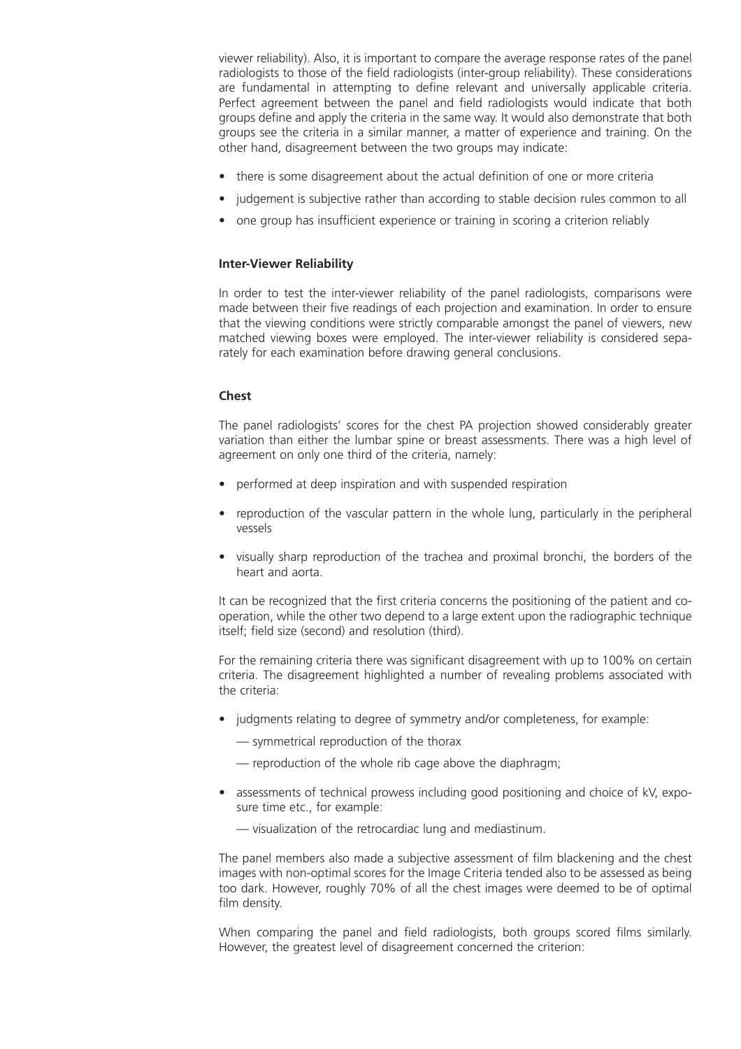viewer reliability). Also, it is important to compare the average response rates of the panel radiologists to those of the field radiologists (inter-group reliability). These considerations are fundamental in attempting to define relevant and universally applicable criteria. Perfect agreement between the panel and field radiologists would indicate that both groups define and apply the criteria in the same way. It would also demonstrate that both groups see the criteria in a similar manner, a matter of experience and training. On the other hand, disagreement between the two groups may indicate:

- there is some disagreement about the actual definition of one or more criteria
- judgement is subjective rather than according to stable decision rules common to all
- one group has insufficient experience or training in scoring a criterion reliably

**Inter-Viewer Reliability**

In order to test the inter-viewer reliability of the panel radiologists, comparisons were made between their five readings of each projection and examination. In order to ensure that the viewing conditions were strictly comparable amongst the panel of viewers, new matched viewing boxes were employed. The inter-viewer reliability is considered separately for each examination before drawing general conclusions.

**Chest**

The panel radiologists' scores for the chest PA projection showed considerably greater variation than either the lumbar spine or breast assessments. There was a high level of agreement on only one third of the criteria, namely:

- performed at deep inspiration and with suspended respiration
- reproduction of the vascular pattern in the whole lung, particularly in the peripheral vessels
- visually sharp reproduction of the trachea and proximal bronchi, the borders of the heart and aorta.

It can be recognized that the first criteria concerns the positioning of the patient and co-operation, while the other two depend to a large extent upon the radiographic technique itself; field size (second) and resolution (third).

For the remaining criteria there was significant disagreement with up to 100% on certain criteria. The disagreement highlighted a number of revealing problems associated with the criteria:

- judgments relating to degree of symmetry and/or completeness, for example:
  - — symmetrical reproduction of the thorax
  - — reproduction of the whole rib cage above the diaphragm;
- assessments of technical prowess including good positioning and choice of kV, exposure time etc., for example:
  - — visualization of the retrocardiac lung and mediastinum.

The panel members also made a subjective assessment of film blackening and the chest images with non-optimal scores for the Image Criteria tended also to be assessed as being too dark. However, roughly 70% of all the chest images were deemed to be of optimal film density.

When comparing the panel and field radiologists, both groups scored films similarly. However, the greatest level of disagreement concerned the criterion: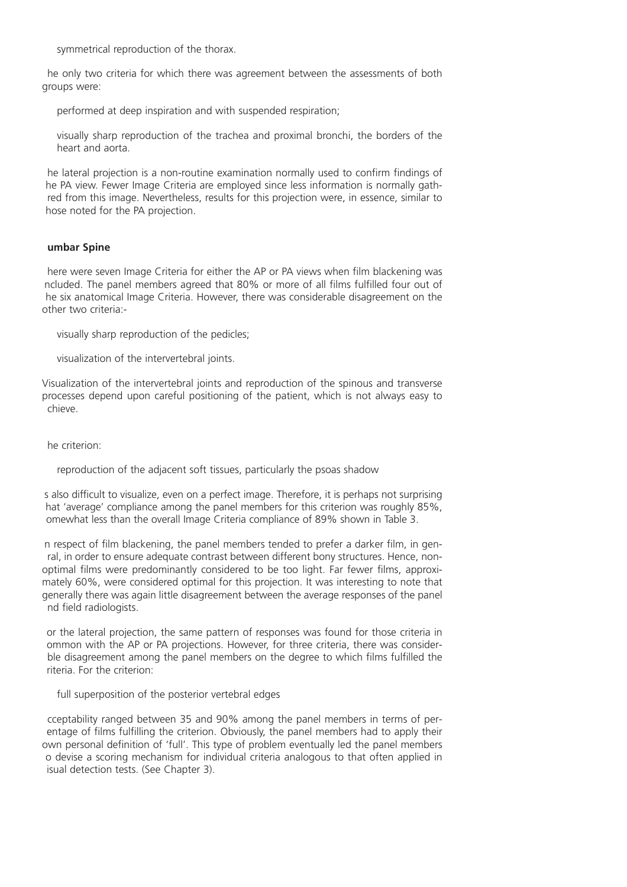symmetrical reproduction of the thorax.

he only two criteria for which there was agreement between the assessments of both groups were:

performed at deep inspiration and with suspended respiration;

visually sharp reproduction of the trachea and proximal bronchi, the borders of the heart and aorta.

he lateral projection is a non-routine examination normally used to confirm findings of he PA view. Fewer Image Criteria are employed since less information is normally gath- red from this image. Nevertheless, results for this projection were, in essence, similar to hose noted for the PA projection.

**umbar Spine**

here were seven Image Criteria for either the AP or PA views when film blackening was ncluded. The panel members agreed that 80% or more of all films fulfilled four out of he six anatomical Image Criteria. However, there was considerable disagreement on the other two criteria:-

visually sharp reproduction of the pedicles;

visualization of the intervertebral joints.

Visualization of the intervertebral joints and reproduction of the spinous and transverse processes depend upon careful positioning of the patient, which is not always easy to chieve.

he criterion:

reproduction of the adjacent soft tissues, particularly the psoas shadow

s also difficult to visualize, even on a perfect image. Therefore, it is perhaps not surprising hat 'average' compliance among the panel members for this criterion was roughly 85%, omewhat less than the overall Image Criteria compliance of 89% shown in Table 3.

n respect of film blackening, the panel members tended to prefer a darker film, in gen- ral, in order to ensure adequate contrast between different bony structures. Hence, non- optimal films were predominantly considered to be too light. Far fewer films, approxi- mately 60%, were considered optimal for this projection. It was interesting to note that generally there was again little disagreement between the average responses of the panel nd field radiologists.

or the lateral projection, the same pattern of responses was found for those criteria in ommon with the AP or PA projections. However, for three criteria, there was consider- ble disagreement among the panel members on the degree to which films fulfilled the riteria. For the criterion:

full superposition of the posterior vertebral edges

cceptability ranged between 35 and 90% among the panel members in terms of per- entage of films fulfilling the criterion. Obviously, the panel members had to apply their own personal definition of 'full'. This type of problem eventually led the panel members o devise a scoring mechanism for individual criteria analogous to that often applied in isual detection tests. (See Chapter 3).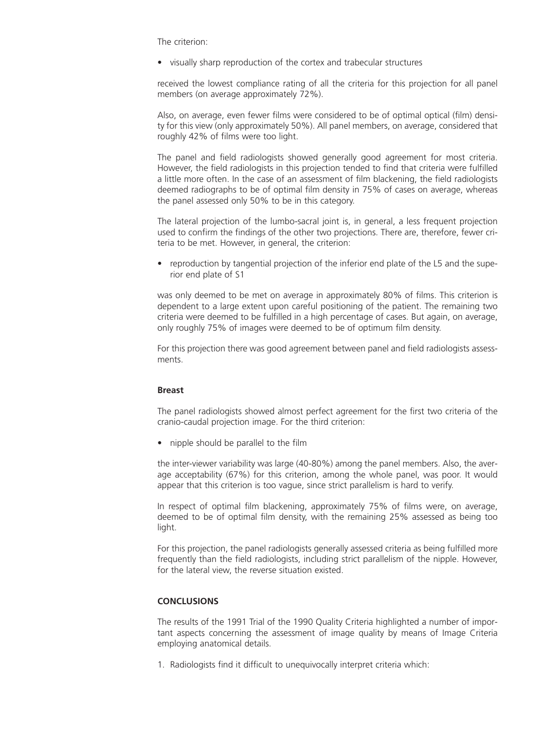The criterion:

- visually sharp reproduction of the cortex and trabecular structures

received the lowest compliance rating of all the criteria for this projection for all panel members (on average approximately 72%).

Also, on average, even fewer films were considered to be of optimal optical (film) density for this view (only approximately 50%). All panel members, on average, considered that roughly 42% of films were too light.

The panel and field radiologists showed generally good agreement for most criteria. However, the field radiologists in this projection tended to find that criteria were fulfilled a little more often. In the case of an assessment of film blackening, the field radiologists deemed radiographs to be of optimal film density in 75% of cases on average, whereas the panel assessed only 50% to be in this category.

The lateral projection of the lumbo-sacral joint is, in general, a less frequent projection used to confirm the findings of the other two projections. There are, therefore, fewer criteria to be met. However, in general, the criterion:

- reproduction by tangential projection of the inferior end plate of the L5 and the superior end plate of S1

was only deemed to be met on average in approximately 80% of films. This criterion is dependent to a large extent upon careful positioning of the patient. The remaining two criteria were deemed to be fulfilled in a high percentage of cases. But again, on average, only roughly 75% of images were deemed to be of optimum film density.

For this projection there was good agreement between panel and field radiologists assessments.

**Breast**

The panel radiologists showed almost perfect agreement for the first two criteria of the cranio-caudal projection image. For the third criterion:

- nipple should be parallel to the film

the inter-viewer variability was large (40-80%) among the panel members. Also, the average acceptability (67%) for this criterion, among the whole panel, was poor. It would appear that this criterion is too vague, since strict parallelism is hard to verify.

In respect of optimal film blackening, approximately 75% of films were, on average, deemed to be of optimal film density, with the remaining 25% assessed as being too light.

For this projection, the panel radiologists generally assessed criteria as being fulfilled more frequently than the field radiologists, including strict parallelism of the nipple. However, for the lateral view, the reverse situation existed.

## CONCLUSIONS

The results of the 1991 Trial of the 1990 Quality Criteria highlighted a number of important aspects concerning the assessment of image quality by means of Image Criteria employing anatomical details.

1. Radiologists find it difficult to unequivocally interpret criteria which: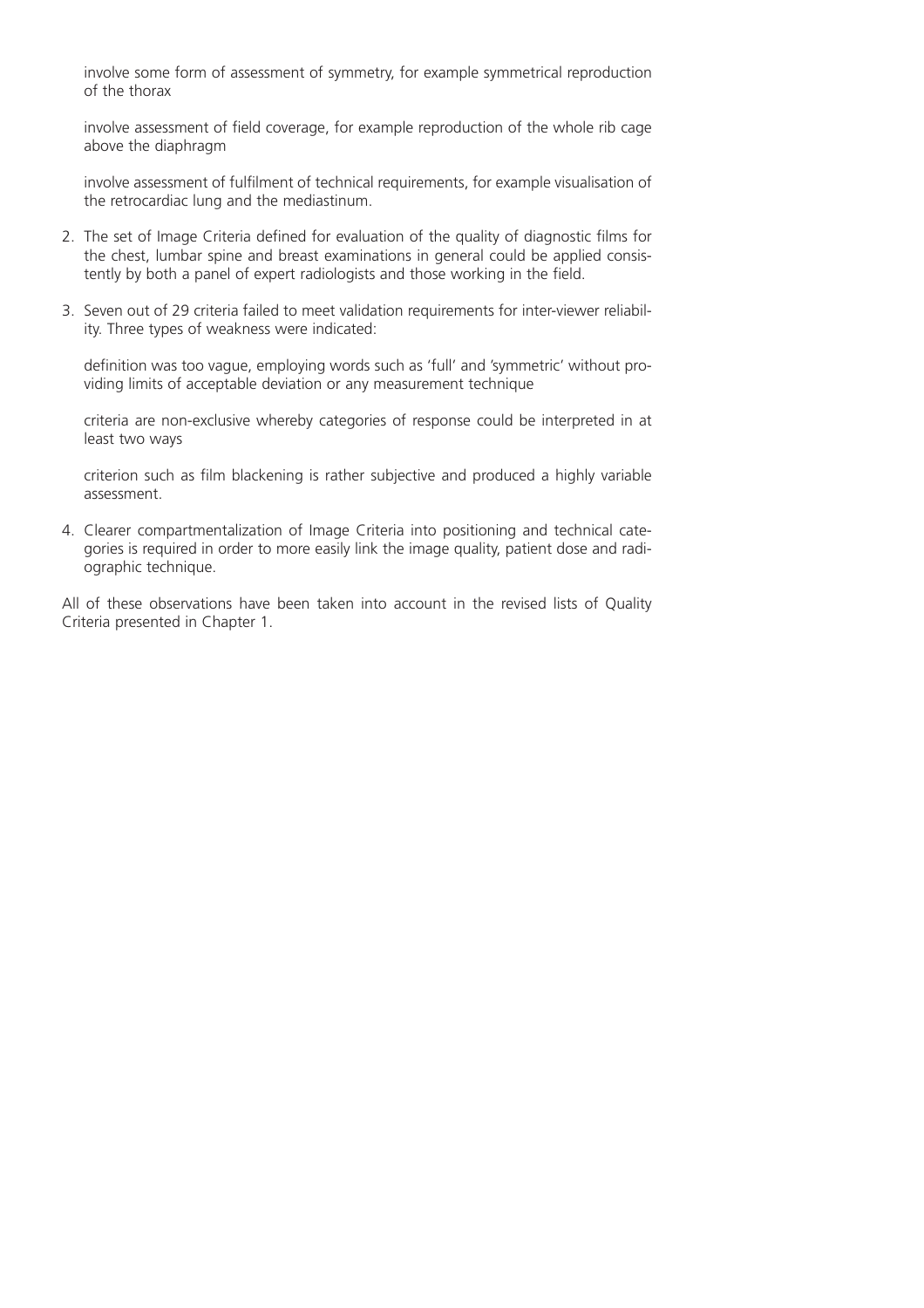involve some form of assessment of symmetry, for example symmetrical reproduction of the thorax

involve assessment of field coverage, for example reproduction of the whole rib cage above the diaphragm

involve assessment of fulfilment of technical requirements, for example visualisation of the retrocardiac lung and the mediastinum.

2. The set of Image Criteria defined for evaluation of the quality of diagnostic films for the chest, lumbar spine and breast examinations in general could be applied consistently by both a panel of expert radiologists and those working in the field.

3. Seven out of 29 criteria failed to meet validation requirements for inter-viewer reliability. Three types of weakness were indicated:

   definition was too vague, employing words such as 'full' and 'symmetric' without providing limits of acceptable deviation or any measurement technique

   criteria are non-exclusive whereby categories of response could be interpreted in at least two ways

   criterion such as film blackening is rather subjective and produced a highly variable assessment.

4. Clearer compartmentalization of Image Criteria into positioning and technical categories is required in order to more easily link the image quality, patient dose and radiographic technique.

All of these observations have been taken into account in the revised lists of Quality Criteria presented in Chapter 1.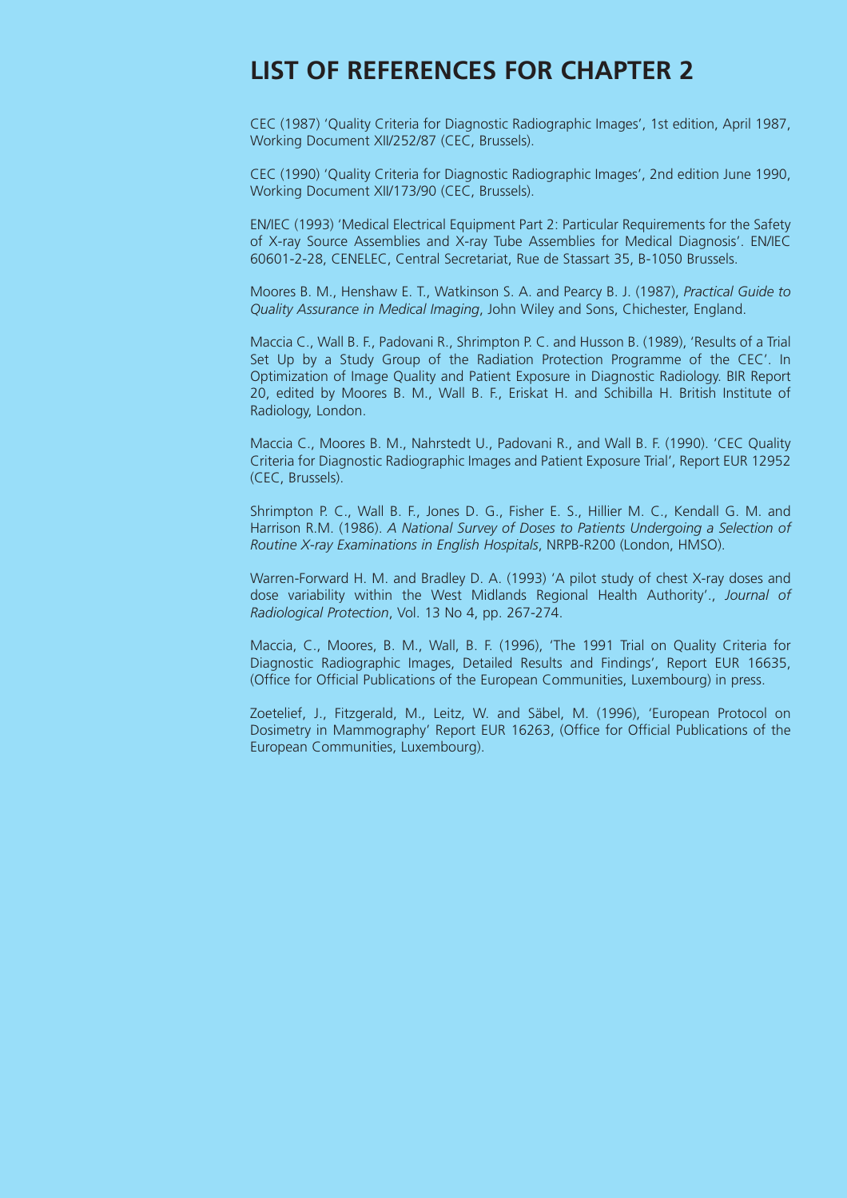# LIST OF REFERENCES FOR CHAPTER 2

CEC (1987) 'Quality Criteria for Diagnostic Radiographic Images', 1st edition, April 1987, Working Document XII/252/87 (CEC, Brussels).

CEC (1990) 'Quality Criteria for Diagnostic Radiographic Images', 2nd edition June 1990, Working Document XII/173/90 (CEC, Brussels).

EN/IEC (1993) 'Medical Electrical Equipment Part 2: Particular Requirements for the Safety of X-ray Source Assemblies and X-ray Tube Assemblies for Medical Diagnosis'. EN/IEC 60601-2-28, CENELEC, Central Secretariat, Rue de Stassart 35, B-1050 Brussels.

Moores B. M., Henshaw E. T., Watkinson S. A. and Pearcy B. J. (1987), *Practical Guide to Quality Assurance in Medical Imaging*, John Wiley and Sons, Chichester, England.

Maccia C., Wall B. F., Padovani R., Shrimpton P. C. and Husson B. (1989), 'Results of a Trial Set Up by a Study Group of the Radiation Protection Programme of the CEC'. In Optimization of Image Quality and Patient Exposure in Diagnostic Radiology. BIR Report 20, edited by Moores B. M., Wall B. F., Eriskat H. and Schibilla H. British Institute of Radiology, London.

Maccia C., Moores B. M., Nahrstedt U., Padovani R., and Wall B. F. (1990). 'CEC Quality Criteria for Diagnostic Radiographic Images and Patient Exposure Trial', Report EUR 12952 (CEC, Brussels).

Shrimpton P. C., Wall B. F., Jones D. G., Fisher E. S., Hillier M. C., Kendall G. M. and Harrison R.M. (1986). *A National Survey of Doses to Patients Undergoing a Selection of Routine X-ray Examinations in English Hospitals*, NRPB-R200 (London, HMSO).

Warren-Forward H. M. and Bradley D. A. (1993) 'A pilot study of chest X-ray doses and dose variability within the West Midlands Regional Health Authority'., *Journal of Radiological Protection*, Vol. 13 No 4, pp. 267-274.

Maccia, C., Moores, B. M., Wall, B. F. (1996), 'The 1991 Trial on Quality Criteria for Diagnostic Radiographic Images, Detailed Results and Findings', Report EUR 16635, (Office for Official Publications of the European Communities, Luxembourg) in press.

Zoetelief, J., Fitzgerald, M., Leitz, W. and Säbel, M. (1996), 'European Protocol on Dosimetry in Mammography' Report EUR 16263, (Office for Official Publications of the European Communities, Luxembourg).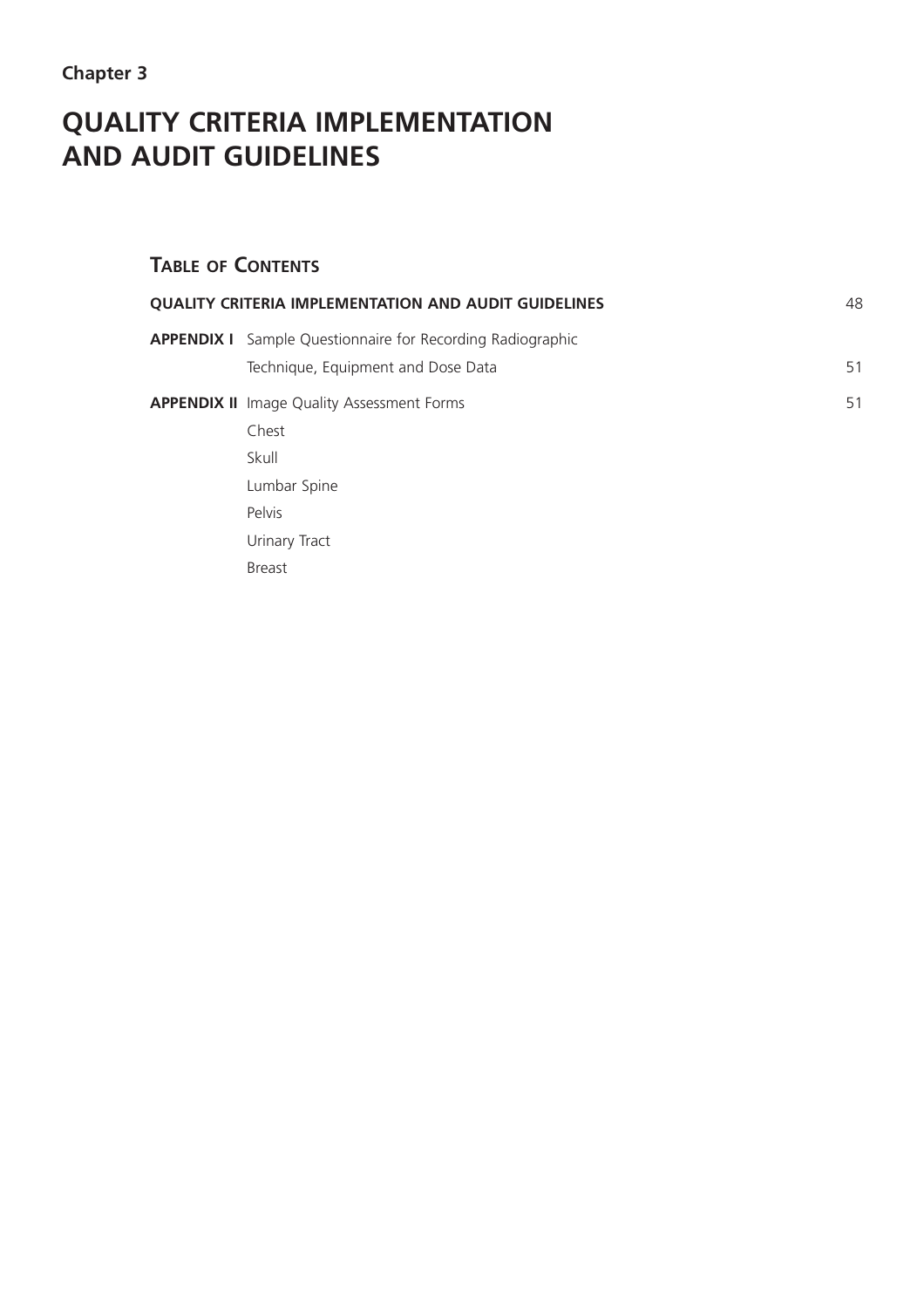**Chapter 3**

# QUALITY CRITERIA IMPLEMENTATION AND AUDIT GUIDELINES

## TABLE OF CONTENTS

| | | |
|---|---|---|
| **QUALITY CRITERIA IMPLEMENTATION AND AUDIT GUIDELINES** | | 48 |
| **APPENDIX I** | Sample Questionnaire for Recording Radiographic Technique, Equipment and Dose Data | 51 |
| **APPENDIX II** | Image Quality Assessment Forms | 51 |
| | Chest | |
| | Skull | |
| | Lumbar Spine | |
| | Pelvis | |
| | Urinary Tract | |
| | Breast | |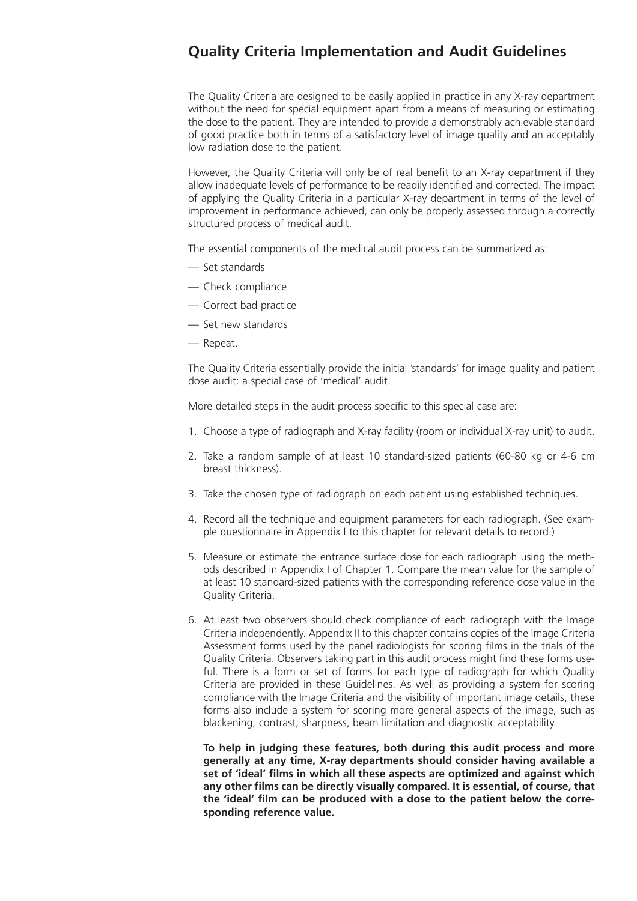## Quality Criteria Implementation and Audit Guidelines

The Quality Criteria are designed to be easily applied in practice in any X-ray department without the need for special equipment apart from a means of measuring or estimating the dose to the patient. They are intended to provide a demonstrably achievable standard of good practice both in terms of a satisfactory level of image quality and an acceptably low radiation dose to the patient.

However, the Quality Criteria will only be of real benefit to an X-ray department if they allow inadequate levels of performance to be readily identified and corrected. The impact of applying the Quality Criteria in a particular X-ray department in terms of the level of improvement in performance achieved, can only be properly assessed through a correctly structured process of medical audit.

The essential components of the medical audit process can be summarized as:

— Set standards

— Check compliance

— Correct bad practice

— Set new standards

— Repeat.

The Quality Criteria essentially provide the initial 'standards' for image quality and patient dose audit: a special case of 'medical' audit.

More detailed steps in the audit process specific to this special case are:

1. Choose a type of radiograph and X-ray facility (room or individual X-ray unit) to audit.
2. Take a random sample of at least 10 standard-sized patients (60-80 kg or 4-6 cm breast thickness).
3. Take the chosen type of radiograph on each patient using established techniques.
4. Record all the technique and equipment parameters for each radiograph. (See example questionnaire in Appendix I to this chapter for relevant details to record.)
5. Measure or estimate the entrance surface dose for each radiograph using the methods described in Appendix I of Chapter 1. Compare the mean value for the sample of at least 10 standard-sized patients with the corresponding reference dose value in the Quality Criteria.
6. At least two observers should check compliance of each radiograph with the Image Criteria independently. Appendix II to this chapter contains copies of the Image Criteria Assessment forms used by the panel radiologists for scoring films in the trials of the Quality Criteria. Observers taking part in this audit process might find these forms useful. There is a form or set of forms for each type of radiograph for which Quality Criteria are provided in these Guidelines. As well as providing a system for scoring compliance with the Image Criteria and the visibility of important image details, these forms also include a system for scoring more general aspects of the image, such as blackening, contrast, sharpness, beam limitation and diagnostic acceptability.

   **To help in judging these features, both during this audit process and more generally at any time, X-ray departments should consider having available a set of 'ideal' films in which all these aspects are optimized and against which any other films can be directly visually compared. It is essential, of course, that the 'ideal' film can be produced with a dose to the patient below the corresponding reference value.**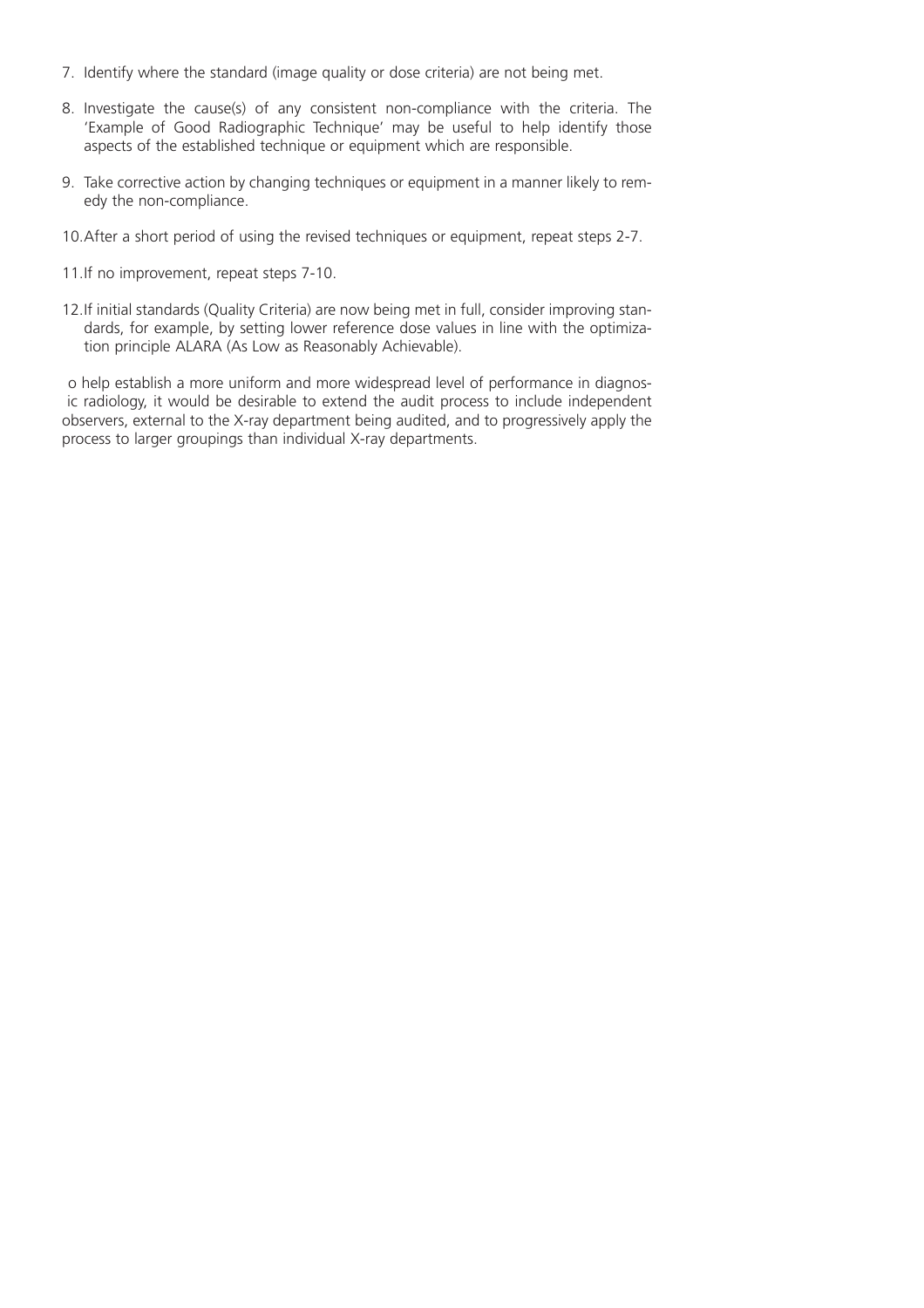7. Identify where the standard (image quality or dose criteria) are not being met.

8. Investigate the cause(s) of any consistent non-compliance with the criteria. The 'Example of Good Radiographic Technique' may be useful to help identify those aspects of the established technique or equipment which are responsible.

9. Take corrective action by changing techniques or equipment in a manner likely to remedy the non-compliance.

10. After a short period of using the revised techniques or equipment, repeat steps 2-7.

11. If no improvement, repeat steps 7-10.

12. If initial standards (Quality Criteria) are now being met in full, consider improving standards, for example, by setting lower reference dose values in line with the optimization principle ALARA (As Low as Reasonably Achievable).

o help establish a more uniform and more widespread level of performance in diagnosic radiology, it would be desirable to extend the audit process to include independent observers, external to the X-ray department being audited, and to progressively apply the process to larger groupings than individual X-ray departments.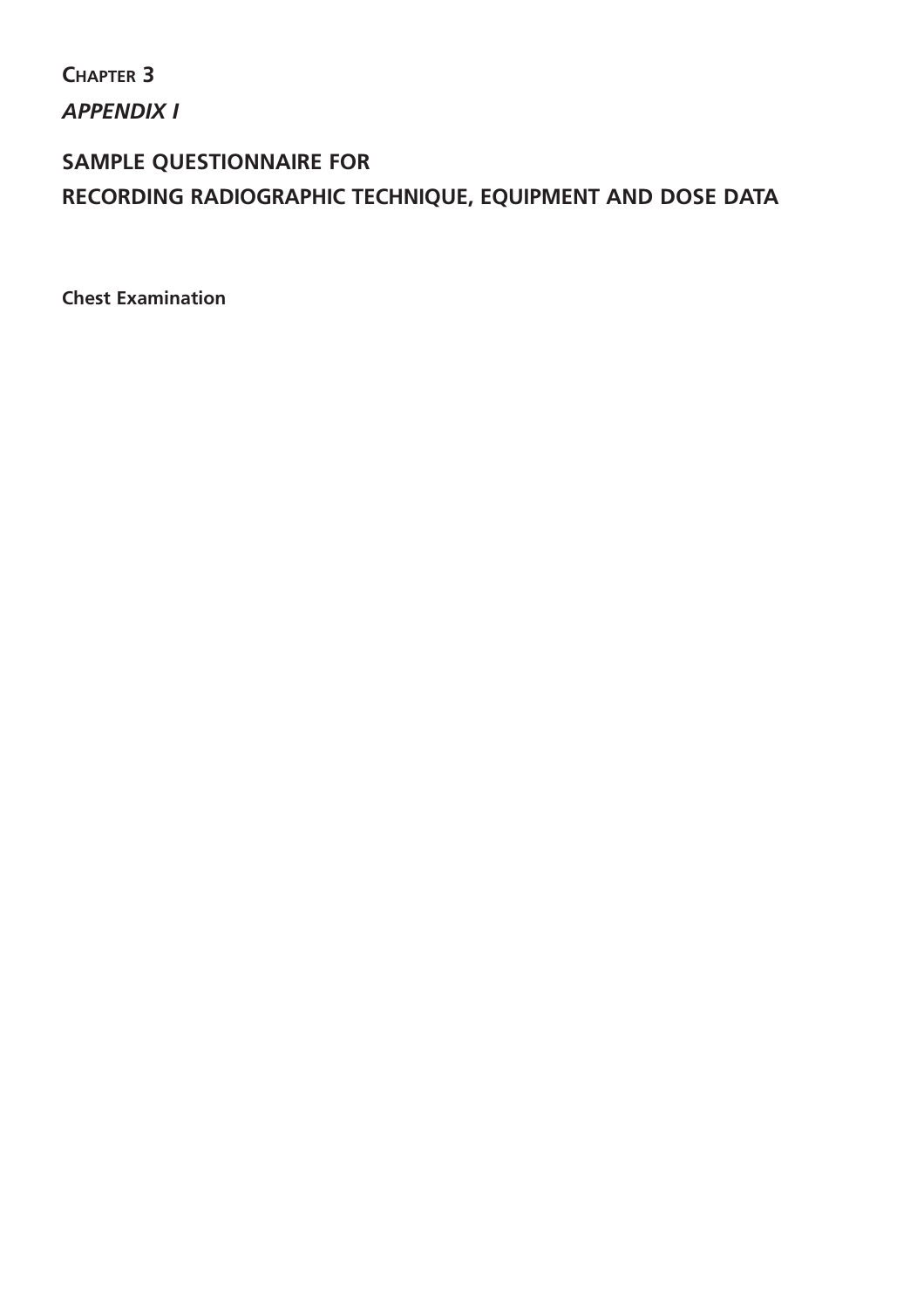**Chapter 3**

***APPENDIX I***

## SAMPLE QUESTIONNAIRE FOR RECORDING RADIOGRAPHIC TECHNIQUE, EQUIPMENT AND DOSE DATA

**Chest Examination**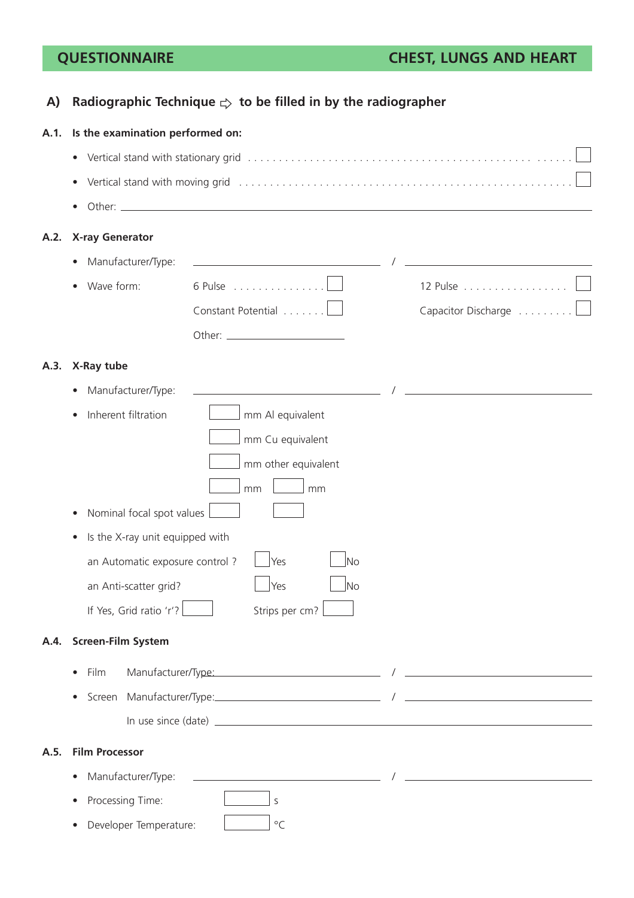## QUESTIONNAIRE — CHEST, LUNGS AND HEART

### A) Radiographic Technique ⇨ to be filled in by the radiographer

**A.1. Is the examination performed on:**

- Vertical stand with stationary grid . . . . . . . . . . . . . . . . . . . . . . . . . . . . . . . . . . . . . . ☐
- Vertical stand with moving grid . . . . . . . . . . . . . . . . . . . . . . . . . . . . . . . . . . . . . . . ☐
- Other: ______________________________________________

**A.2. X-ray Generator**

- Manufacturer/Type: ______________________ / ______________________
- Wave form: 6 Pulse . . . . . . . . . . . . . . . ☐ 12 Pulse . . . . . . . . . . . . . . . . . ☐

  Constant Potential . . . . . . . ☐ Capacitor Discharge . . . . . . . . . ☐

  Other: ________________

**A.3. X-Ray tube**

- Manufacturer/Type: ______________________ / ______________________
- Inherent filtration ☐ mm Al equivalent

  ☐ mm Cu equivalent

  ☐ mm other equivalent

  ☐ mm ☐ mm
- Nominal focal spot values ☐ ☐
- Is the X-ray unit equipped with

  an Automatic exposure control ? ☐ Yes ☐ No

  an Anti-scatter grid? ☐ Yes ☐ No

  If Yes, Grid ratio 'r'? ☐ Strips per cm? ☐

**A.4. Screen-Film System**

- Film Manufacturer/Type: ______________________ / ______________________
- Screen Manufacturer/Type: ______________________ / ______________________

  In use since (date) ______________________________________

**A.5. Film Processor**

- Manufacturer/Type: ______________________ / ______________________
- Processing Time: ☐ s
- Developer Temperature: ☐ °C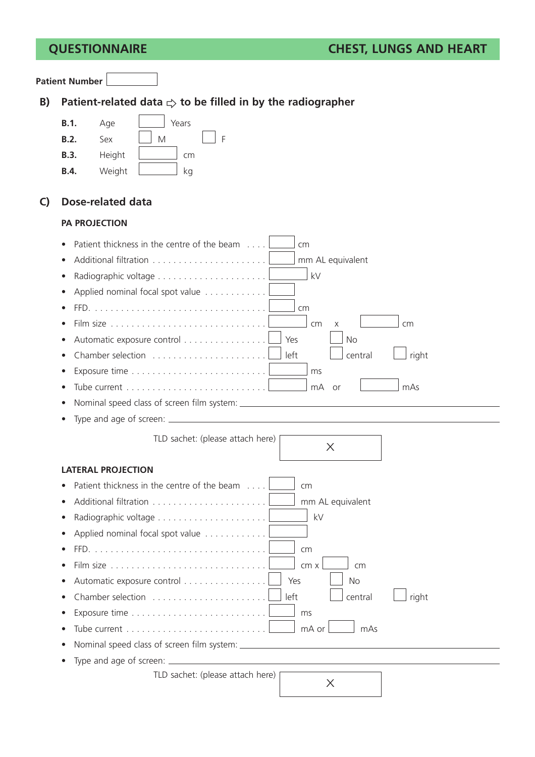## QUESTIONNAIRE — CHEST, LUNGS AND HEART

**Patient Number** ☐

### B) Patient-related data ⇨ to be filled in by the radiographer

| | | | |
|---|---|---|---|
| **B.1.** | Age | ☐ Years | |
| **B.2.** | Sex | ☐ M | ☐ F |
| **B.3.** | Height | ☐ cm | |
| **B.4.** | Weight | ☐ kg | |

### C) Dose-related data

#### PA PROJECTION

- Patient thickness in the centre of the beam . . . . ☐ cm
- Additional filtration . . . . . . . . . . . . . . . . . . . . . ☐ mm AL equivalent
- Radiographic voltage . . . . . . . . . . . . . . . . . . . . ☐ kV
- Applied nominal focal spot value . . . . . . . . . . . ☐
- FFD. . . . . . . . . . . . . . . . . . . . . . . . . . . . . . . . . . ☐ cm
- Film size . . . . . . . . . . . . . . . . . . . . . . . . . . . . ☐ cm x ☐ cm
- Automatic exposure control . . . . . . . . . . . . . . . ☐ Yes ☐ No
- Chamber selection . . . . . . . . . . . . . . . . . . . . . ☐ left ☐ central ☐ right
- Exposure time . . . . . . . . . . . . . . . . . . . . . . . . ☐ ms
- Tube current . . . . . . . . . . . . . . . . . . . . . . . . . ☐ mA or ☐ mAs
- Nominal speed class of screen film system: ____________________
- Type and age of screen: ____________________

TLD sachet: (please attach here) ☒

#### LATERAL PROJECTION

- Patient thickness in the centre of the beam . . . . ☐ cm
- Additional filtration . . . . . . . . . . . . . . . . . . . . . ☐ mm AL equivalent
- Radiographic voltage . . . . . . . . . . . . . . . . . . . . ☐ kV
- Applied nominal focal spot value . . . . . . . . . . . ☐
- FFD. . . . . . . . . . . . . . . . . . . . . . . . . . . . . . . . . . ☐ cm
- Film size . . . . . . . . . . . . . . . . . . . . . . . . . . . . ☐ cm x ☐ cm
- Automatic exposure control . . . . . . . . . . . . . . . ☐ Yes ☐ No
- Chamber selection . . . . . . . . . . . . . . . . . . . . . ☐ left ☐ central ☐ right
- Exposure time . . . . . . . . . . . . . . . . . . . . . . . . ☐ ms
- Tube current . . . . . . . . . . . . . . . . . . . . . . . . . ☐ mA or ☐ mAs
- Nominal speed class of screen film system: ____________________
- Type and age of screen: ____________________

TLD sachet: (please attach here) ☒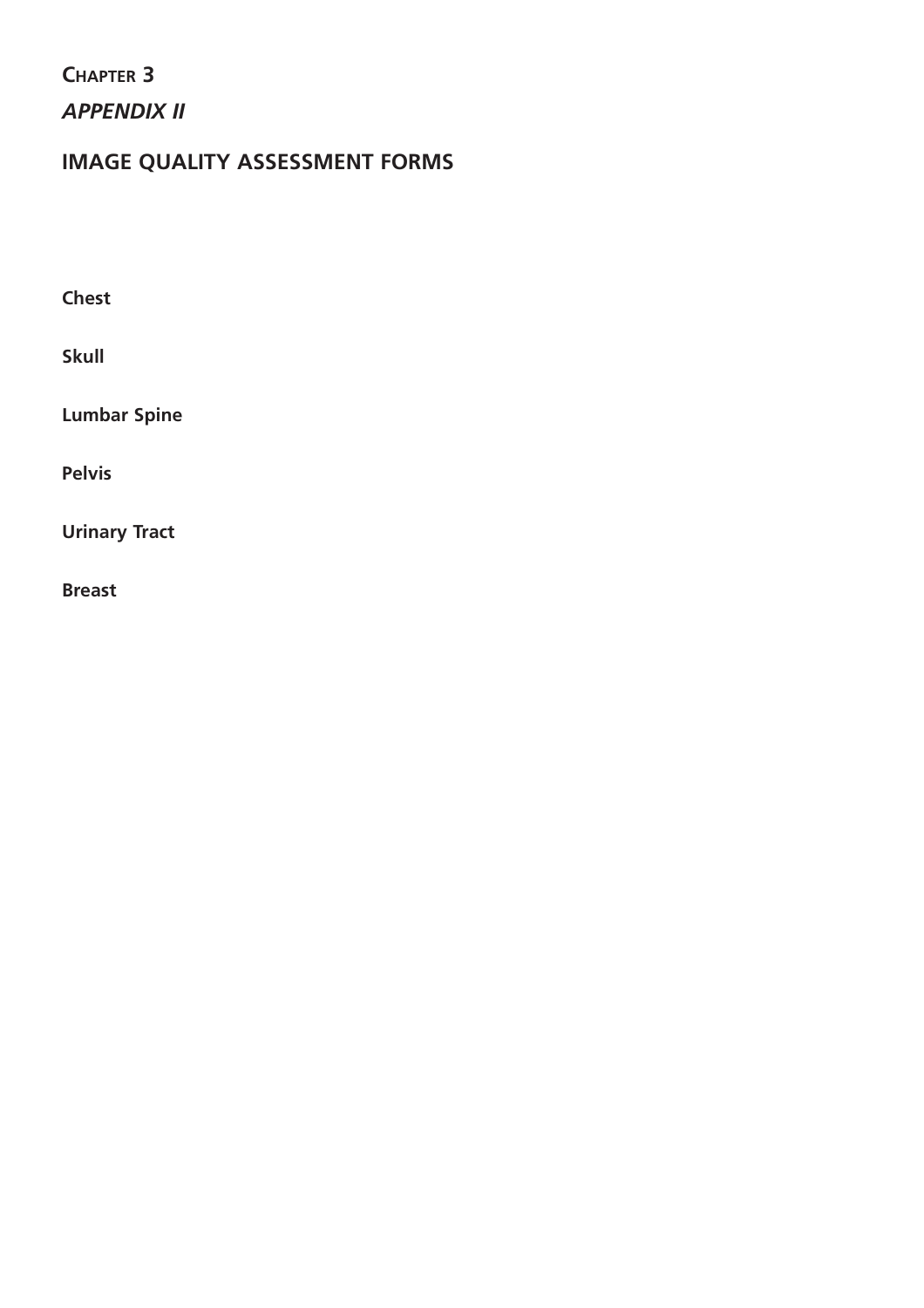# CHAPTER 3

## *APPENDIX II*

## IMAGE QUALITY ASSESSMENT FORMS

**Chest**

**Skull**

**Lumbar Spine**

**Pelvis**

**Urinary Tract**

**Breast**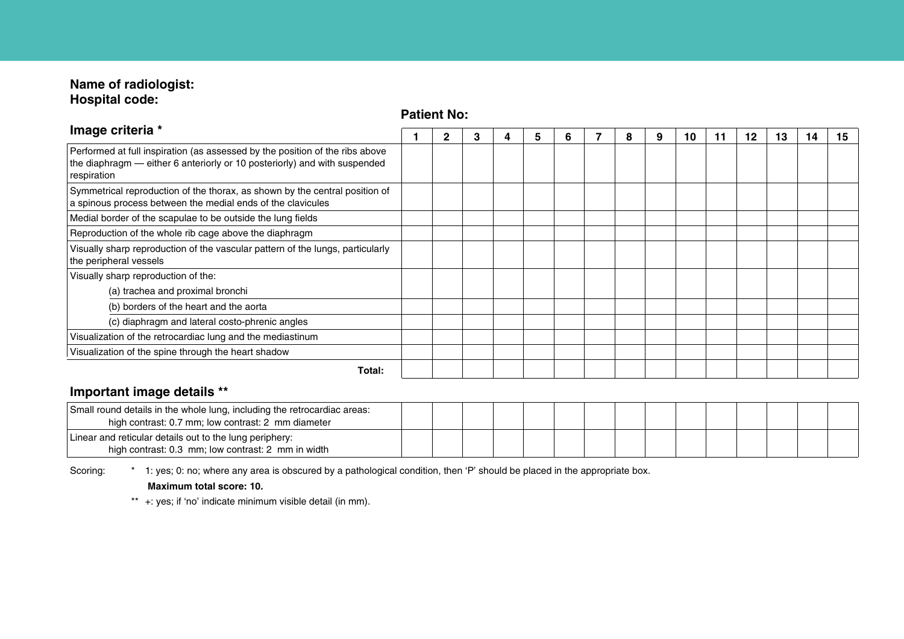**Name of radiologist:**
**Hospital code:**

**Patient No:**

### Image criteria *

| Image criteria * | 1 | 2 | 3 | 4 | 5 | 6 | 7 | 8 | 9 | 10 | 11 | 12 | 13 | 14 | 15 |
|---|---|---|---|---|---|---|---|---|---|---|---|---|---|---|---|
| Performed at full inspiration (as assessed by the position of the ribs above the diaphragm — either 6 anteriorly or 10 posteriorly) and with suspended respiration | | | | | | | | | | | | | | | |
| Symmetrical reproduction of the thorax, as shown by the central position of a spinous process between the medial ends of the clavicules | | | | | | | | | | | | | | | |
| Medial border of the scapulae to be outside the lung fields | | | | | | | | | | | | | | | |
| Reproduction of the whole rib cage above the diaphragm | | | | | | | | | | | | | | | |
| Visually sharp reproduction of the vascular pattern of the lungs, particularly the peripheral vessels | | | | | | | | | | | | | | | |
| Visually sharp reproduction of the: (a) trachea and proximal bronchi | | | | | | | | | | | | | | | |
| (b) borders of the heart and the aorta | | | | | | | | | | | | | | | |
| (c) diaphragm and lateral costo-phrenic angles | | | | | | | | | | | | | | | |
| Visualization of the retrocardiac lung and the mediastinum | | | | | | | | | | | | | | | |
| Visualization of the spine through the heart shadow | | | | | | | | | | | | | | | |
| **Total:** | | | | | | | | | | | | | | | |

### Important image details **

| Important image details ** | 1 | 2 | 3 | 4 | 5 | 6 | 7 | 8 | 9 | 10 | 11 | 12 | 13 | 14 | 15 |
|---|---|---|---|---|---|---|---|---|---|---|---|---|---|---|---|
| Small round details in the whole lung, including the retrocardiac areas: high contrast: 0.7 mm; low contrast: 2 mm diameter | | | | | | | | | | | | | | | |
| Linear and reticular details out to the lung periphery: high contrast: 0.3 mm; low contrast: 2 mm in width | | | | | | | | | | | | | | | |

Scoring: * 1: yes; 0: no; where any area is obscured by a pathological condition, then 'P' should be placed in the appropriate box.

**Maximum total score: 10.**

** +: yes; if 'no' indicate minimum visible detail (in mm).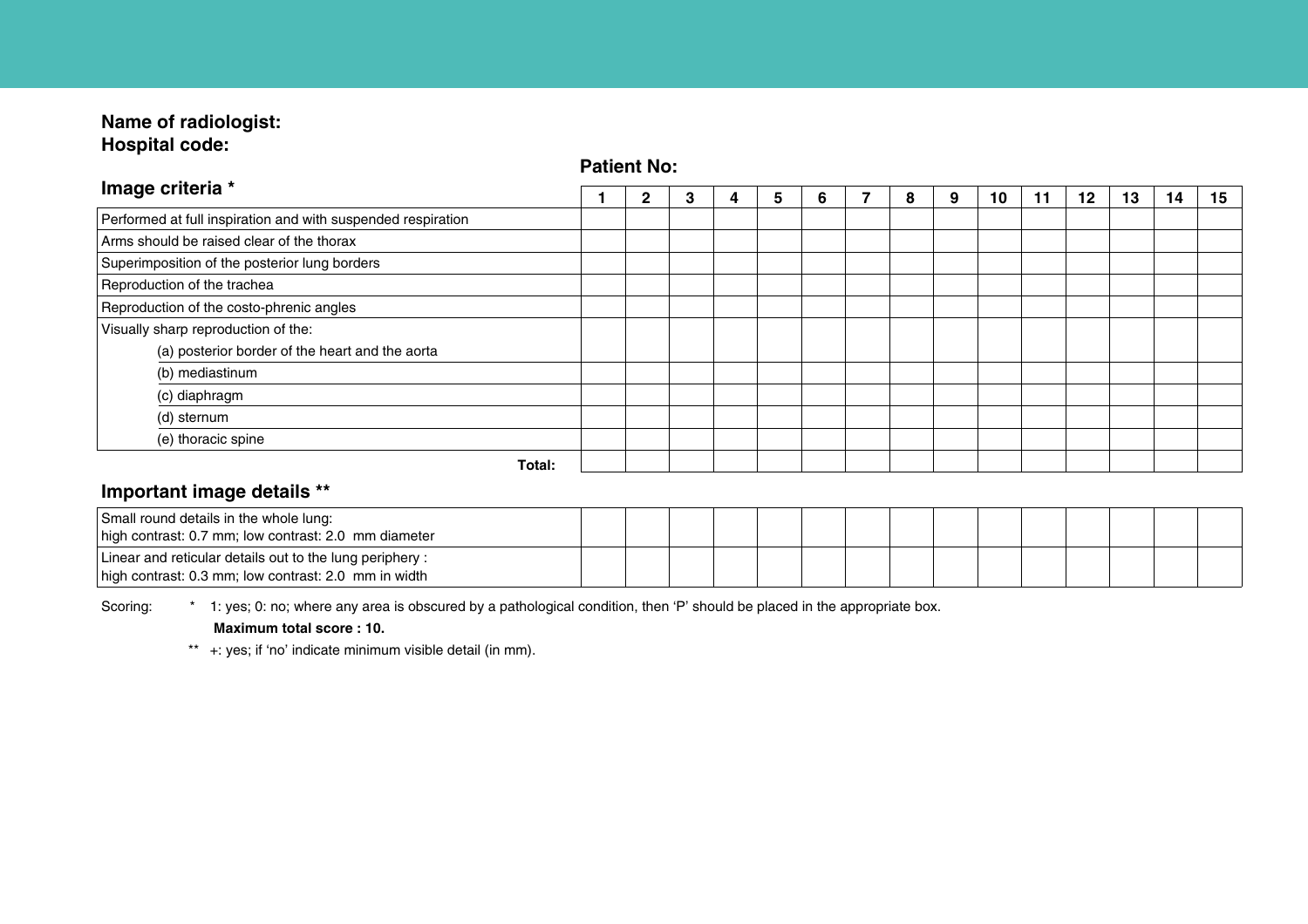**Name of radiologist:**
**Hospital code:**

**Patient No:**

## Image criteria *

| | 1 | 2 | 3 | 4 | 5 | 6 | 7 | 8 | 9 | 10 | 11 | 12 | 13 | 14 | 15 |
|---|---|---|---|---|---|---|---|---|---|---|---|---|---|---|---|
| Performed at full inspiration and with suspended respiration | | | | | | | | | | | | | | | |
| Arms should be raised clear of the thorax | | | | | | | | | | | | | | | |
| Superimposition of the posterior lung borders | | | | | | | | | | | | | | | |
| Reproduction of the trachea | | | | | | | | | | | | | | | |
| Reproduction of the costo-phrenic angles | | | | | | | | | | | | | | | |
| Visually sharp reproduction of the: (a) posterior border of the heart and the aorta | | | | | | | | | | | | | | | |
| (b) mediastinum | | | | | | | | | | | | | | | |
| (c) diaphragm | | | | | | | | | | | | | | | |
| (d) sternum | | | | | | | | | | | | | | | |
| (e) thoracic spine | | | | | | | | | | | | | | | |
| **Total:** | | | | | | | | | | | | | | | |

## Important image details **

| | 1 | 2 | 3 | 4 | 5 | 6 | 7 | 8 | 9 | 10 | 11 | 12 | 13 | 14 | 15 |
|---|---|---|---|---|---|---|---|---|---|---|---|---|---|---|---|
| Small round details in the whole lung: high contrast: 0.7 mm; low contrast: 2.0 mm diameter | | | | | | | | | | | | | | | |
| Linear and reticular details out to the lung periphery : high contrast: 0.3 mm; low contrast: 2.0 mm in width | | | | | | | | | | | | | | | |

Scoring: * 1: yes; 0: no; where any area is obscured by a pathological condition, then 'P' should be placed in the appropriate box.

**Maximum total score : 10.**

** +: yes; if 'no' indicate minimum visible detail (in mm).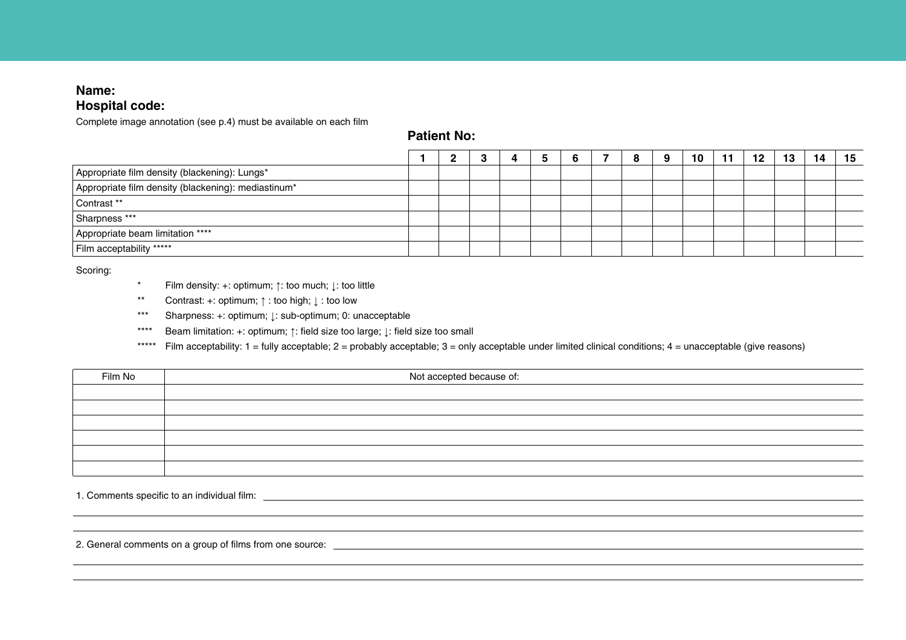**Name:**
**Hospital code:**

Complete image annotation (see p.4) must be available on each film

**Patient No:**

| | 1 | 2 | 3 | 4 | 5 | 6 | 7 | 8 | 9 | 10 | 11 | 12 | 13 | 14 | 15 |
|---|---|---|---|---|---|---|---|---|---|---|---|---|---|---|---|
| Appropriate film density (blackening): Lungs* | | | | | | | | | | | | | | | |
| Appropriate film density (blackening): mediastinum* | | | | | | | | | | | | | | | |
| Contrast ** | | | | | | | | | | | | | | | |
| Sharpness *** | | | | | | | | | | | | | | | |
| Appropriate beam limitation **** | | | | | | | | | | | | | | | |
| Film acceptability ***** | | | | | | | | | | | | | | | |

Scoring:

- * Film density: +: optimum; ↑: too much; ↓: too little
- ** Contrast: +: optimum; ↑ : too high; ↓ : too low
- *** Sharpness: +: optimum; ↓: sub-optimum; 0: unacceptable
- **** Beam limitation: +: optimum; ↑: field size too large; ↓: field size too small
- ***** Film acceptability: 1 = fully acceptable; 2 = probably acceptable; 3 = only acceptable under limited clinical conditions; 4 = unacceptable (give reasons)

| Film No | Not accepted because of: |
|---|---|
| | |
| | |
| | |
| | |
| | |
| | |

1. Comments specific to an individual film: ______________________________

2. General comments on a group of films from one source: ______________________________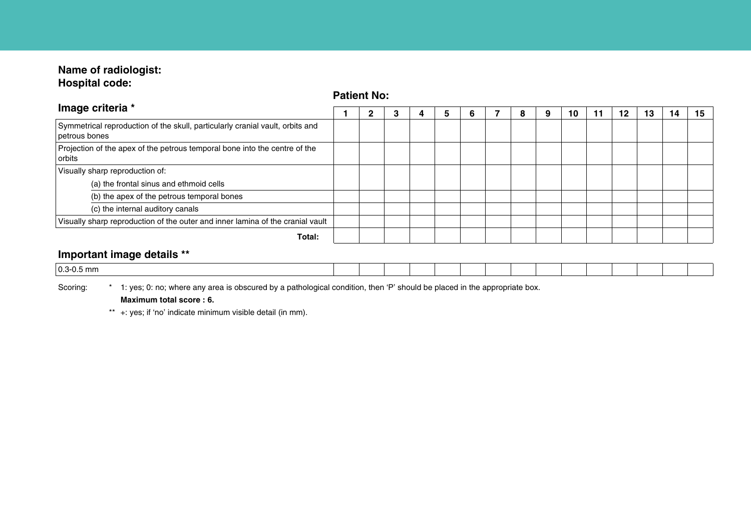**Name of radiologist:**
**Hospital code:**

**Patient No:**

### Image criteria *

| | 1 | 2 | 3 | 4 | 5 | 6 | 7 | 8 | 9 | 10 | 11 | 12 | 13 | 14 | 15 |
|---|---|---|---|---|---|---|---|---|---|---|---|---|---|---|---|
| Symmetrical reproduction of the skull, particularly cranial vault, orbits and petrous bones | | | | | | | | | | | | | | | |
| Projection of the apex of the petrous temporal bone into the centre of the orbits | | | | | | | | | | | | | | | |
| Visually sharp reproduction of: (a) the frontal sinus and ethmoid cells | | | | | | | | | | | | | | | |
| (b) the apex of the petrous temporal bones | | | | | | | | | | | | | | | |
| (c) the internal auditory canals | | | | | | | | | | | | | | | |
| Visually sharp reproduction of the outer and inner lamina of the cranial vault | | | | | | | | | | | | | | | |
| **Total:** | | | | | | | | | | | | | | | |

### Important image details **

| | 1 | 2 | 3 | 4 | 5 | 6 | 7 | 8 | 9 | 10 | 11 | 12 | 13 | 14 | 15 |
|---|---|---|---|---|---|---|---|---|---|---|---|---|---|---|---|
| 0.3-0.5 mm | | | | | | | | | | | | | | | |

Scoring:
* 1: yes; 0: no; where any area is obscured by a pathological condition, then 'P' should be placed in the appropriate box.
  **Maximum total score : 6.**

** +: yes; if 'no' indicate minimum visible detail (in mm).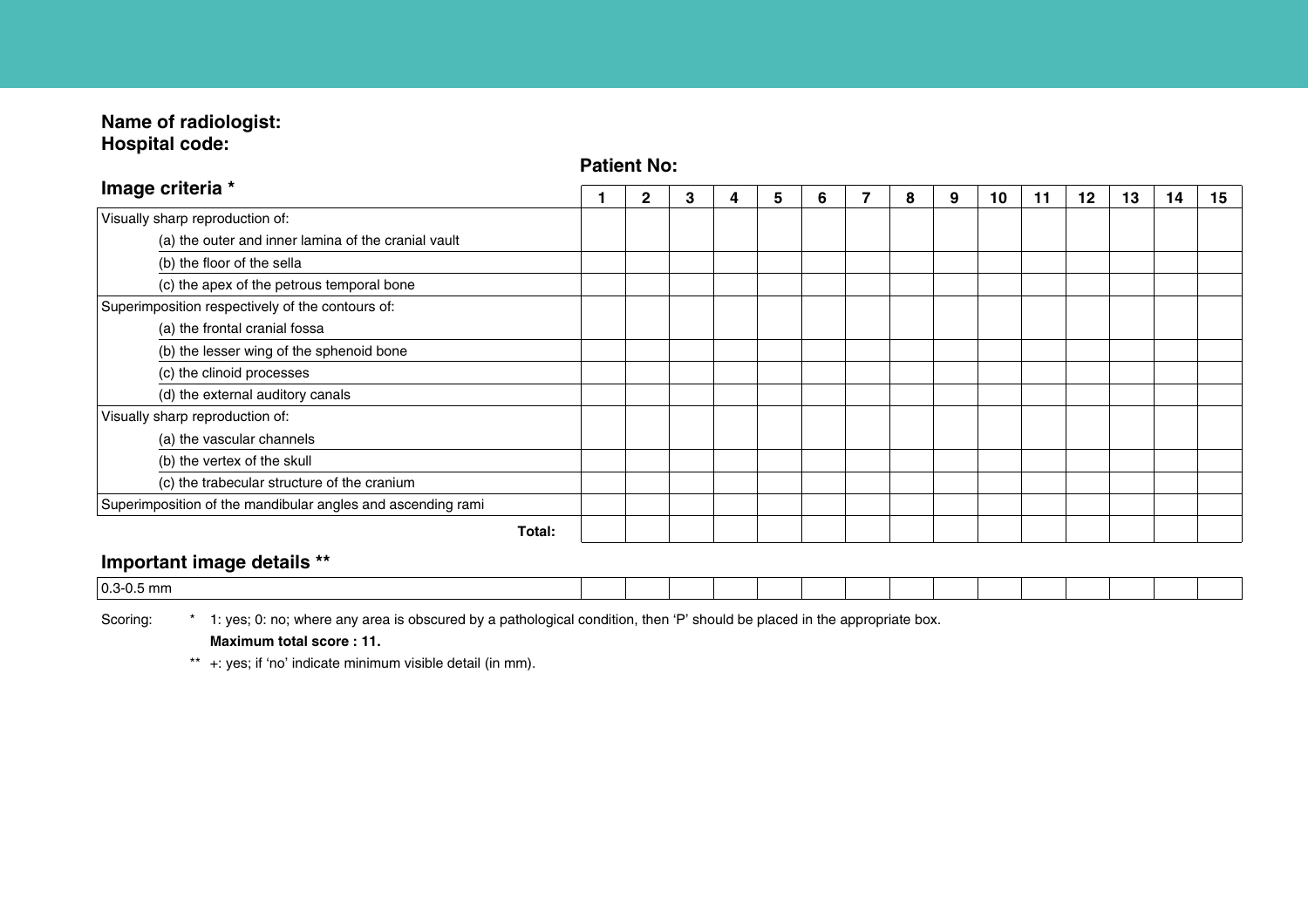**Name of radiologist:**
**Hospital code:**

**Patient No:**

### Image criteria *

| | 1 | 2 | 3 | 4 | 5 | 6 | 7 | 8 | 9 | 10 | 11 | 12 | 13 | 14 | 15 |
|---|---|---|---|---|---|---|---|---|---|---|---|---|---|---|---|
| Visually sharp reproduction of: (a) the outer and inner lamina of the cranial vault | | | | | | | | | | | | | | | |
| (b) the floor of the sella | | | | | | | | | | | | | | | |
| (c) the apex of the petrous temporal bone | | | | | | | | | | | | | | | |
| Superimposition respectively of the contours of: (a) the frontal cranial fossa | | | | | | | | | | | | | | | |
| (b) the lesser wing of the sphenoid bone | | | | | | | | | | | | | | | |
| (c) the clinoid processes | | | | | | | | | | | | | | | |
| (d) the external auditory canals | | | | | | | | | | | | | | | |
| Visually sharp reproduction of: (a) the vascular channels | | | | | | | | | | | | | | | |
| (b) the vertex of the skull | | | | | | | | | | | | | | | |
| (c) the trabecular structure of the cranium | | | | | | | | | | | | | | | |
| Superimposition of the mandibular angles and ascending rami | | | | | | | | | | | | | | | |
| **Total:** | | | | | | | | | | | | | | | |

### Important image details **

| | | | | | | | | | | | | | | | |
|---|---|---|---|---|---|---|---|---|---|---|---|---|---|---|---|
| 0.3-0.5 mm | | | | | | | | | | | | | | | |

Scoring: * 1: yes; 0: no; where any area is obscured by a pathological condition, then 'P' should be placed in the appropriate box.
**Maximum total score : 11.**
** +: yes; if 'no' indicate minimum visible detail (in mm).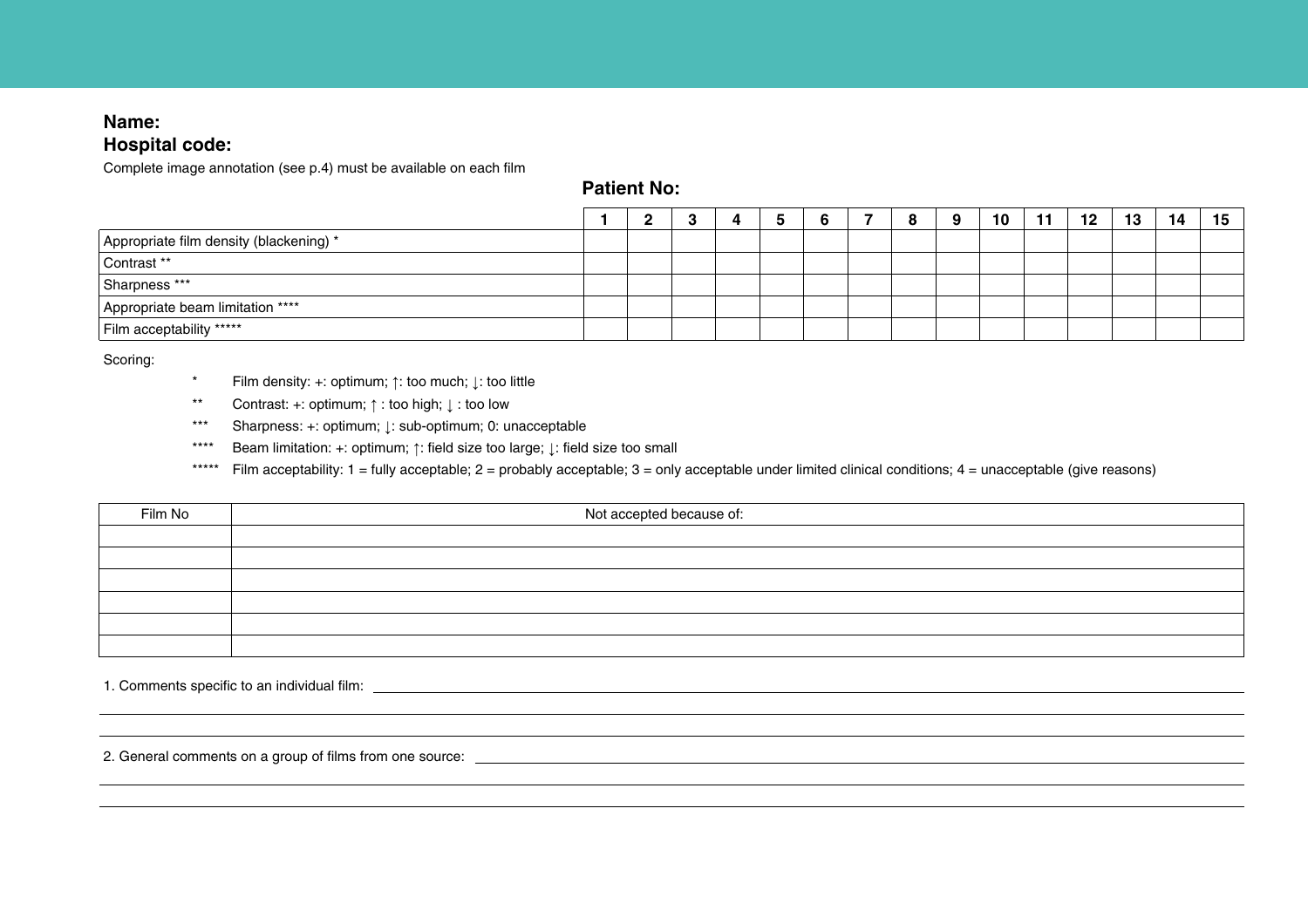**Name:**

**Hospital code:**

Complete image annotation (see p.4) must be available on each film

**Patient No:**

| | 1 | 2 | 3 | 4 | 5 | 6 | 7 | 8 | 9 | 10 | 11 | 12 | 13 | 14 | 15 |
|---|---|---|---|---|---|---|---|---|---|---|---|---|---|---|---|
| Appropriate film density (blackening) * | | | | | | | | | | | | | | | |
| Contrast ** | | | | | | | | | | | | | | | |
| Sharpness *** | | | | | | | | | | | | | | | |
| Appropriate beam limitation **** | | | | | | | | | | | | | | | |
| Film acceptability ***** | | | | | | | | | | | | | | | |

Scoring:

- \* Film density: +: optimum; ↑: too much; ↓: too little
- \** Contrast: +: optimum; ↑ : too high; ↓ : too low
- \*** Sharpness: +: optimum; ↓: sub-optimum; 0: unacceptable
- \**** Beam limitation: +: optimum; ↑: field size too large; ↓: field size too small
- \***** Film acceptability: 1 = fully acceptable; 2 = probably acceptable; 3 = only acceptable under limited clinical conditions; 4 = unacceptable (give reasons)

| Film No | Not accepted because of: |
|---|---|
| | |
| | |
| | |
| | |
| | |
| | |

1. Comments specific to an individual film: ______________________________

______________________________

______________________________

2. General comments on a group of films from one source: ______________________________

______________________________

______________________________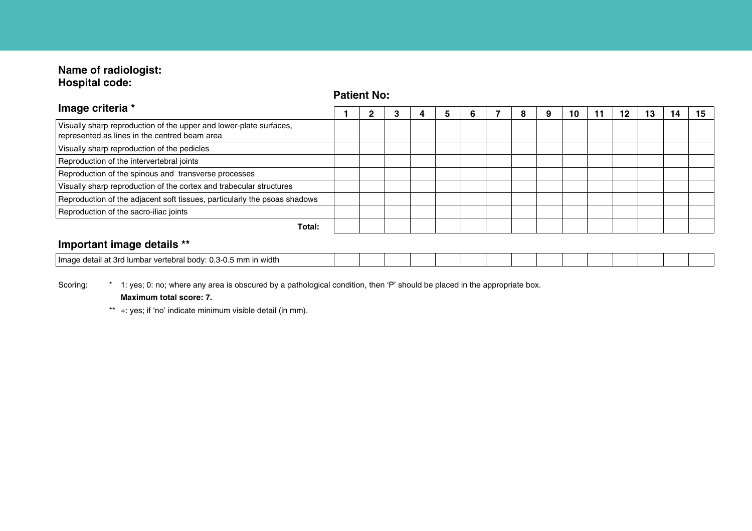**Name of radiologist:**
**Hospital code:**

**Patient No:**

## Image criteria *

| Image criteria * | 1 | 2 | 3 | 4 | 5 | 6 | 7 | 8 | 9 | 10 | 11 | 12 | 13 | 14 | 15 |
|---|---|---|---|---|---|---|---|---|---|---|---|---|---|---|---|
| Visually sharp reproduction of the upper and lower-plate surfaces, represented as lines in the centred beam area | | | | | | | | | | | | | | | |
| Visually sharp reproduction of the pedicles | | | | | | | | | | | | | | | |
| Reproduction of the intervertebral joints | | | | | | | | | | | | | | | |
| Reproduction of the spinous and transverse processes | | | | | | | | | | | | | | | |
| Visually sharp reproduction of the cortex and trabecular structures | | | | | | | | | | | | | | | |
| Reproduction of the adjacent soft tissues, particularly the psoas shadows | | | | | | | | | | | | | | | |
| Reproduction of the sacro-iliac joints | | | | | | | | | | | | | | | |
| **Total:** | | | | | | | | | | | | | | | |

## Important image details **

| Important image details ** | 1 | 2 | 3 | 4 | 5 | 6 | 7 | 8 | 9 | 10 | 11 | 12 | 13 | 14 | 15 |
|---|---|---|---|---|---|---|---|---|---|---|---|---|---|---|---|
| Image detail at 3rd lumbar vertebral body: 0.3-0.5 mm in width | | | | | | | | | | | | | | | |

Scoring:

\* 1: yes; 0: no; where any area is obscured by a pathological condition, then 'P' should be placed in the appropriate box.
**Maximum total score: 7.**

** +: yes; if 'no' indicate minimum visible detail (in mm).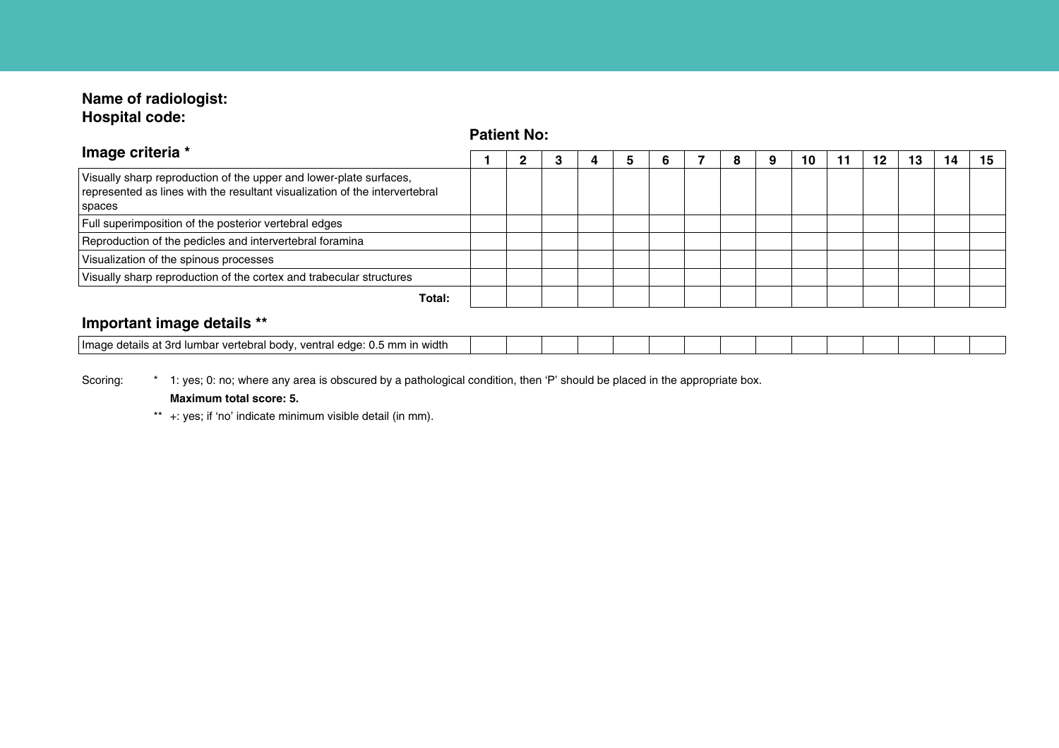**Name of radiologist:**
**Hospital code:**

**Patient No:**

### Image criteria *

| Image criteria | 1 | 2 | 3 | 4 | 5 | 6 | 7 | 8 | 9 | 10 | 11 | 12 | 13 | 14 | 15 |
|---|---|---|---|---|---|---|---|---|---|---|---|---|---|---|---|
| Visually sharp reproduction of the upper and lower-plate surfaces, represented as lines with the resultant visualization of the intervertebral spaces | | | | | | | | | | | | | | | |
| Full superimposition of the posterior vertebral edges | | | | | | | | | | | | | | | |
| Reproduction of the pedicles and intervertebral foramina | | | | | | | | | | | | | | | |
| Visualization of the spinous processes | | | | | | | | | | | | | | | |
| Visually sharp reproduction of the cortex and trabecular structures | | | | | | | | | | | | | | | |
| **Total:** | | | | | | | | | | | | | | | |

### Important image details **

| Important image details | 1 | 2 | 3 | 4 | 5 | 6 | 7 | 8 | 9 | 10 | 11 | 12 | 13 | 14 | 15 |
|---|---|---|---|---|---|---|---|---|---|---|---|---|---|---|---|
| Image details at 3rd lumbar vertebral body, ventral edge: 0.5 mm in width | | | | | | | | | | | | | | | |

Scoring:

\* 1: yes; 0: no; where any area is obscured by a pathological condition, then 'P' should be placed in the appropriate box.

**Maximum total score: 5.**

\*\* +: yes; if 'no' indicate minimum visible detail (in mm).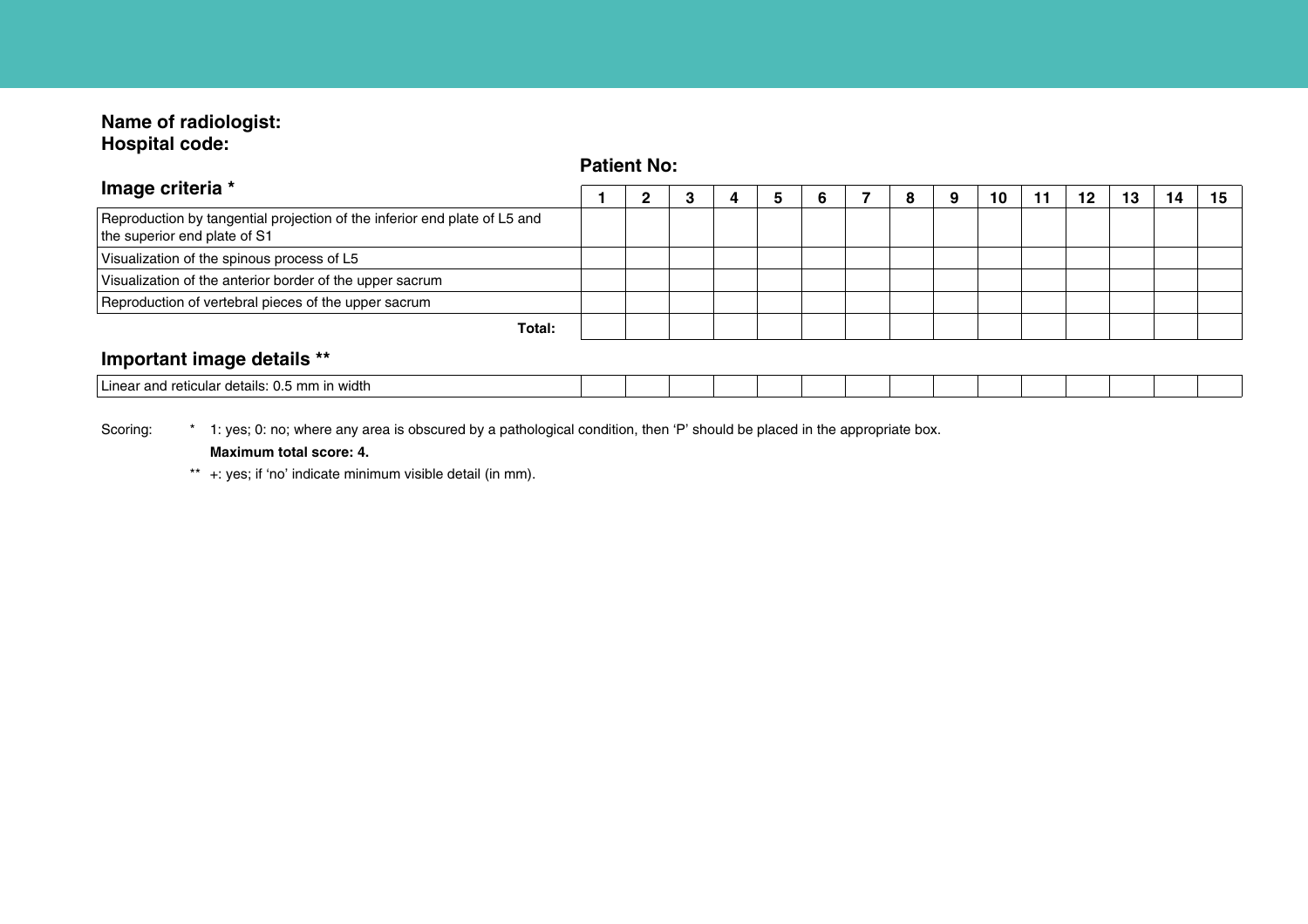**Name of radiologist:**
**Hospital code:**

**Patient No:**

| **Image criteria *** | **1** | **2** | **3** | **4** | **5** | **6** | **7** | **8** | **9** | **10** | **11** | **12** | **13** | **14** | **15** |
|---|---|---|---|---|---|---|---|---|---|---|---|---|---|---|---|
| Reproduction by tangential projection of the inferior end plate of L5 and the superior end plate of S1 | | | | | | | | | | | | | | | |
| Visualization of the spinous process of L5 | | | | | | | | | | | | | | | |
| Visualization of the anterior border of the upper sacrum | | | | | | | | | | | | | | | |
| Reproduction of vertebral pieces of the upper sacrum | | | | | | | | | | | | | | | |
| **Total:** | | | | | | | | | | | | | | | |

**Important image details ****

| | | | | | | | | | | | | | | | |
|---|---|---|---|---|---|---|---|---|---|---|---|---|---|---|---|
| Linear and reticular details: 0.5 mm in width | | | | | | | | | | | | | | | |

Scoring: * 1: yes; 0: no; where any area is obscured by a pathological condition, then 'P' should be placed in the appropriate box.

**Maximum total score: 4.**

** +: yes; if 'no' indicate minimum visible detail (in mm).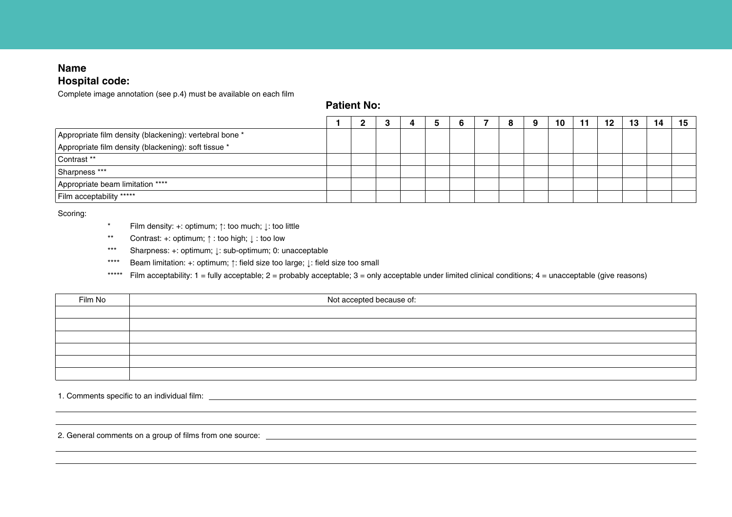**Name**

**Hospital code:**

Complete image annotation (see p.4) must be available on each film

**Patient No:**

| | 1 | 2 | 3 | 4 | 5 | 6 | 7 | 8 | 9 | 10 | 11 | 12 | 13 | 14 | 15 |
|---|---|---|---|---|---|---|---|---|---|---|---|---|---|---|---|
| Appropriate film density (blackening): vertebral bone * | | | | | | | | | | | | | | | |
| Appropriate film density (blackening): soft tissue * | | | | | | | | | | | | | | | |
| Contrast ** | | | | | | | | | | | | | | | |
| Sharpness *** | | | | | | | | | | | | | | | |
| Appropriate beam limitation **** | | | | | | | | | | | | | | | |
| Film acceptability ***** | | | | | | | | | | | | | | | |

Scoring:

- * Film density: +: optimum; ↑: too much; ↓: too little
- ** Contrast: +: optimum; ↑ : too high; ↓ : too low
- *** Sharpness: +: optimum; ↓: sub-optimum; 0: unacceptable
- **** Beam limitation: +: optimum; ↑: field size too large; ↓: field size too small
- ***** Film acceptability: 1 = fully acceptable; 2 = probably acceptable; 3 = only acceptable under limited clinical conditions; 4 = unacceptable (give reasons)

| Film No | Not accepted because of: |
|---|---|
| | |
| | |
| | |
| | |
| | |
| | |

1. Comments specific to an individual film: ____________________

____________________

____________________

2. General comments on a group of films from one source: ____________________

____________________

____________________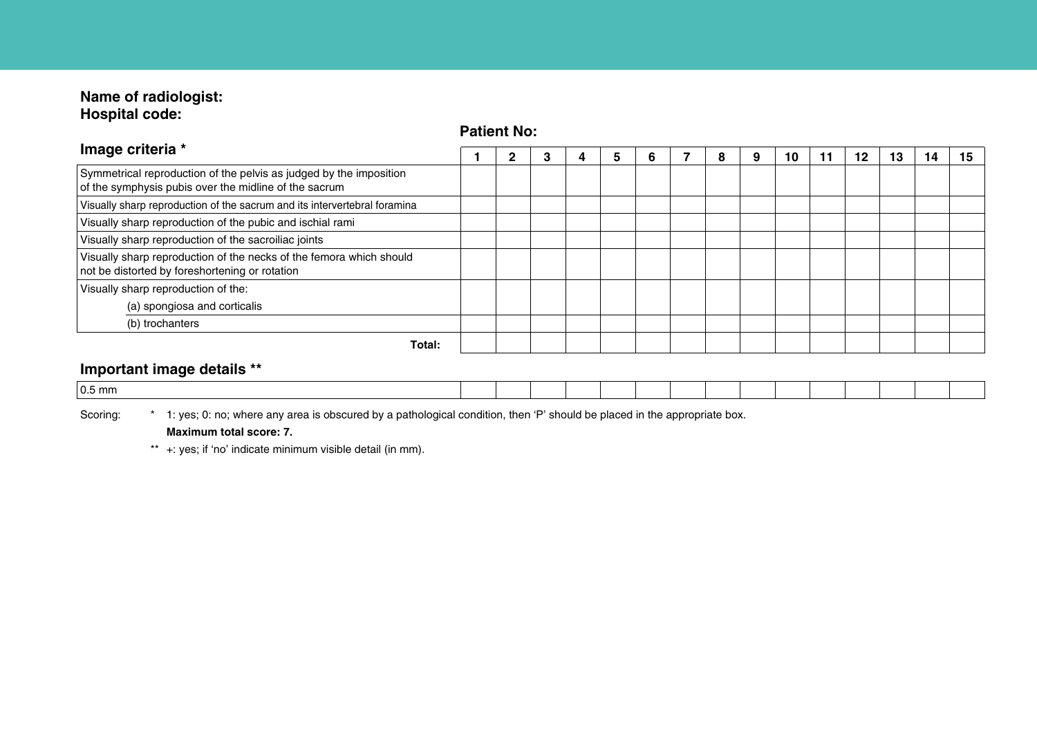**Name of radiologist:**
**Hospital code:**

**Patient No:**

## Image criteria *

| Image criteria * | 1 | 2 | 3 | 4 | 5 | 6 | 7 | 8 | 9 | 10 | 11 | 12 | 13 | 14 | 15 |
|---|---|---|---|---|---|---|---|---|---|---|---|---|---|---|---|
| Symmetrical reproduction of the pelvis as judged by the imposition of the symphysis pubis over the midline of the sacrum | | | | | | | | | | | | | | | |
| Visually sharp reproduction of the sacrum and its intervertebral foramina | | | | | | | | | | | | | | | |
| Visually sharp reproduction of the pubic and ischial rami | | | | | | | | | | | | | | | |
| Visually sharp reproduction of the sacroiliac joints | | | | | | | | | | | | | | | |
| Visually sharp reproduction of the necks of the femora which should not be distorted by foreshortening or rotation | | | | | | | | | | | | | | | |
| Visually sharp reproduction of the: (a) spongiosa and corticalis | | | | | | | | | | | | | | | |
| (b) trochanters | | | | | | | | | | | | | | | |
| **Total:** | | | | | | | | | | | | | | | |

## Important image details **

| Important image details ** | 1 | 2 | 3 | 4 | 5 | 6 | 7 | 8 | 9 | 10 | 11 | 12 | 13 | 14 | 15 |
|---|---|---|---|---|---|---|---|---|---|---|---|---|---|---|---|
| 0.5 mm | | | | | | | | | | | | | | | |

Scoring: * 1: yes; 0: no; where any area is obscured by a pathological condition, then 'P' should be placed in the appropriate box.
**Maximum total score: 7.**

** +: yes; if 'no' indicate minimum visible detail (in mm).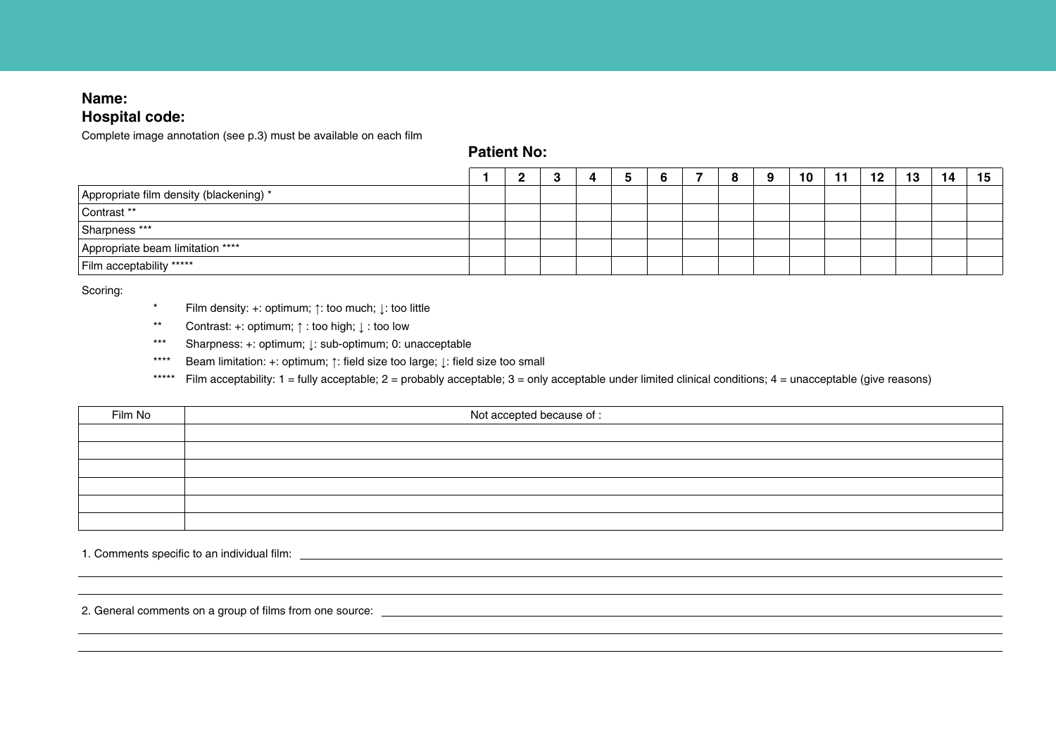**Name:**

**Hospital code:**

Complete image annotation (see p.3) must be available on each film

**Patient No:**

| | 1 | 2 | 3 | 4 | 5 | 6 | 7 | 8 | 9 | 10 | 11 | 12 | 13 | 14 | 15 |
|---|---|---|---|---|---|---|---|---|---|---|---|---|---|---|---|
| Appropriate film density (blackening) * | | | | | | | | | | | | | | | |
| Contrast ** | | | | | | | | | | | | | | | |
| Sharpness *** | | | | | | | | | | | | | | | |
| Appropriate beam limitation **** | | | | | | | | | | | | | | | |
| Film acceptability ***** | | | | | | | | | | | | | | | |

Scoring:

- * Film density: +: optimum; ↑: too much; ↓: too little
- ** Contrast: +: optimum; ↑ : too high; ↓ : too low
- *** Sharpness: +: optimum; ↓: sub-optimum; 0: unacceptable
- **** Beam limitation: +: optimum; ↑: field size too large; ↓: field size too small
- ***** Film acceptability: 1 = fully acceptable; 2 = probably acceptable; 3 = only acceptable under limited clinical conditions; 4 = unacceptable (give reasons)

| Film No | Not accepted because of : |
|---|---|
| | |
| | |
| | |
| | |
| | |
| | |

1. Comments specific to an individual film: ______________________________

______________________________

______________________________

2. General comments on a group of films from one source: ______________________________

______________________________

______________________________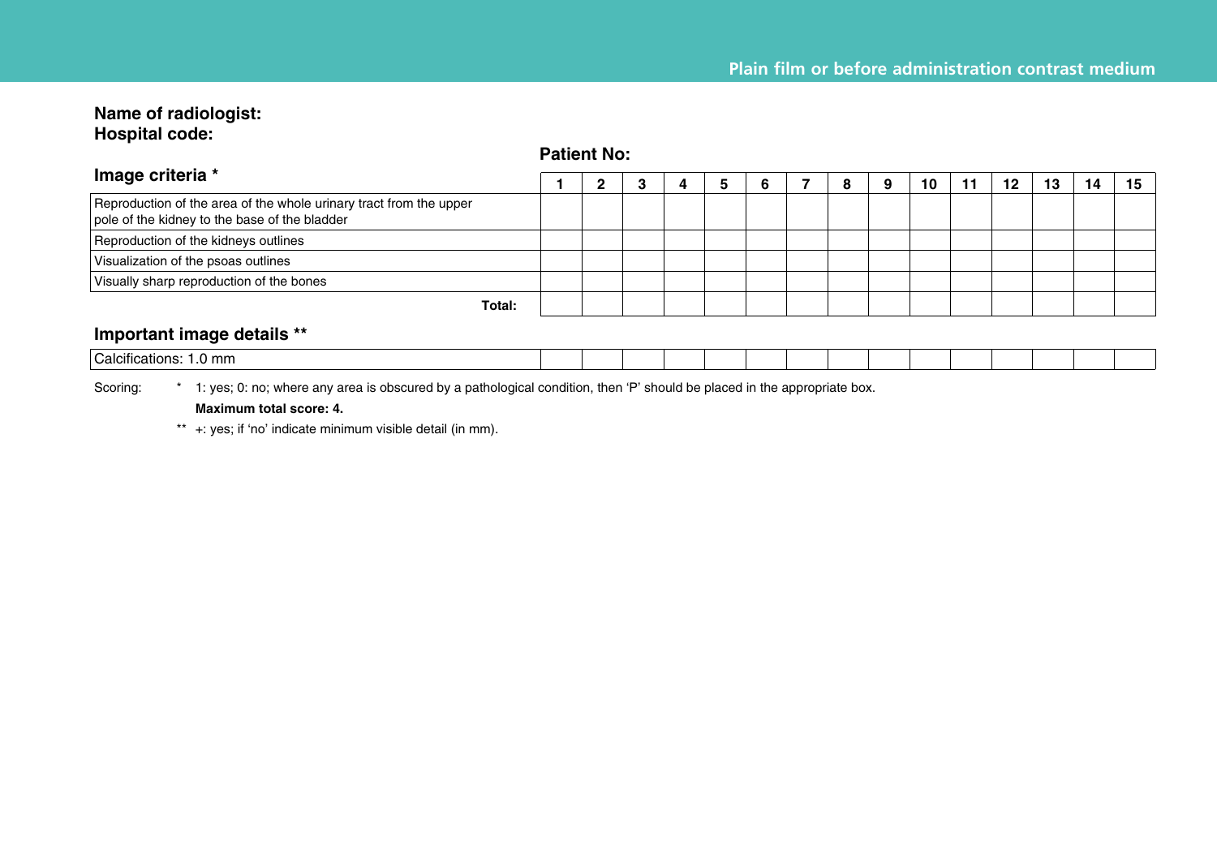## Plain film or before administration contrast medium

**Name of radiologist:**
**Hospital code:**

**Patient No:**

| Image criteria * | 1 | 2 | 3 | 4 | 5 | 6 | 7 | 8 | 9 | 10 | 11 | 12 | 13 | 14 | 15 |
|---|---|---|---|---|---|---|---|---|---|---|---|---|---|---|---|
| Reproduction of the area of the whole urinary tract from the upper pole of the kidney to the base of the bladder | | | | | | | | | | | | | | | |
| Reproduction of the kidneys outlines | | | | | | | | | | | | | | | |
| Visualization of the psoas outlines | | | | | | | | | | | | | | | |
| Visually sharp reproduction of the bones | | | | | | | | | | | | | | | |
| **Total:** | | | | | | | | | | | | | | | |

### Important image details **

| | | | | | | | | | | | | | | | |
|---|---|---|---|---|---|---|---|---|---|---|---|---|---|---|---|
| Calcifications: 1.0 mm | | | | | | | | | | | | | | | |

Scoring: * 1: yes; 0: no; where any area is obscured by a pathological condition, then 'P' should be placed in the appropriate box.

**Maximum total score: 4.**

** +: yes; if 'no' indicate minimum visible detail (in mm).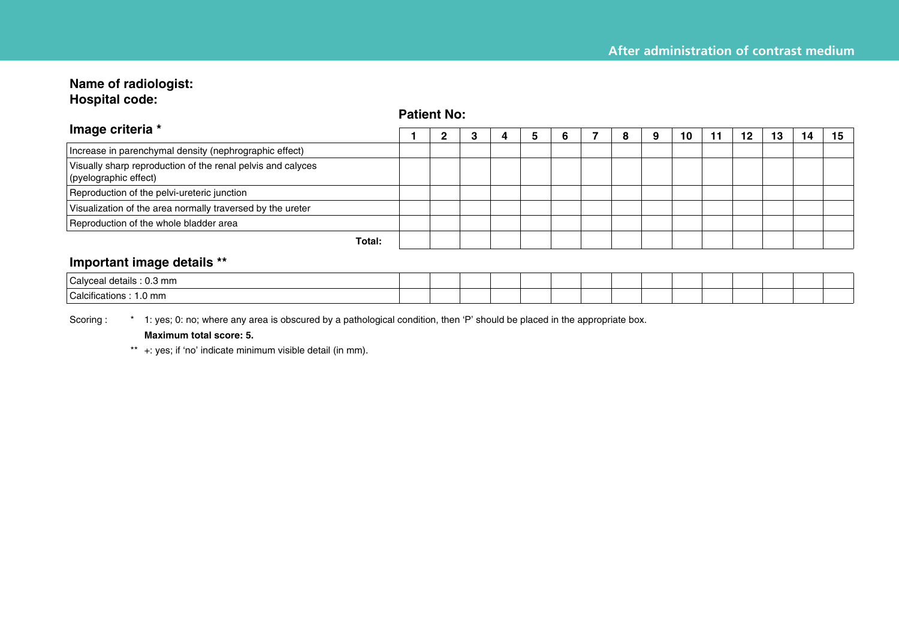## After administration of contrast medium

**Name of radiologist:**
**Hospital code:**

**Patient No:**

### Image criteria *

| | 1 | 2 | 3 | 4 | 5 | 6 | 7 | 8 | 9 | 10 | 11 | 12 | 13 | 14 | 15 |
|---|---|---|---|---|---|---|---|---|---|---|---|---|---|---|---|
| Increase in parenchymal density (nephrographic effect) | | | | | | | | | | | | | | | |
| Visually sharp reproduction of the renal pelvis and calyces (pyelographic effect) | | | | | | | | | | | | | | | |
| Reproduction of the pelvi-ureteric junction | | | | | | | | | | | | | | | |
| Visualization of the area normally traversed by the ureter | | | | | | | | | | | | | | | |
| Reproduction of the whole bladder area | | | | | | | | | | | | | | | |
| **Total:** | | | | | | | | | | | | | | | |

### Important image details **

| | 1 | 2 | 3 | 4 | 5 | 6 | 7 | 8 | 9 | 10 | 11 | 12 | 13 | 14 | 15 |
|---|---|---|---|---|---|---|---|---|---|---|---|---|---|---|---|
| Calyceal details : 0.3 mm | | | | | | | | | | | | | | | |
| Calcifications : 1.0 mm | | | | | | | | | | | | | | | |

Scoring : * 1: yes; 0: no; where any area is obscured by a pathological condition, then 'P' should be placed in the appropriate box.
**Maximum total score: 5.**
** +: yes; if 'no' indicate minimum visible detail (in mm).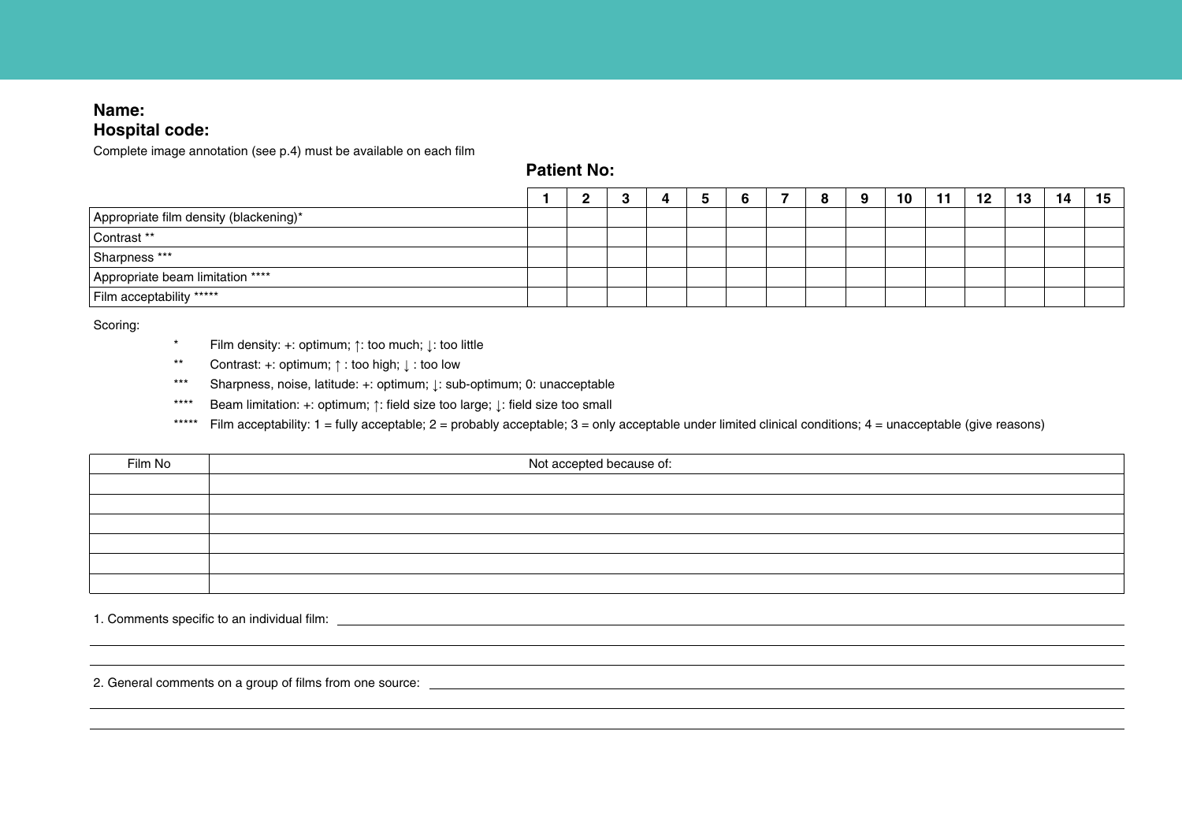**Name:**
**Hospital code:**

Complete image annotation (see p.4) must be available on each film

**Patient No:**

| | 1 | 2 | 3 | 4 | 5 | 6 | 7 | 8 | 9 | 10 | 11 | 12 | 13 | 14 | 15 |
|---|---|---|---|---|---|---|---|---|---|---|---|---|---|---|---|
| Appropriate film density (blackening)* | | | | | | | | | | | | | | | |
| Contrast ** | | | | | | | | | | | | | | | |
| Sharpness *** | | | | | | | | | | | | | | | |
| Appropriate beam limitation **** | | | | | | | | | | | | | | | |
| Film acceptability ***** | | | | | | | | | | | | | | | |

Scoring:

- * Film density: +: optimum; ↑: too much; ↓: too little
- ** Contrast: +: optimum; ↑ : too high; ↓ : too low
- *** Sharpness, noise, latitude: +: optimum; ↓: sub-optimum; 0: unacceptable
- **** Beam limitation: +: optimum; ↑: field size too large; ↓: field size too small
- ***** Film acceptability: 1 = fully acceptable; 2 = probably acceptable; 3 = only acceptable under limited clinical conditions; 4 = unacceptable (give reasons)

| Film No | Not accepted because of: |
|---|---|
| | |
| | |
| | |
| | |
| | |
| | |

1. Comments specific to an individual film: ______________________________

______________________________

______________________________

2. General comments on a group of films from one source: ______________________________

______________________________

______________________________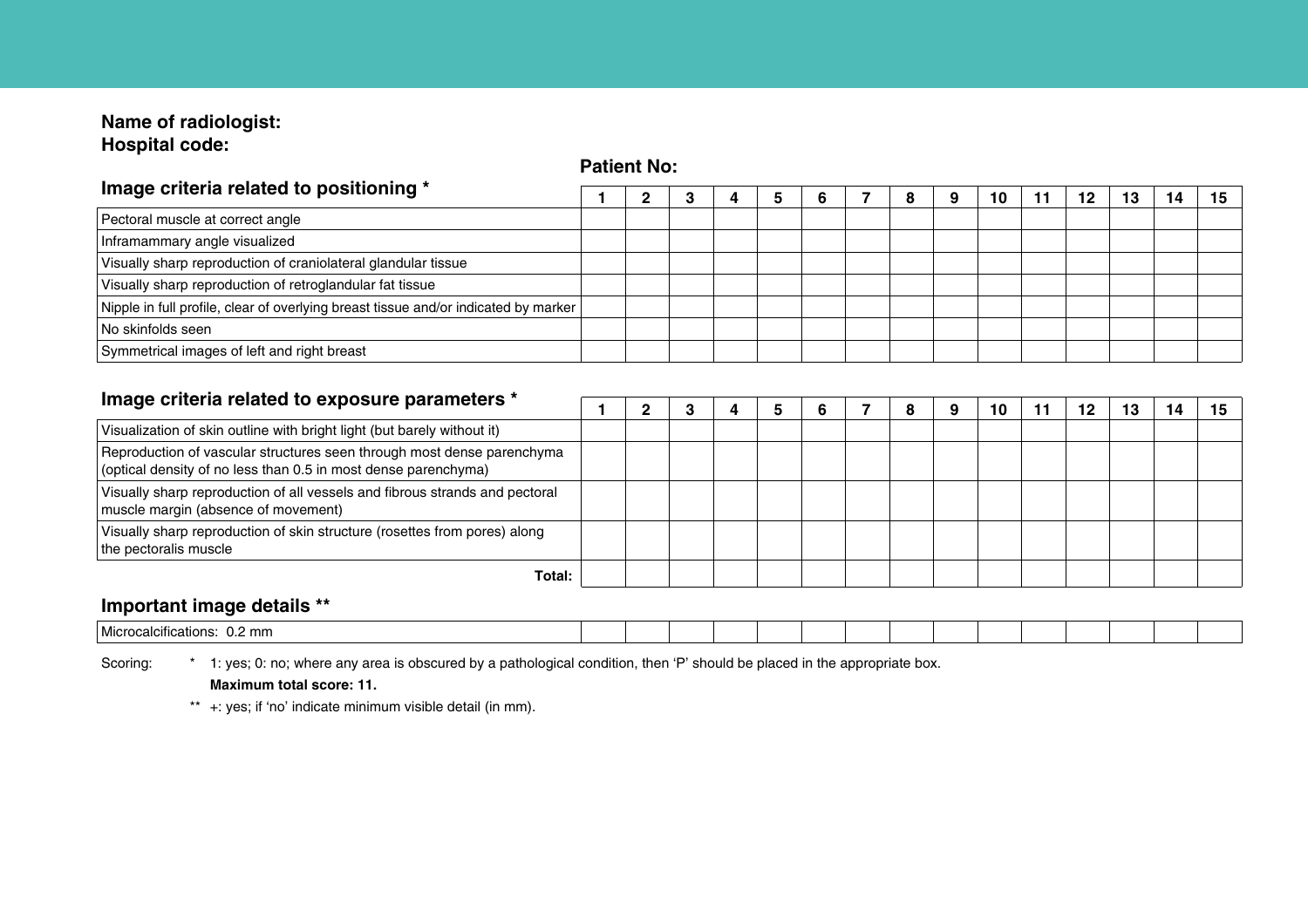**Name of radiologist:**
**Hospital code:**

**Patient No:**

## Image criteria related to positioning *

| | 1 | 2 | 3 | 4 | 5 | 6 | 7 | 8 | 9 | 10 | 11 | 12 | 13 | 14 | 15 |
|---|---|---|---|---|---|---|---|---|---|---|---|---|---|---|---|
| Pectoral muscle at correct angle | | | | | | | | | | | | | | | |
| Inframammary angle visualized | | | | | | | | | | | | | | | |
| Visually sharp reproduction of craniolateral glandular tissue | | | | | | | | | | | | | | | |
| Visually sharp reproduction of retroglandular fat tissue | | | | | | | | | | | | | | | |
| Nipple in full profile, clear of overlying breast tissue and/or indicated by marker | | | | | | | | | | | | | | | |
| No skinfolds seen | | | | | | | | | | | | | | | |
| Symmetrical images of left and right breast | | | | | | | | | | | | | | | |

## Image criteria related to exposure parameters *

| | 1 | 2 | 3 | 4 | 5 | 6 | 7 | 8 | 9 | 10 | 11 | 12 | 13 | 14 | 15 |
|---|---|---|---|---|---|---|---|---|---|---|---|---|---|---|---|
| Visualization of skin outline with bright light (but barely without it) | | | | | | | | | | | | | | | |
| Reproduction of vascular structures seen through most dense parenchyma (optical density of no less than 0.5 in most dense parenchyma) | | | | | | | | | | | | | | | |
| Visually sharp reproduction of all vessels and fibrous strands and pectoral muscle margin (absence of movement) | | | | | | | | | | | | | | | |
| Visually sharp reproduction of skin structure (rosettes from pores) along the pectoralis muscle | | | | | | | | | | | | | | | |
| **Total:** | | | | | | | | | | | | | | | |

## Important image details **

| | | | | | | | | | | | | | | | |
|---|---|---|---|---|---|---|---|---|---|---|---|---|---|---|---|
| Microcalcifications: 0.2 mm | | | | | | | | | | | | | | | |

Scoring: * 1: yes; 0: no; where any area is obscured by a pathological condition, then 'P' should be placed in the appropriate box.

**Maximum total score: 11.**

** +: yes; if 'no' indicate minimum visible detail (in mm).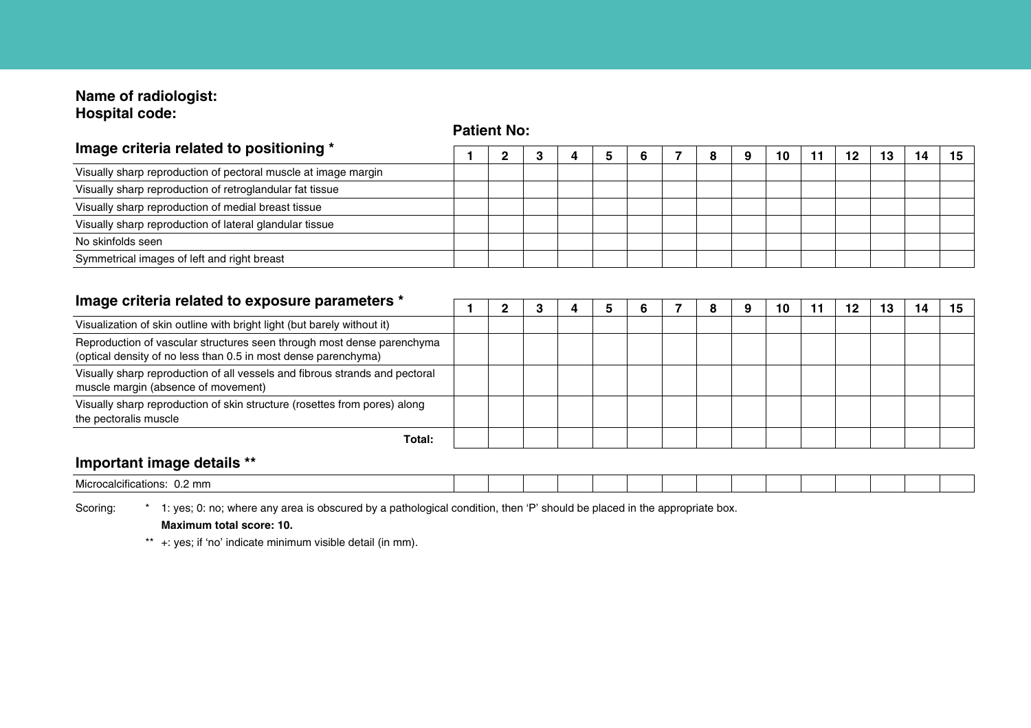**Name of radiologist:**
**Hospital code:**

**Patient No:**

| Image criteria related to positioning * | 1 | 2 | 3 | 4 | 5 | 6 | 7 | 8 | 9 | 10 | 11 | 12 | 13 | 14 | 15 |
|---|---|---|---|---|---|---|---|---|---|---|---|---|---|---|---|
| Visually sharp reproduction of pectoral muscle at image margin | | | | | | | | | | | | | | | |
| Visually sharp reproduction of retroglandular fat tissue | | | | | | | | | | | | | | | |
| Visually sharp reproduction of medial breast tissue | | | | | | | | | | | | | | | |
| Visually sharp reproduction of lateral glandular tissue | | | | | | | | | | | | | | | |
| No skinfolds seen | | | | | | | | | | | | | | | |
| Symmetrical images of left and right breast | | | | | | | | | | | | | | | |

| Image criteria related to exposure parameters * | 1 | 2 | 3 | 4 | 5 | 6 | 7 | 8 | 9 | 10 | 11 | 12 | 13 | 14 | 15 |
|---|---|---|---|---|---|---|---|---|---|---|---|---|---|---|---|
| Visualization of skin outline with bright light (but barely without it) | | | | | | | | | | | | | | | |
| Reproduction of vascular structures seen through most dense parenchyma (optical density of no less than 0.5 in most dense parenchyma) | | | | | | | | | | | | | | | |
| Visually sharp reproduction of all vessels and fibrous strands and pectoral muscle margin (absence of movement) | | | | | | | | | | | | | | | |
| Visually sharp reproduction of skin structure (rosettes from pores) along the pectoralis muscle | | | | | | | | | | | | | | | |
| **Total:** | | | | | | | | | | | | | | | |

**Important image details ****

| | | | | | | | | | | | | | | | |
|---|---|---|---|---|---|---|---|---|---|---|---|---|---|---|---|
| Microcalcifications: 0.2 mm | | | | | | | | | | | | | | | |

Scoring: * 1: yes; 0: no; where any area is obscured by a pathological condition, then 'P' should be placed in the appropriate box.
**Maximum total score: 10.**

** +: yes; if 'no' indicate minimum visible detail (in mm).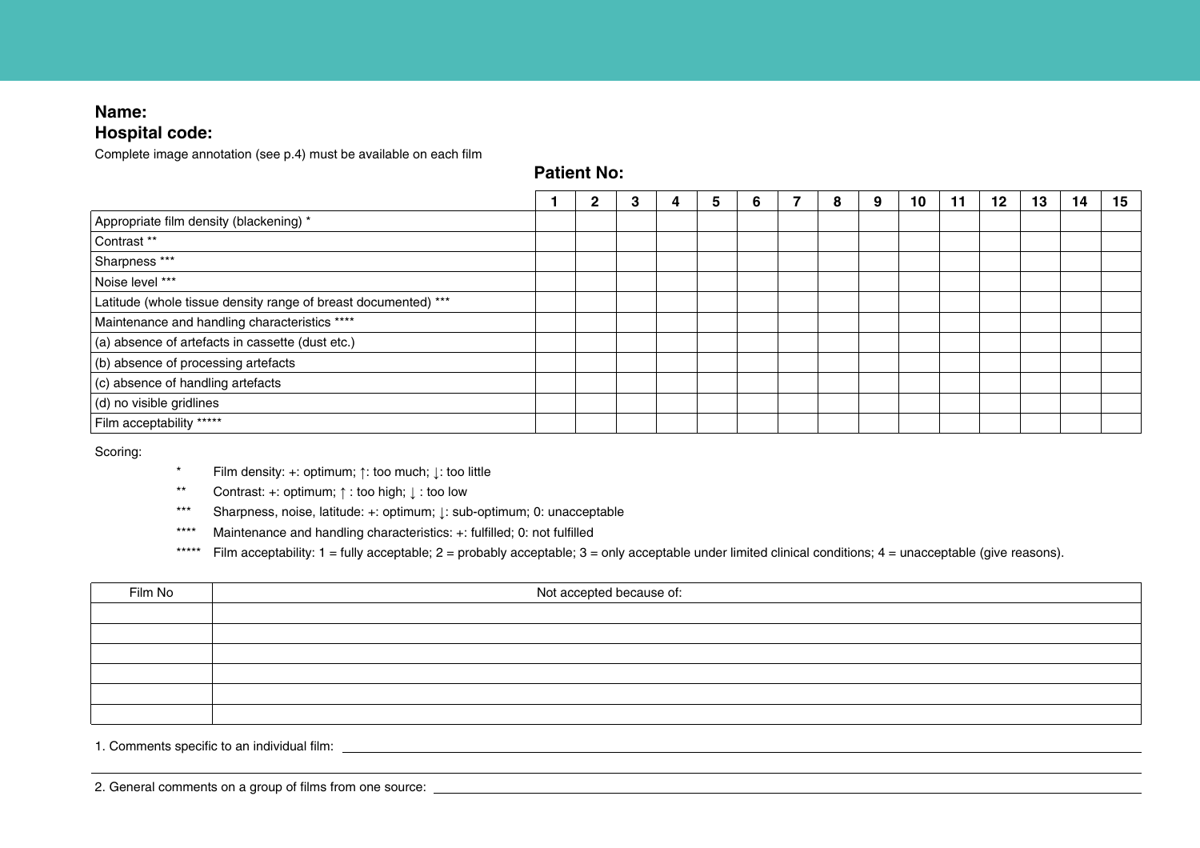**Name:**

**Hospital code:**

Complete image annotation (see p.4) must be available on each film

**Patient No:**

| | 1 | 2 | 3 | 4 | 5 | 6 | 7 | 8 | 9 | 10 | 11 | 12 | 13 | 14 | 15 |
|---|---|---|---|---|---|---|---|---|---|---|---|---|---|---|---|
| Appropriate film density (blackening) * | | | | | | | | | | | | | | | |
| Contrast ** | | | | | | | | | | | | | | | |
| Sharpness *** | | | | | | | | | | | | | | | |
| Noise level *** | | | | | | | | | | | | | | | |
| Latitude (whole tissue density range of breast documented) *** | | | | | | | | | | | | | | | |
| Maintenance and handling characteristics **** | | | | | | | | | | | | | | | |
| (a) absence of artefacts in cassette (dust etc.) | | | | | | | | | | | | | | | |
| (b) absence of processing artefacts | | | | | | | | | | | | | | | |
| (c) absence of handling artefacts | | | | | | | | | | | | | | | |
| (d) no visible gridlines | | | | | | | | | | | | | | | |
| Film acceptability ***** | | | | | | | | | | | | | | | |

Scoring:

- * Film density: +: optimum; ↑: too much; ↓: too little
- ** Contrast: +: optimum; ↑ : too high; ↓ : too low
- *** Sharpness, noise, latitude: +: optimum; ↓: sub-optimum; 0: unacceptable
- **** Maintenance and handling characteristics: +: fulfilled; 0: not fulfilled
- ***** Film acceptability: 1 = fully acceptable; 2 = probably acceptable; 3 = only acceptable under limited clinical conditions; 4 = unacceptable (give reasons).

| Film No | Not accepted because of: |
|---|---|
| | |
| | |
| | |
| | |
| | |
| | |

1. Comments specific to an individual film: \_\_\_\_\_\_\_\_\_\_\_\_\_\_\_\_\_\_\_\_\_\_\_\_\_\_\_\_\_\_

2. General comments on a group of films from one source: \_\_\_\_\_\_\_\_\_\_\_\_\_\_\_\_\_\_\_\_\_\_\_\_\_\_\_\_\_\_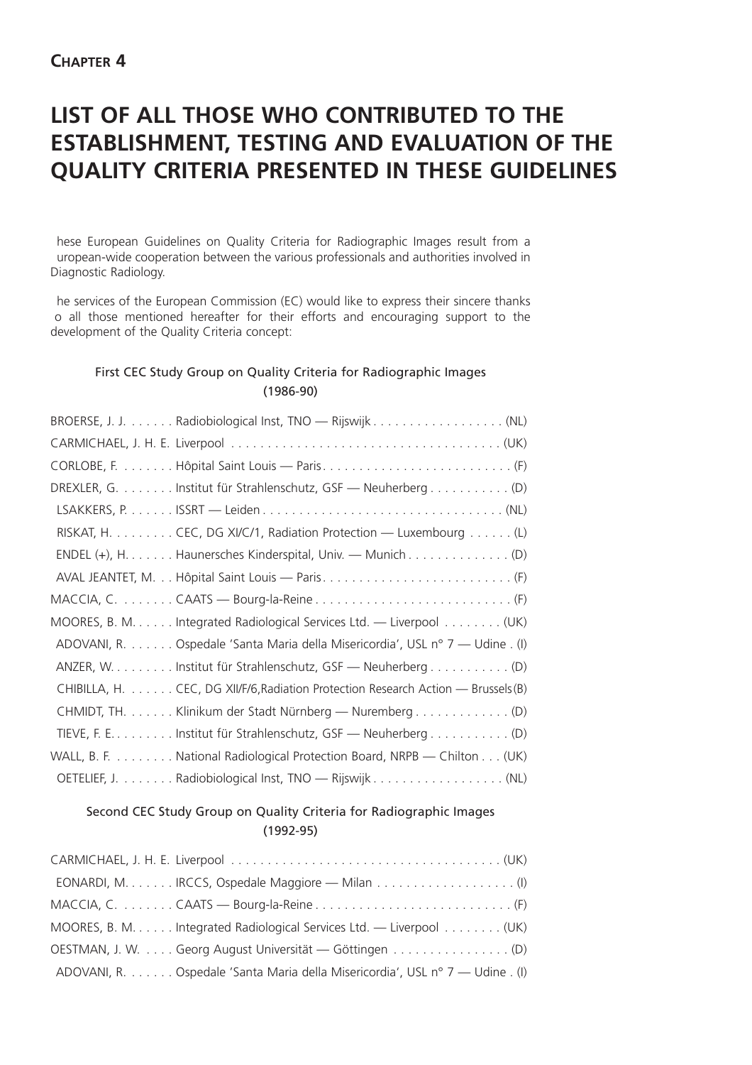**Chapter 4**

# LIST OF ALL THOSE WHO CONTRIBUTED TO THE ESTABLISHMENT, TESTING AND EVALUATION OF THE QUALITY CRITERIA PRESENTED IN THESE GUIDELINES

hese European Guidelines on Quality Criteria for Radiographic Images result from a uropean-wide cooperation between the various professionals and authorities involved in Diagnostic Radiology.

he services of the European Commission (EC) would like to express their sincere thanks o all those mentioned hereafter for their efforts and encouraging support to the development of the Quality Criteria concept:

### First CEC Study Group on Quality Criteria for Radiographic Images (1986-90)

BROERSE, J. J. . . . . . . Radiobiological Inst, TNO — Rijswijk . . . . . . . . . . . . . . . . . . (NL)
CARMICHAEL, J. H. E. Liverpool . . . . . . . . . . . . . . . . . . . . . . . . . . . . . . . . . . . . . (UK)
CORLOBE, F. . . . . . . . Hôpital Saint Louis — Paris . . . . . . . . . . . . . . . . . . . . . . . . . . (F)
DREXLER, G. . . . . . . . Institut für Strahlenschutz, GSF — Neuherberg . . . . . . . . . . . (D)
LSAKKERS, P. . . . . . . ISSRT — Leiden . . . . . . . . . . . . . . . . . . . . . . . . . . . . . . . . . (NL)
RISKAT, H. . . . . . . . . CEC, DG XI/C/1, Radiation Protection — Luxembourg . . . . . . (L)
ENDEL (+), H. . . . . . . Haunersches Kinderspital, Univ. — Munich . . . . . . . . . . . . . (D)
AVAL JEANTET, M. . . Hôpital Saint Louis — Paris . . . . . . . . . . . . . . . . . . . . . . . . . . (F)
MACCIA, C. . . . . . . . CAATS — Bourg-la-Reine . . . . . . . . . . . . . . . . . . . . . . . . . . . (F)
MOORES, B. M. . . . . . Integrated Radiological Services Ltd. — Liverpool . . . . . . . . (UK)
ADOVANI, R. . . . . . . Ospedale 'Santa Maria della Misericordia', USL n° 7 — Udine . (I)
ANZER, W. . . . . . . . . Institut für Strahlenschutz, GSF — Neuherberg . . . . . . . . . . . (D)
CHIBILLA, H. . . . . . . CEC, DG XII/F/6, Radiation Protection Research Action — Brussels (B)
CHMIDT, TH. . . . . . . Klinikum der Stadt Nürnberg — Nuremberg . . . . . . . . . . . . . (D)
TIEVE, F. E. . . . . . . . Institut für Strahlenschutz, GSF — Neuherberg . . . . . . . . . . . (D)
WALL, B. F. . . . . . . . . National Radiological Protection Board, NRPB — Chilton . . . (UK)
OETELIEF, J. . . . . . . . Radiobiological Inst, TNO — Rijswijk . . . . . . . . . . . . . . . . . . (NL)

### Second CEC Study Group on Quality Criteria for Radiographic Images (1992-95)

CARMICHAEL, J. H. E. Liverpool . . . . . . . . . . . . . . . . . . . . . . . . . . . . . . . . . . . . . (UK)
EONARDI, M. . . . . . . IRCCS, Ospedale Maggiore — Milan . . . . . . . . . . . . . . . . . . . (I)
MACCIA, C. . . . . . . . CAATS — Bourg-la-Reine . . . . . . . . . . . . . . . . . . . . . . . . . . . (F)
MOORES, B. M. . . . . . Integrated Radiological Services Ltd. — Liverpool . . . . . . . . (UK)
OESTMAN, J. W. . . . . Georg August Universität — Göttingen . . . . . . . . . . . . . . . . (D)
ADOVANI, R. . . . . . . Ospedale 'Santa Maria della Misericordia', USL n° 7 — Udine . (I)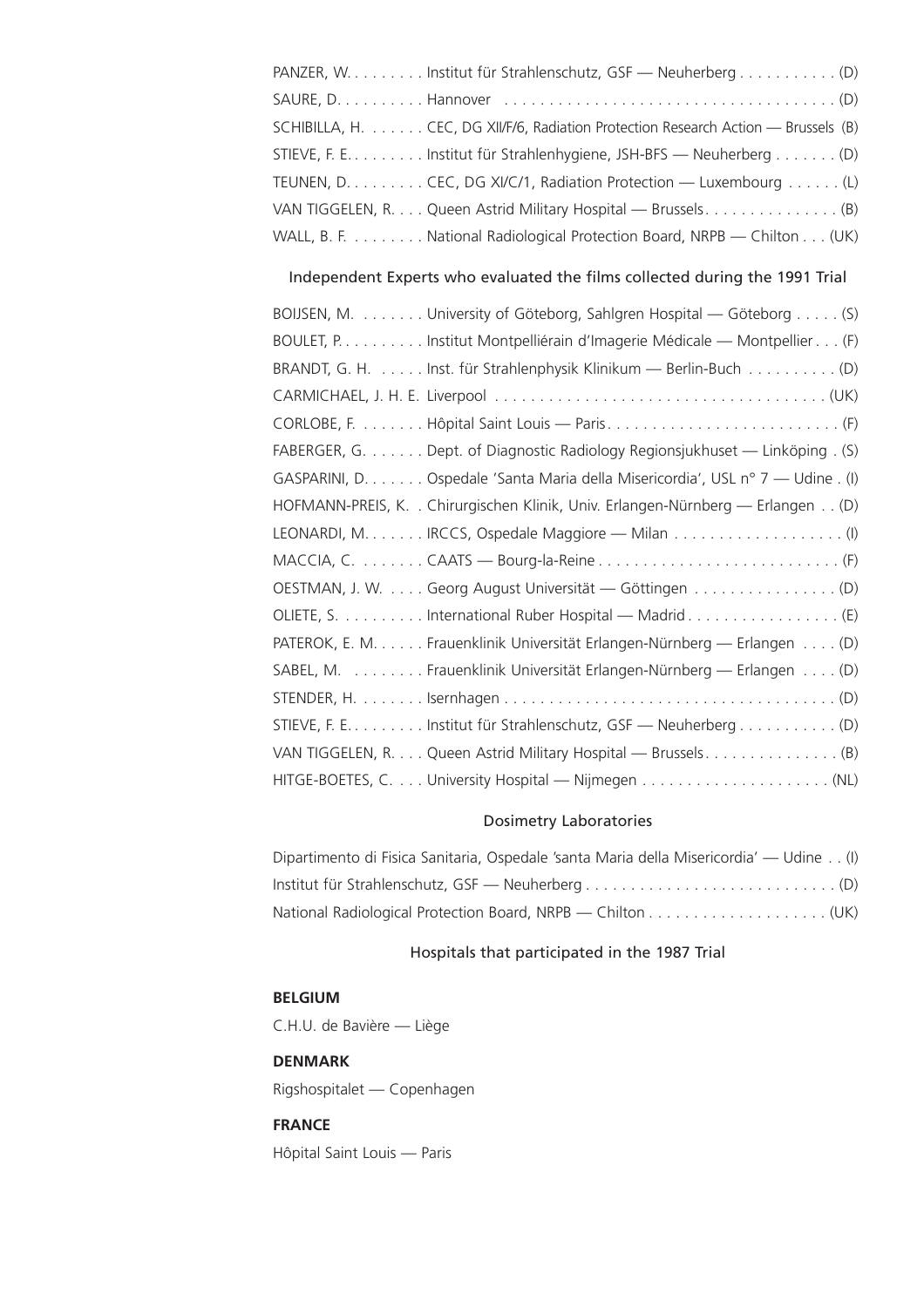PANZER, W. . . . . . . . . Institut für Strahlenschutz, GSF — Neuherberg . . . . . . . . . . . (D)

SAURE, D. . . . . . . . . . Hannover . . . . . . . . . . . . . . . . . . . . . . . . . . . . . . . . . . . . (D)

SCHIBILLA, H. . . . . . . CEC, DG XII/F/6, Radiation Protection Research Action — Brussels (B)

STIEVE, F. E. . . . . . . . . Institut für Strahlenhygiene, JSH-BFS — Neuherberg . . . . . . . (D)

TEUNEN, D. . . . . . . . . CEC, DG XI/C/1, Radiation Protection — Luxembourg . . . . . . (L)

VAN TIGGELEN, R. . . . Queen Astrid Military Hospital — Brussels. . . . . . . . . . . . . . . (B)

WALL, B. F. . . . . . . . . National Radiological Protection Board, NRPB — Chilton . . . (UK)

## Independent Experts who evaluated the films collected during the 1991 Trial

BOIJSEN, M. . . . . . . . University of Göteborg, Sahlgren Hospital — Göteborg . . . . . (S)

BOULET, P. . . . . . . . . . Institut Montpelliérain d'Imagerie Médicale — Montpellier . . . (F)

BRANDT, G. H. . . . . . Inst. für Strahlenphysik Klinikum — Berlin-Buch . . . . . . . . . . (D)

CARMICHAEL, J. H. E. Liverpool . . . . . . . . . . . . . . . . . . . . . . . . . . . . . . . . . . . . (UK)

CORLOBE, F. . . . . . . . Hôpital Saint Louis — Paris. . . . . . . . . . . . . . . . . . . . . . . . . . (F)

FABERGER, G. . . . . . . Dept. of Diagnostic Radiology Regionsjukhuset — Linköping . (S)

GASPARINI, D. . . . . . . Ospedale 'Santa Maria della Misericordia', USL n° 7 — Udine . (I)

HOFMANN-PREIS, K. . Chirurgischen Klinik, Univ. Erlangen-Nürnberg — Erlangen . . (D)

LEONARDI, M. . . . . . . IRCCS, Ospedale Maggiore — Milan . . . . . . . . . . . . . . . . . . . (I)

MACCIA, C. . . . . . . . CAATS — Bourg-la-Reine . . . . . . . . . . . . . . . . . . . . . . . . . . . (F)

OESTMAN, J. W. . . . . Georg August Universität — Göttingen . . . . . . . . . . . . . . . . (D)

OLIETE, S. . . . . . . . . . International Ruber Hospital — Madrid . . . . . . . . . . . . . . . . . (E)

PATEROK, E. M. . . . . . Frauenklinik Universität Erlangen-Nürnberg — Erlangen . . . . (D)

SABEL, M. . . . . . . . . Frauenklinik Universität Erlangen-Nürnberg — Erlangen . . . . (D)

STENDER, H. . . . . . . . Isernhagen . . . . . . . . . . . . . . . . . . . . . . . . . . . . . . . . . . . . (D)

STIEVE, F. E. . . . . . . . . Institut für Strahlenschutz, GSF — Neuherberg . . . . . . . . . . . (D)

VAN TIGGELEN, R. . . . Queen Astrid Military Hospital — Brussels. . . . . . . . . . . . . . . (B)

HITGE-BOETES, C. . . . University Hospital — Nijmegen . . . . . . . . . . . . . . . . . . . . . (NL)

## Dosimetry Laboratories

Dipartimento di Fisica Sanitaria, Ospedale 'santa Maria della Misericordia' — Udine . . (I)

Institut für Strahlenschutz, GSF — Neuherberg . . . . . . . . . . . . . . . . . . . . . . . . . . . . (D)

National Radiological Protection Board, NRPB — Chilton . . . . . . . . . . . . . . . . . . . . (UK)

## Hospitals that participated in the 1987 Trial

**BELGIUM**

C.H.U. de Bavière — Liège

**DENMARK**

Rigshospitalet — Copenhagen

**FRANCE**

Hôpital Saint Louis — Paris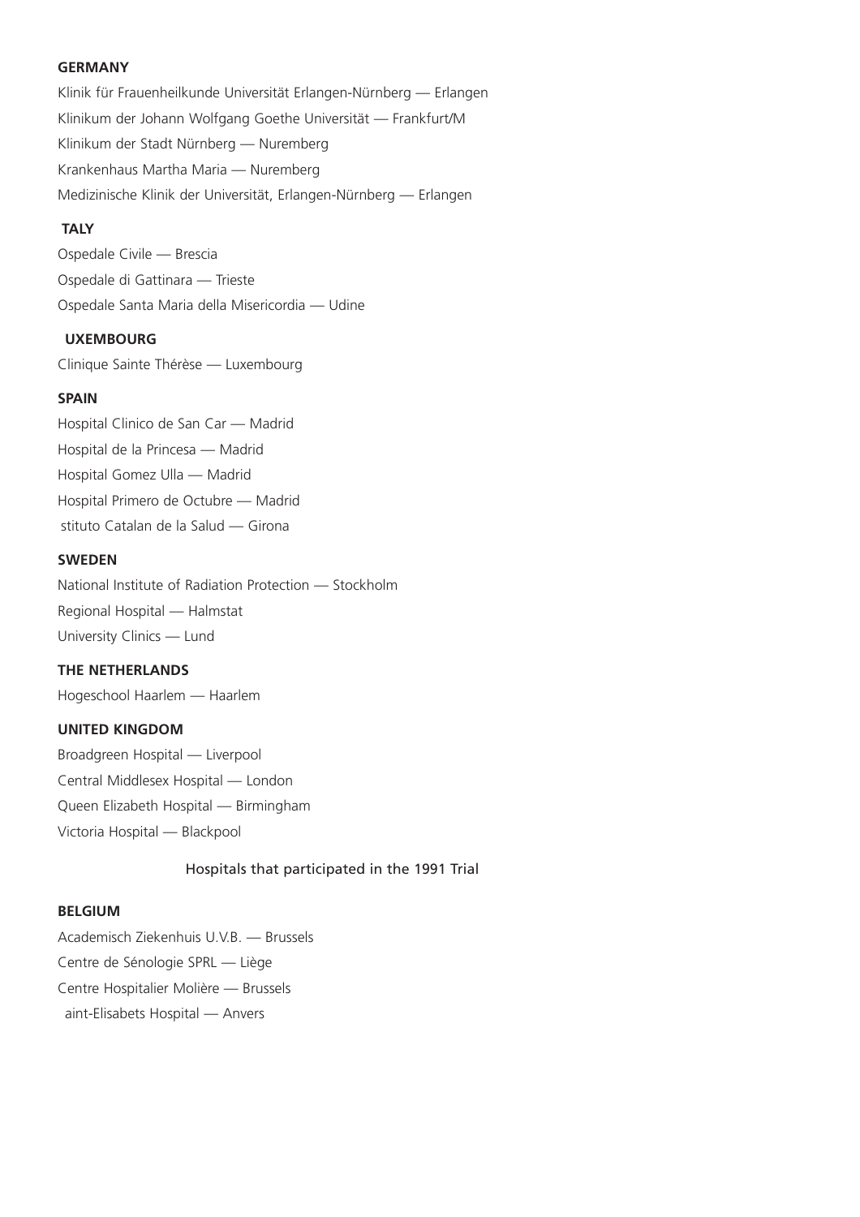**GERMANY**

Klinik für Frauenheilkunde Universität Erlangen-Nürnberg — Erlangen

Klinikum der Johann Wolfgang Goethe Universität — Frankfurt/M

Klinikum der Stadt Nürnberg — Nuremberg

Krankenhaus Martha Maria — Nuremberg

Medizinische Klinik der Universität, Erlangen-Nürnberg — Erlangen

**TALY**

Ospedale Civile — Brescia

Ospedale di Gattinara — Trieste

Ospedale Santa Maria della Misericordia — Udine

**UXEMBOURG**

Clinique Sainte Thérèse — Luxembourg

**SPAIN**

Hospital Clinico de San Car — Madrid

Hospital de la Princesa — Madrid

Hospital Gomez Ulla — Madrid

Hospital Primero de Octubre — Madrid

stituto Catalan de la Salud — Girona

**SWEDEN**

National Institute of Radiation Protection — Stockholm

Regional Hospital — Halmstat

University Clinics — Lund

**THE NETHERLANDS**

Hogeschool Haarlem — Haarlem

**UNITED KINGDOM**

Broadgreen Hospital — Liverpool

Central Middlesex Hospital — London

Queen Elizabeth Hospital — Birmingham

Victoria Hospital — Blackpool

Hospitals that participated in the 1991 Trial

**BELGIUM**

Academisch Ziekenhuis U.V.B. — Brussels

Centre de Sénologie SPRL — Liège

Centre Hospitalier Molière — Brussels

aint-Elisabets Hospital — Anvers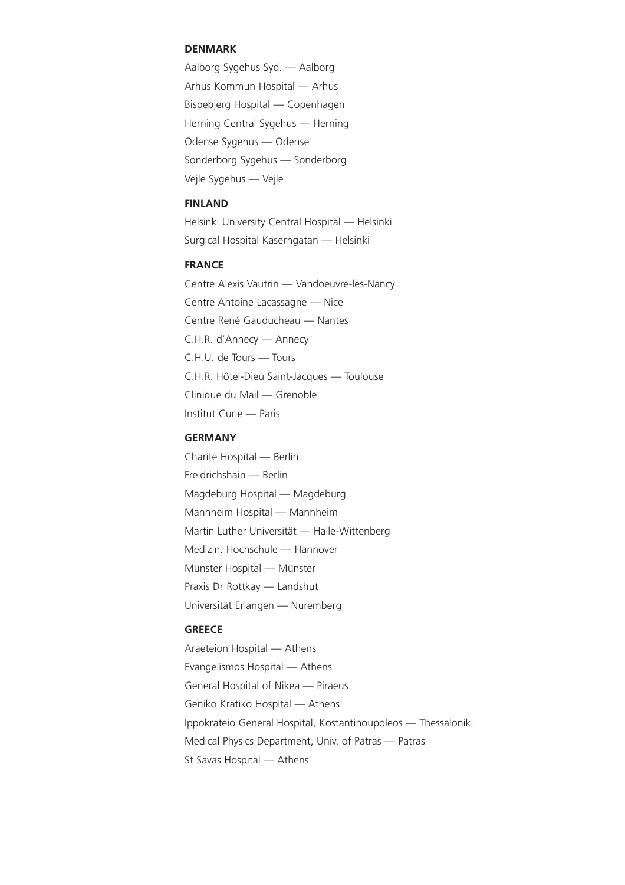**DENMARK**

Aalborg Sygehus Syd. — Aalborg

Arhus Kommun Hospital — Arhus

Bispebjerg Hospital — Copenhagen

Herning Central Sygehus — Herning

Odense Sygehus — Odense

Sonderborg Sygehus — Sonderborg

Vejle Sygehus — Vejle

**FINLAND**

Helsinki University Central Hospital — Helsinki

Surgical Hospital Kaserngatan — Helsinki

**FRANCE**

Centre Alexis Vautrin — Vandoeuvre-les-Nancy

Centre Antoine Lacassagne — Nice

Centre René Gauducheau — Nantes

C.H.R. d'Annecy — Annecy

C.H.U. de Tours — Tours

C.H.R. Hôtel-Dieu Saint-Jacques — Toulouse

Clinique du Mail — Grenoble

Institut Curie — Paris

**GERMANY**

Charité Hospital — Berlin

Freidrichshain — Berlin

Magdeburg Hospital — Magdeburg

Mannheim Hospital — Mannheim

Martin Luther Universität — Halle-Wittenberg

Medizin. Hochschule — Hannover

Münster Hospital — Münster

Praxis Dr Rottkay — Landshut

Universität Erlangen — Nuremberg

**GREECE**

Araeteion Hospital — Athens

Evangelismos Hospital — Athens

General Hospital of Nikea — Piraeus

Geniko Kratiko Hospital — Athens

Ippokrateio General Hospital, Kostantinoupoleos — Thessaloniki

Medical Physics Department, Univ. of Patras — Patras

St Savas Hospital — Athens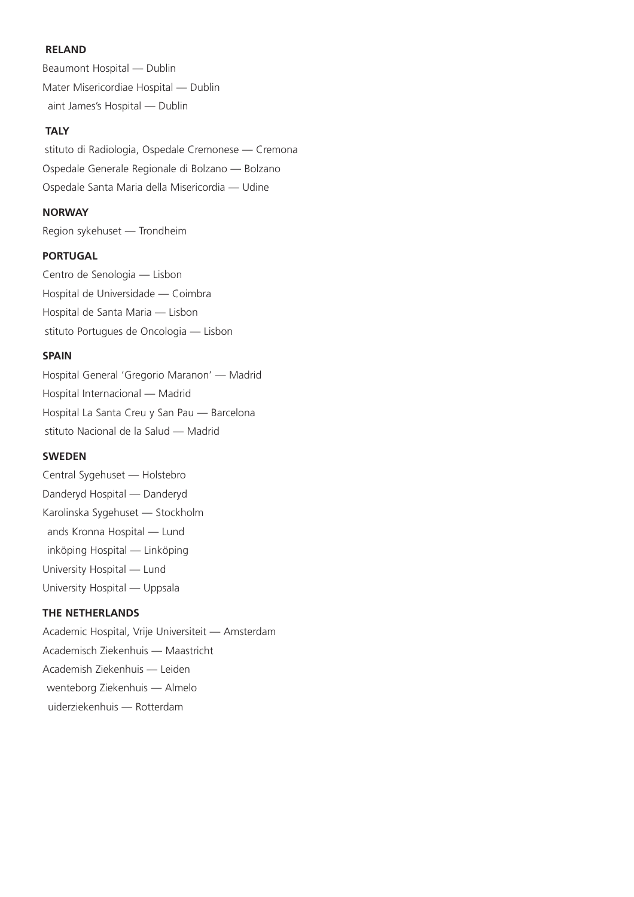**RELAND**

Beaumont Hospital — Dublin

Mater Misericordiae Hospital — Dublin

aint James's Hospital — Dublin

**TALY**

stituto di Radiologia, Ospedale Cremonese — Cremona

Ospedale Generale Regionale di Bolzano — Bolzano

Ospedale Santa Maria della Misericordia — Udine

**NORWAY**

Region sykehuset — Trondheim

**PORTUGAL**

Centro de Senologia — Lisbon

Hospital de Universidade — Coimbra

Hospital de Santa Maria — Lisbon

stituto Portugues de Oncologia — Lisbon

**SPAIN**

Hospital General 'Gregorio Maranon' — Madrid

Hospital Internacional — Madrid

Hospital La Santa Creu y San Pau — Barcelona

stituto Nacional de la Salud — Madrid

**SWEDEN**

Central Sygehuset — Holstebro

Danderyd Hospital — Danderyd

Karolinska Sygehuset — Stockholm

ands Kronna Hospital — Lund

inköping Hospital — Linköping

University Hospital — Lund

University Hospital — Uppsala

**THE NETHERLANDS**

Academic Hospital, Vrije Universiteit — Amsterdam

Academisch Ziekenhuis — Maastricht

Academish Ziekenhuis — Leiden

wenteborg Ziekenhuis — Almelo

uiderziekenhuis — Rotterdam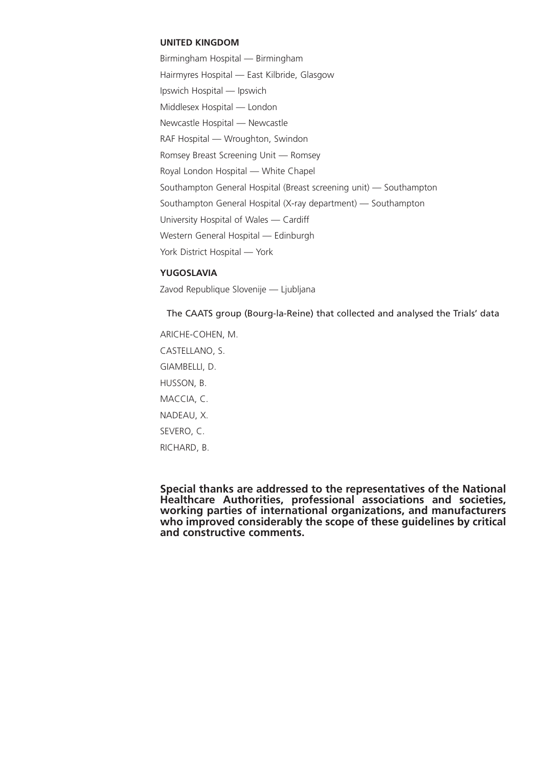**UNITED KINGDOM**

Birmingham Hospital — Birmingham

Hairmyres Hospital — East Kilbride, Glasgow

Ipswich Hospital — Ipswich

Middlesex Hospital — London

Newcastle Hospital — Newcastle

RAF Hospital — Wroughton, Swindon

Romsey Breast Screening Unit — Romsey

Royal London Hospital — White Chapel

Southampton General Hospital (Breast screening unit) — Southampton

Southampton General Hospital (X-ray department) — Southampton

University Hospital of Wales — Cardiff

Western General Hospital — Edinburgh

York District Hospital — York

**YUGOSLAVIA**

Zavod Republique Slovenije — Ljubljana

The CAATS group (Bourg-la-Reine) that collected and analysed the Trials' data

ARICHE-COHEN, M.

CASTELLANO, S.

GIAMBELLI, D.

HUSSON, B.

MACCIA, C.

NADEAU, X.

SEVERO, C.

RICHARD, B.

**Special thanks are addressed to the representatives of the National Healthcare Authorities, professional associations and societies, working parties of international organizations, and manufacturers who improved considerably the scope of these guidelines by critical and constructive comments.**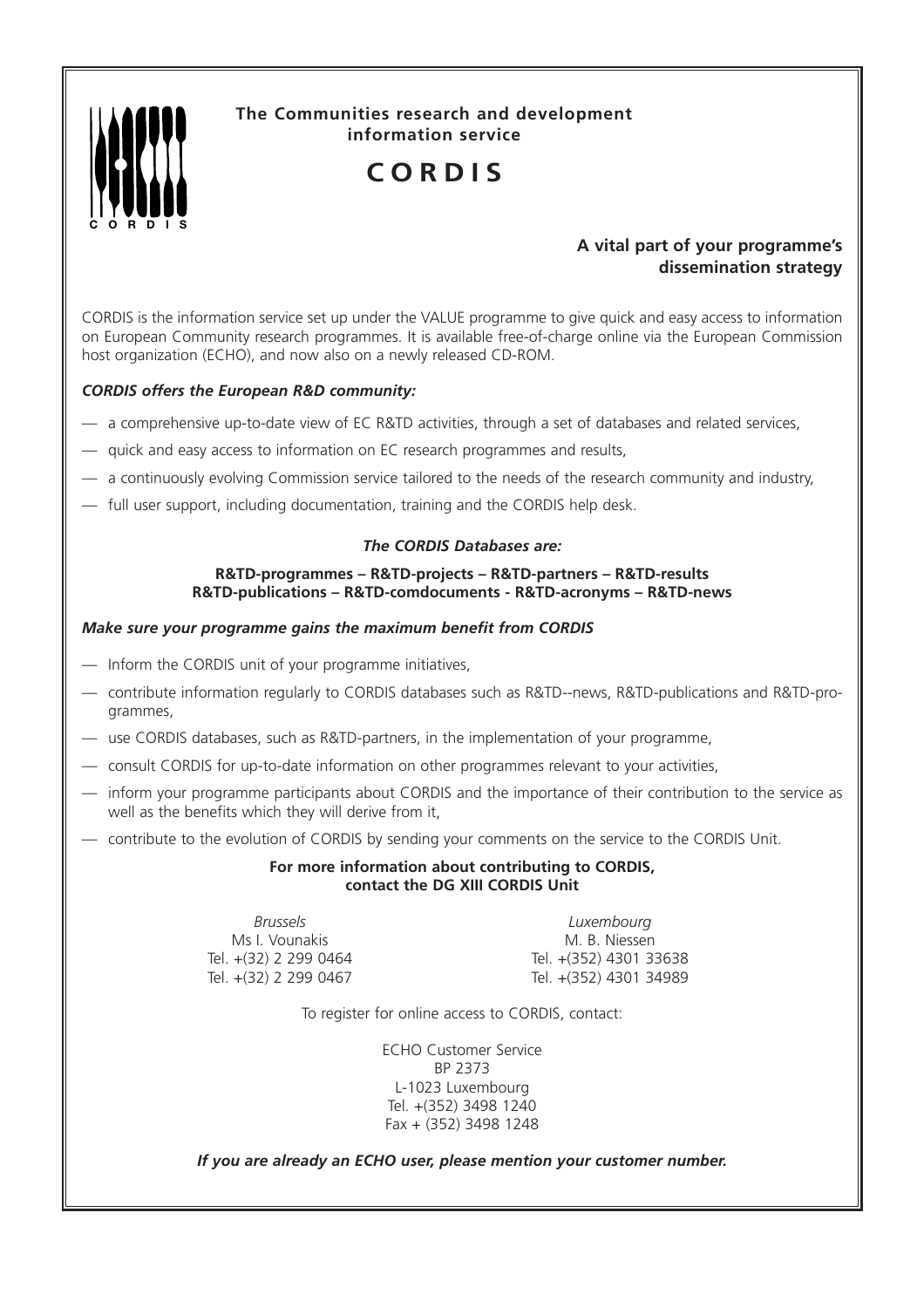**The Communities research and development information service**

# CORDIS

**A vital part of your programme's dissemination strategy**

CORDIS is the information service set up under the VALUE programme to give quick and easy access to information on European Community research programmes. It is available free-of-charge online via the European Commission host organization (ECHO), and now also on a newly released CD-ROM.

***CORDIS offers the European R&D community:***

- a comprehensive up-to-date view of EC R&TD activities, through a set of databases and related services,
- quick and easy access to information on EC research programmes and results,
- a continuously evolving Commission service tailored to the needs of the research community and industry,
- full user support, including documentation, training and the CORDIS help desk.

***The CORDIS Databases are:***

**R&TD-programmes – R&TD-projects – R&TD-partners – R&TD-results**
**R&TD-publications – R&TD-comdocuments - R&TD-acronyms – R&TD-news**

***Make sure your programme gains the maximum benefit from CORDIS***

- Inform the CORDIS unit of your programme initiatives,
- contribute information regularly to CORDIS databases such as R&TD--news, R&TD-publications and R&TD-programmes,
- use CORDIS databases, such as R&TD-partners, in the implementation of your programme,
- consult CORDIS for up-to-date information on other programmes relevant to your activities,
- inform your programme participants about CORDIS and the importance of their contribution to the service as well as the benefits which they will derive from it,
- contribute to the evolution of CORDIS by sending your comments on the service to the CORDIS Unit.

**For more information about contributing to CORDIS, contact the DG XIII CORDIS Unit**

*Brussels*
Ms I. Vounakis
Tel. +(32) 2 299 0464
Tel. +(32) 2 299 0467

*Luxembourg*
M. B. Niessen
Tel. +(352) 4301 33638
Tel. +(352) 4301 34989

To register for online access to CORDIS, contact:

ECHO Customer Service
BP 2373
L-1023 Luxembourg
Tel. +(352) 3498 1240
Fax + (352) 3498 1248

***If you are already an ECHO user, please mention your customer number.***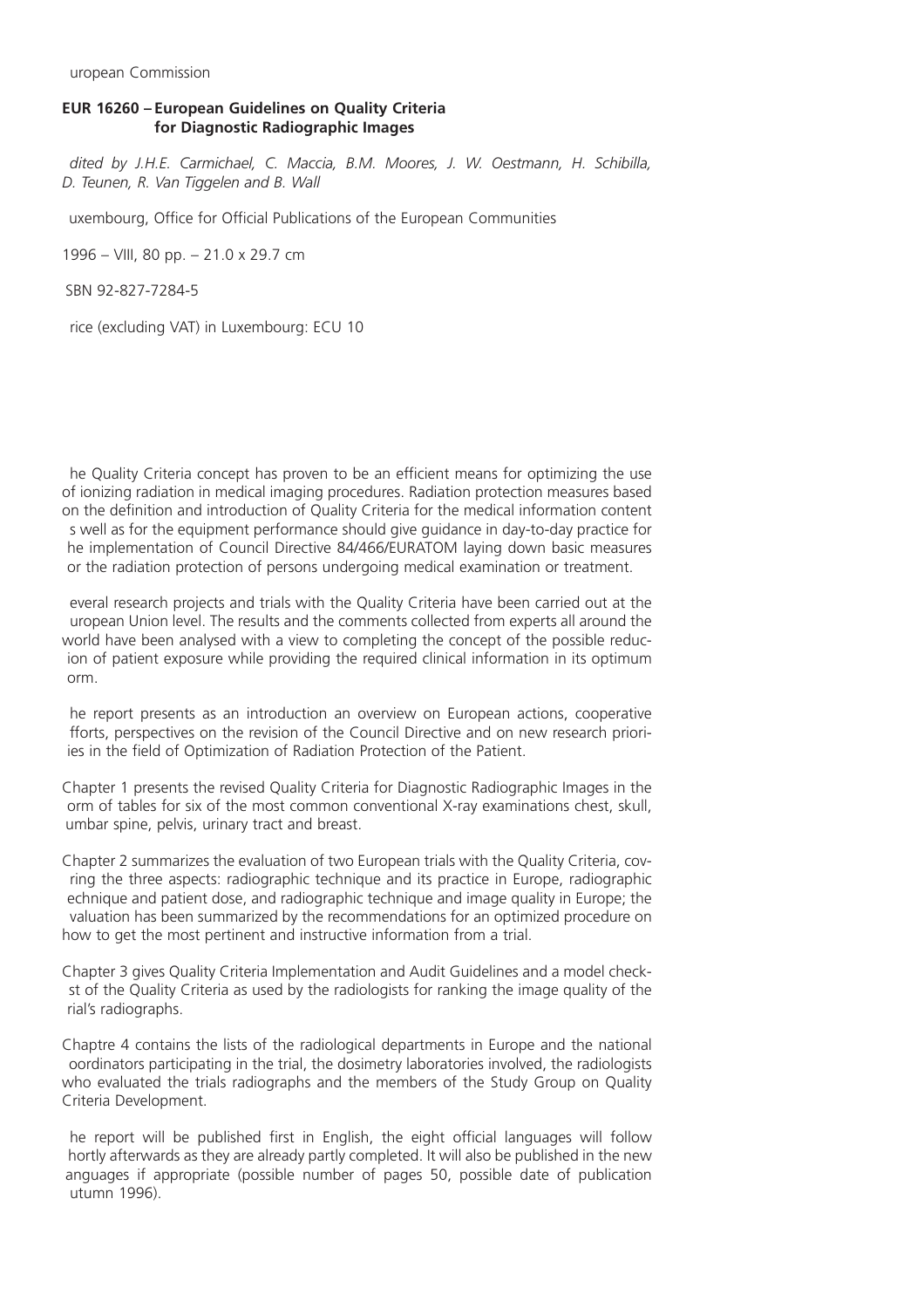uropean Commission

**EUR 16260 – European Guidelines on Quality Criteria for Diagnostic Radiographic Images**

*dited by J.H.E. Carmichael, C. Maccia, B.M. Moores, J. W. Oestmann, H. Schibilla, D. Teunen, R. Van Tiggelen and B. Wall*

uxembourg, Office for Official Publications of the European Communities

1996 – VIII, 80 pp. – 21.0 x 29.7 cm

SBN 92-827-7284-5

rice (excluding VAT) in Luxembourg: ECU 10

he Quality Criteria concept has proven to be an efficient means for optimizing the use of ionizing radiation in medical imaging procedures. Radiation protection measures based on the definition and introduction of Quality Criteria for the medical information content s well as for the equipment performance should give guidance in day-to-day practice for he implementation of Council Directive 84/466/EURATOM laying down basic measures or the radiation protection of persons undergoing medical examination or treatment.

everal research projects and trials with the Quality Criteria have been carried out at the uropean Union level. The results and the comments collected from experts all around the world have been analysed with a view to completing the concept of the possible reduc­ion of patient exposure while providing the required clinical information in its optimum orm.

he report presents as an introduction an overview on European actions, cooperative fforts, perspectives on the revision of the Council Directive and on new research priori­ies in the field of Optimization of Radiation Protection of the Patient.

Chapter 1 presents the revised Quality Criteria for Diagnostic Radiographic Images in the orm of tables for six of the most common conventional X-ray examinations chest, skull, umbar spine, pelvis, urinary tract and breast.

Chapter 2 summarizes the evaluation of two European trials with the Quality Criteria, cov­ring the three aspects: radiographic technique and its practice in Europe, radiographic echnique and patient dose, and radiographic technique and image quality in Europe; the valuation has been summarized by the recommendations for an optimized procedure on how to get the most pertinent and instructive information from a trial.

Chapter 3 gives Quality Criteria Implementation and Audit Guidelines and a model check­st of the Quality Criteria as used by the radiologists for ranking the image quality of the rial's radiographs.

Chaptre 4 contains the lists of the radiological departments in Europe and the national oordinators participating in the trial, the dosimetry laboratories involved, the radiologists who evaluated the trials radiographs and the members of the Study Group on Quality Criteria Development.

he report will be published first in English, the eight official languages will follow hortly afterwards as they are already partly completed. It will also be published in the new anguages if appropriate (possible number of pages 50, possible date of publication utumn 1996).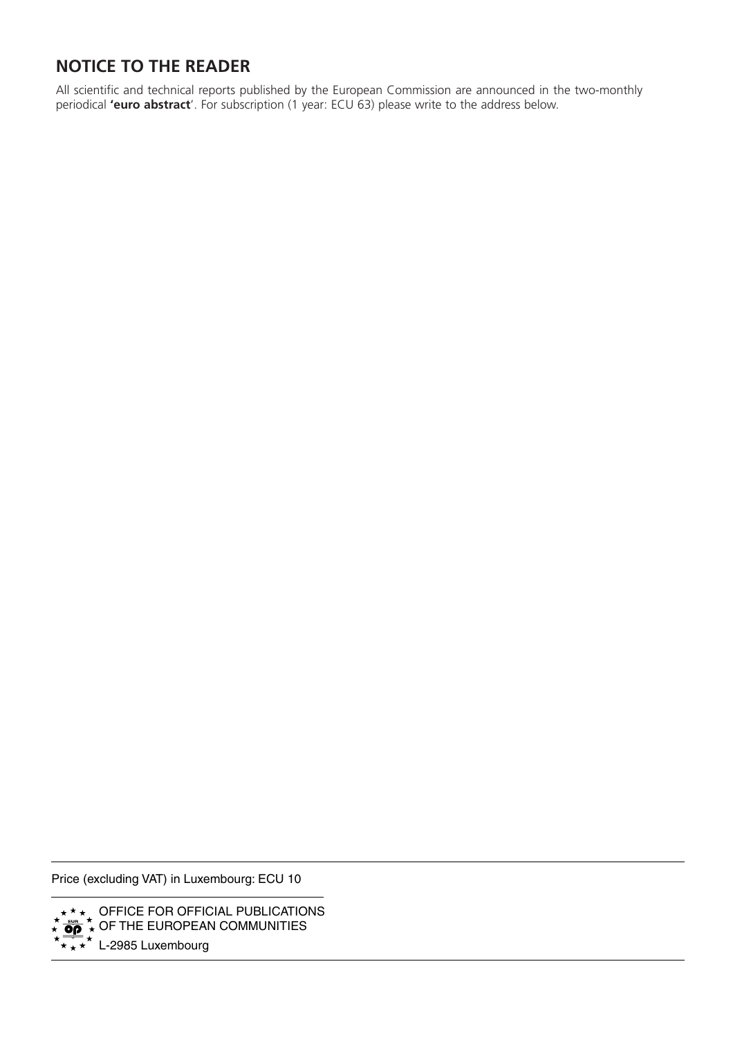## NOTICE TO THE READER

All scientific and technical reports published by the European Commission are announced in the two-monthly periodical **'euro abstract'**. For subscription (1 year: ECU 63) please write to the address below.

Price (excluding VAT) in Luxembourg: ECU 10

OFFICE FOR OFFICIAL PUBLICATIONS
OF THE EUROPEAN COMMUNITIES
L-2985 Luxembourg